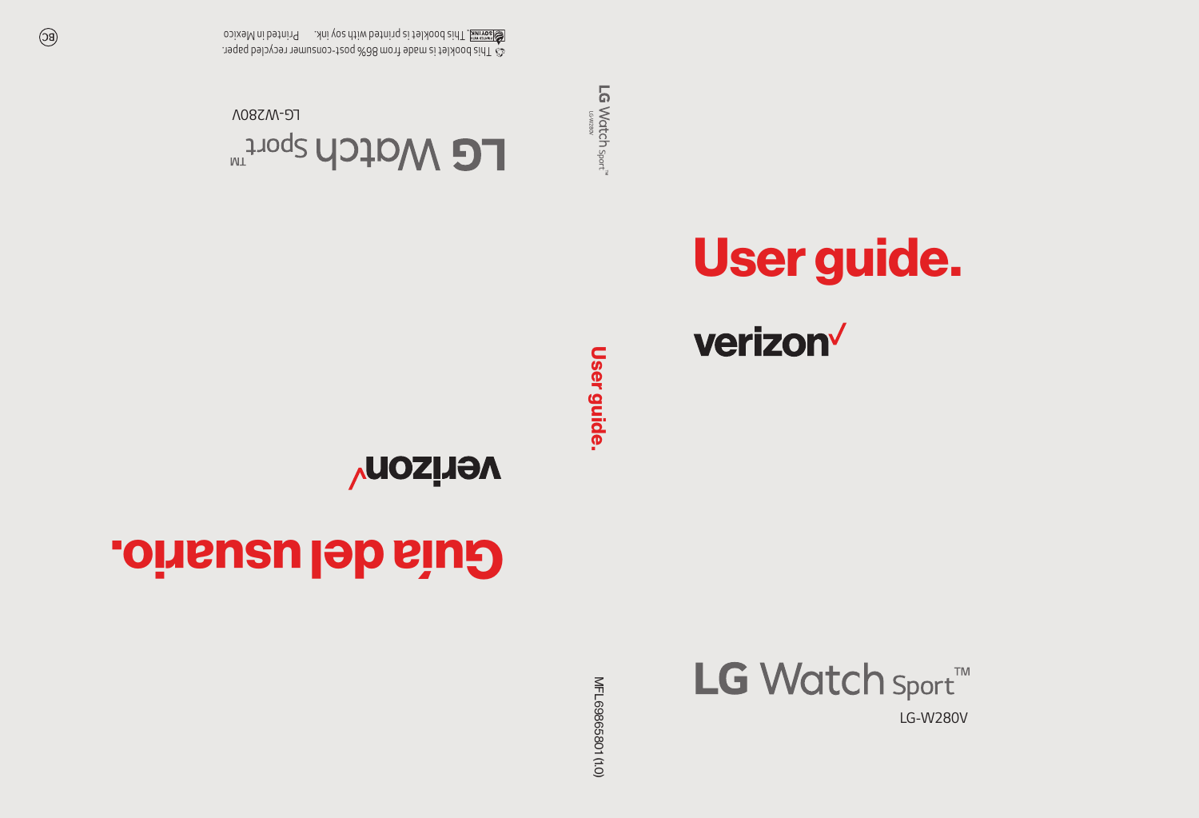# User guide.

verizon✓

LG Watch Sport™

LG-W280V

User guide.

LG Watch Sport™

LG-W280V

MFL69865801 (1.0)

# Guía del usuario.

verizon✓

LG Watch Sport™

LG-W280V

This booklet is made from 86% post-consumer recycled paper.

This booklet is printed with soy ink. Printed in Mexico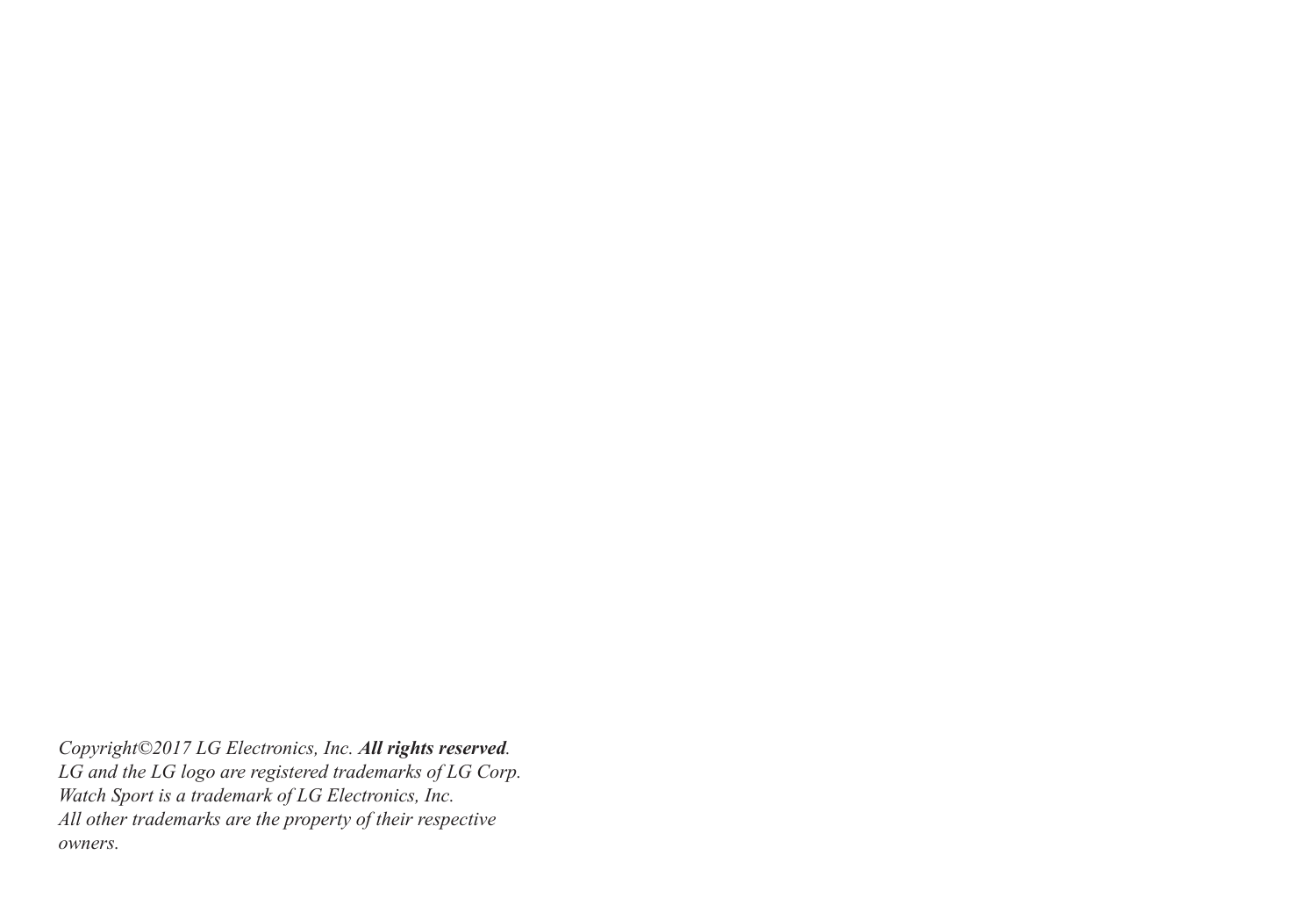*Copyright©2017 LG Electronics, Inc.* ***All rights reserved****.*
*LG and the LG logo are registered trademarks of LG Corp.*
*Watch Sport is a trademark of LG Electronics, Inc.*
*All other trademarks are the property of their respective owners.*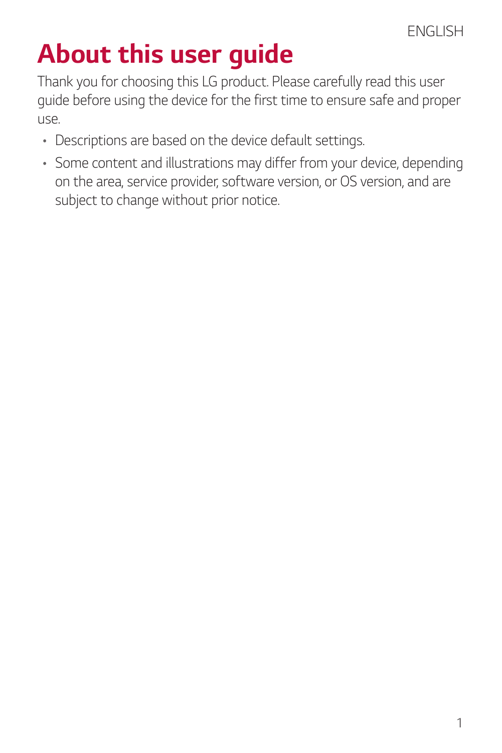# About this user guide

Thank you for choosing this LG product. Please carefully read this user guide before using the device for the first time to ensure safe and proper use.

- Descriptions are based on the device default settings.
- Some content and illustrations may differ from your device, depending on the area, service provider, software version, or OS version, and are subject to change without prior notice.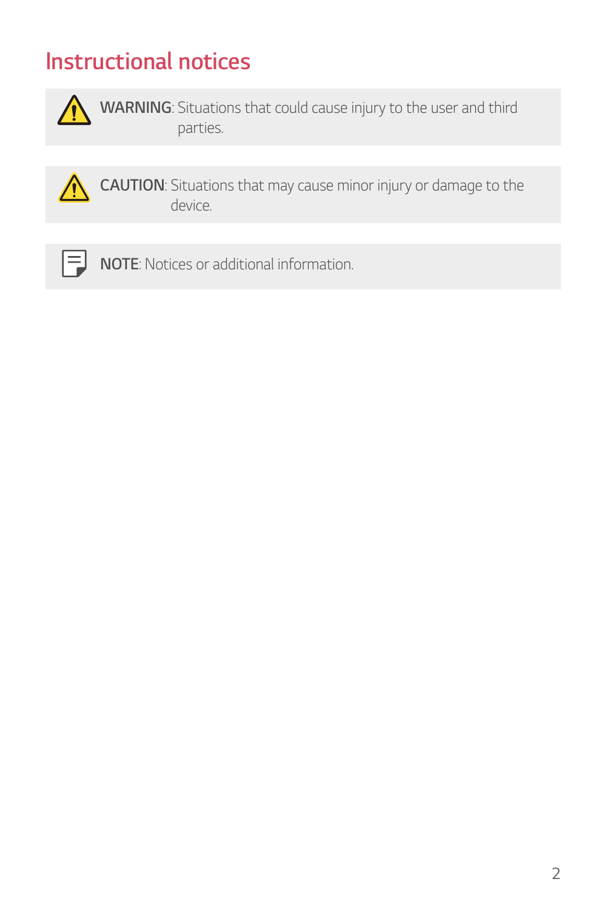# Instructional notices

**WARNING**: Situations that could cause injury to the user and third parties.

**CAUTION**: Situations that may cause minor injury or damage to the device.

**NOTE**: Notices or additional information.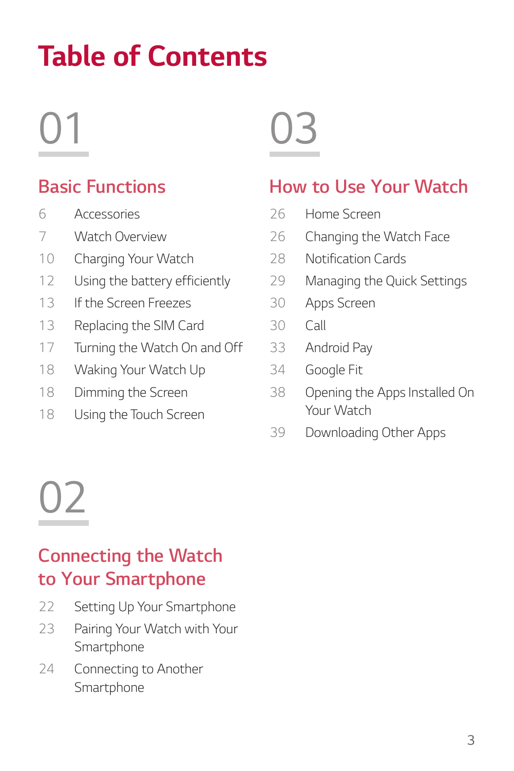# Table of Contents

## 01

### Basic Functions

6 Accessories

7 Watch Overview

10 Charging Your Watch

12 Using the battery efficiently

13 If the Screen Freezes

13 Replacing the SIM Card

17 Turning the Watch On and Off

18 Waking Your Watch Up

18 Dimming the Screen

18 Using the Touch Screen

## 02

### Connecting the Watch to Your Smartphone

22 Setting Up Your Smartphone

23 Pairing Your Watch with Your Smartphone

24 Connecting to Another Smartphone

## 03

### How to Use Your Watch

26 Home Screen

26 Changing the Watch Face

28 Notification Cards

29 Managing the Quick Settings

30 Apps Screen

30 Call

33 Android Pay

34 Google Fit

38 Opening the Apps Installed On Your Watch

39 Downloading Other Apps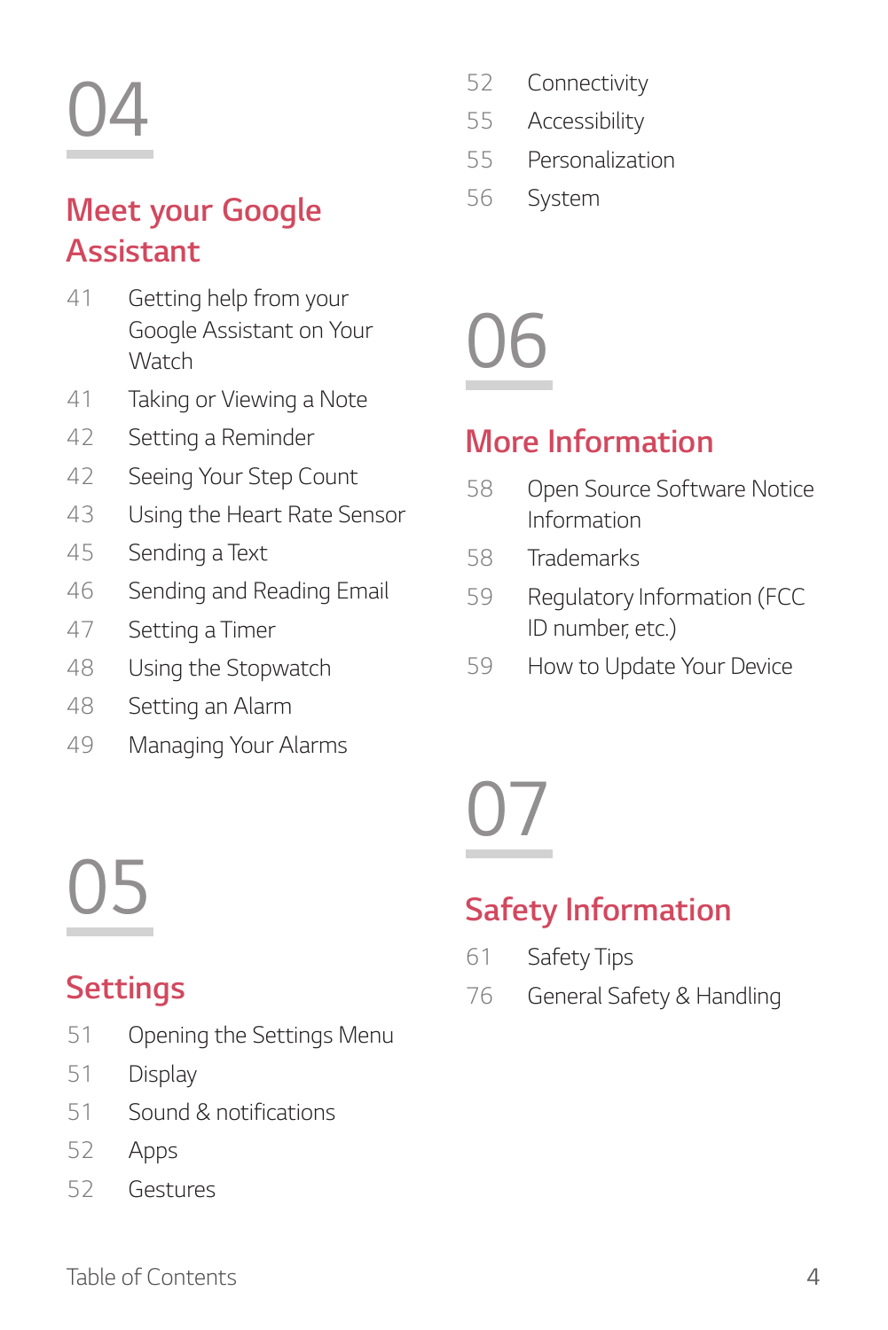# 04

## Meet your Google Assistant

41 Getting help from your Google Assistant on Your Watch
41 Taking or Viewing a Note
42 Setting a Reminder
42 Seeing Your Step Count
43 Using the Heart Rate Sensor
45 Sending a Text
46 Sending and Reading Email
47 Setting a Timer
48 Using the Stopwatch
48 Setting an Alarm
49 Managing Your Alarms

# 05

## Settings

51 Opening the Settings Menu
51 Display
51 Sound & notifications
52 Apps
52 Gestures
52 Connectivity
55 Accessibility
55 Personalization
56 System

# 06

## More Information

58 Open Source Software Notice Information
58 Trademarks
59 Regulatory Information (FCC ID number, etc.)
59 How to Update Your Device

# 07

## Safety Information

61 Safety Tips
76 General Safety & Handling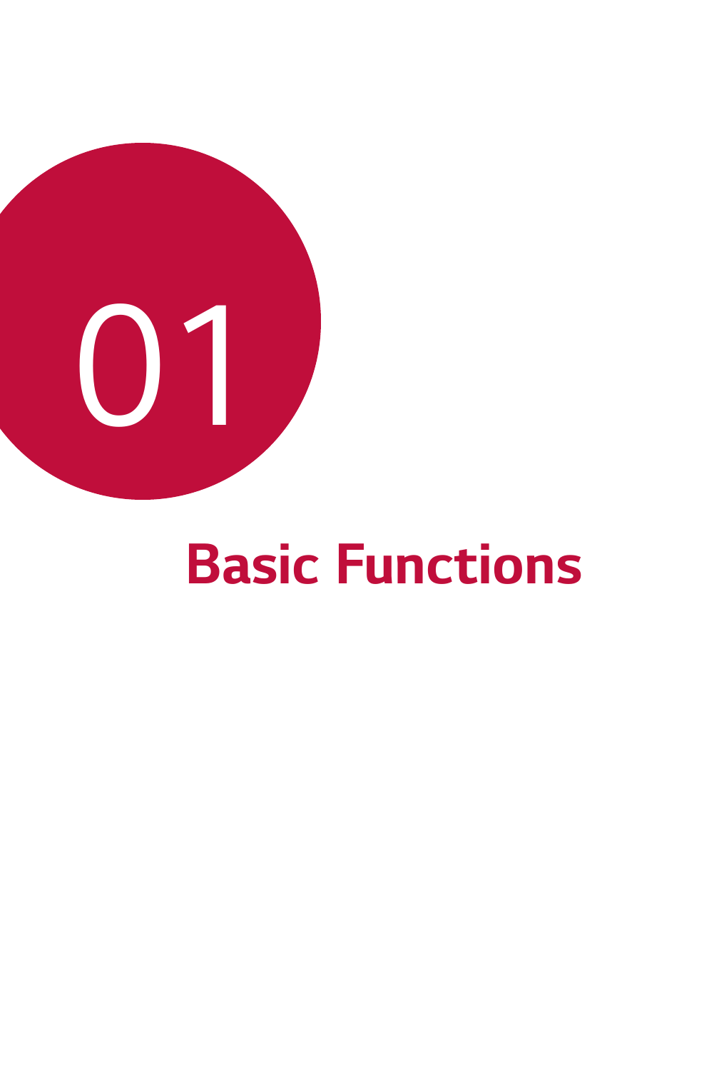# 01

# Basic Functions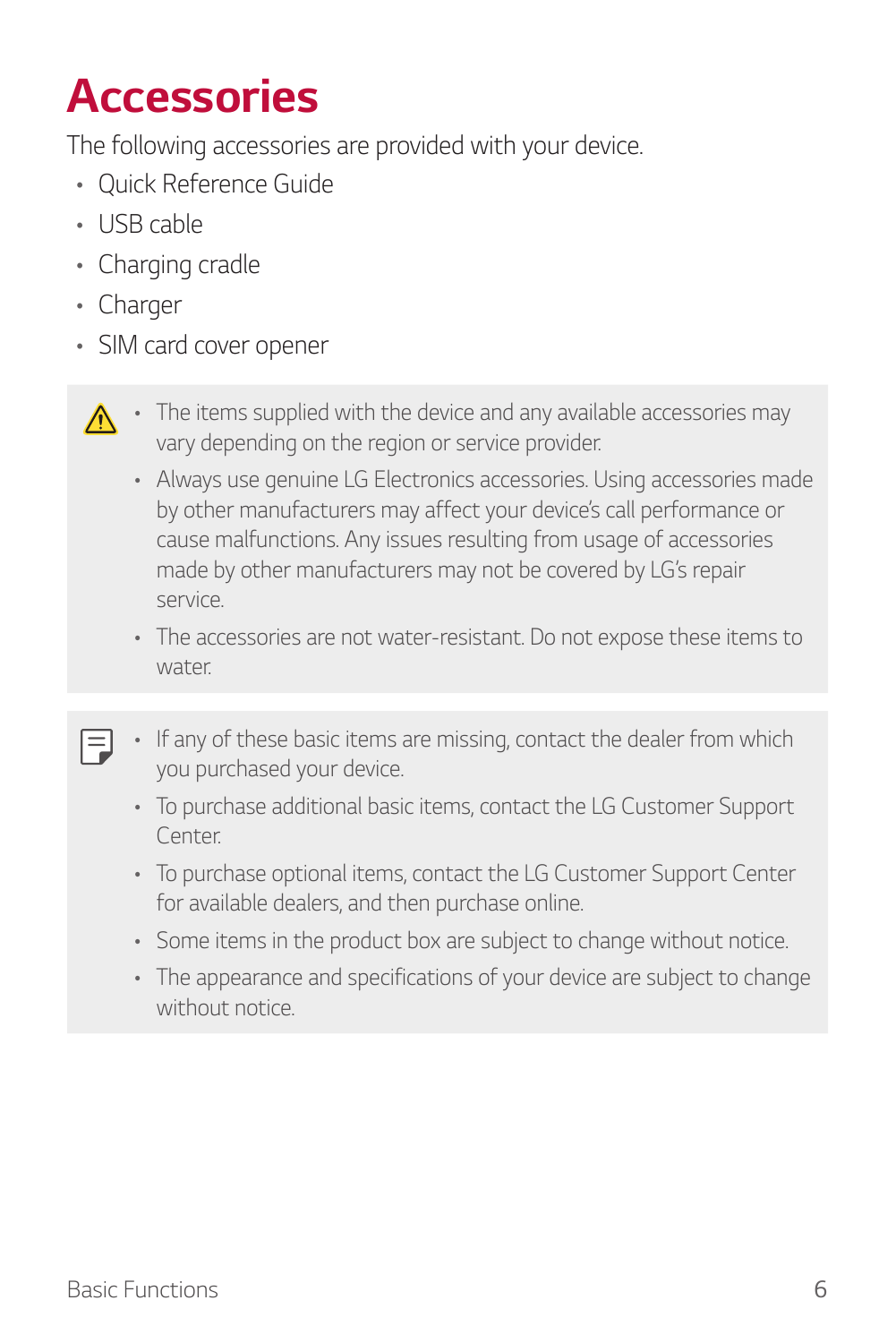# Accessories

The following accessories are provided with your device.

- Quick Reference Guide
- USB cable
- Charging cradle
- Charger
- SIM card cover opener

> - The items supplied with the device and any available accessories may vary depending on the region or service provider.
> - Always use genuine LG Electronics accessories. Using accessories made by other manufacturers may affect your device's call performance or cause malfunctions. Any issues resulting from usage of accessories made by other manufacturers may not be covered by LG's repair service.
> - The accessories are not water-resistant. Do not expose these items to water.

> - If any of these basic items are missing, contact the dealer from which you purchased your device.
> - To purchase additional basic items, contact the LG Customer Support Center.
> - To purchase optional items, contact the LG Customer Support Center for available dealers, and then purchase online.
> - Some items in the product box are subject to change without notice.
> - The appearance and specifications of your device are subject to change without notice.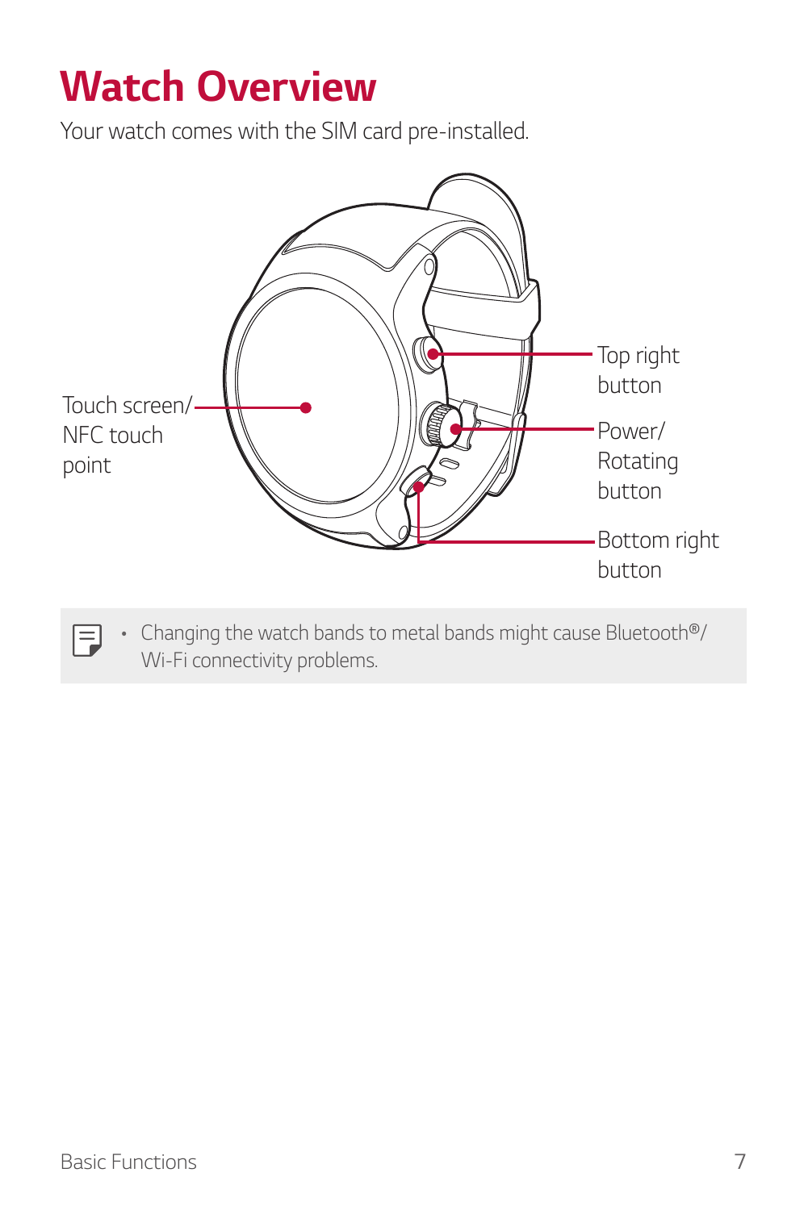# Watch Overview

Your watch comes with the SIM card pre-installed.

Touch screen/ NFC touch point

Top right button

Power/ Rotating button

Bottom right button

- Changing the watch bands to metal bands might cause Bluetooth®/ Wi-Fi connectivity problems.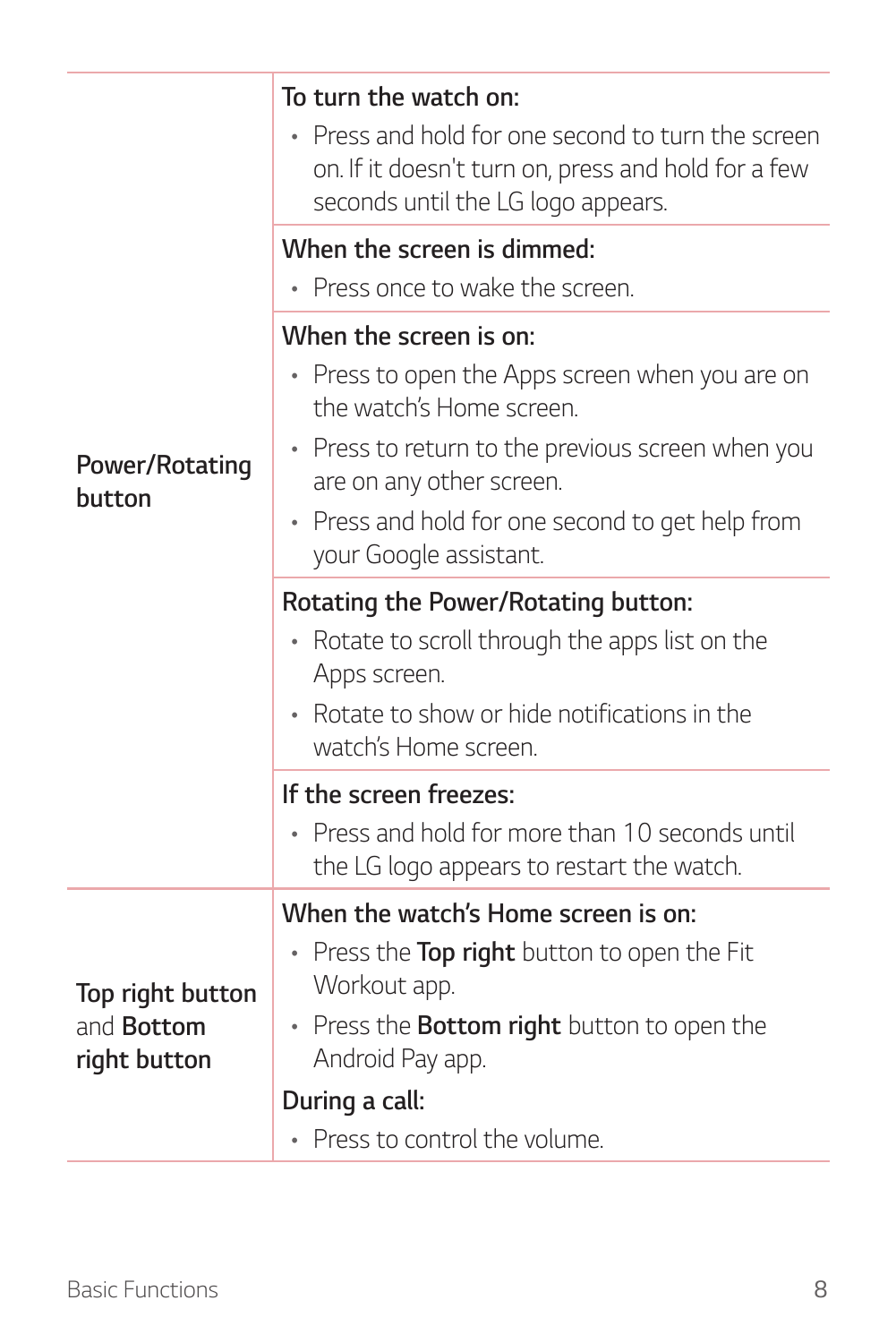| | |
|---|---|
| **Power/Rotating button** | **To turn the watch on:**<br>• Press and hold for one second to turn the screen on. If it doesn't turn on, press and hold for a few seconds until the LG logo appears. |
| | **When the screen is dimmed:**<br>• Press once to wake the screen. |
| | **When the screen is on:**<br>• Press to open the Apps screen when you are on the watch's Home screen.<br>• Press to return to the previous screen when you are on any other screen.<br>• Press and hold for one second to get help from your Google assistant. |
| | **Rotating the Power/Rotating button:**<br>• Rotate to scroll through the apps list on the Apps screen.<br>• Rotate to show or hide notifications in the watch's Home screen. |
| | **If the screen freezes:**<br>• Press and hold for more than 10 seconds until the LG logo appears to restart the watch. |
| **Top right button** and **Bottom right button** | **When the watch's Home screen is on:**<br>• Press the **Top right** button to open the Fit Workout app.<br>• Press the **Bottom right** button to open the Android Pay app.<br>**During a call:**<br>• Press to control the volume. |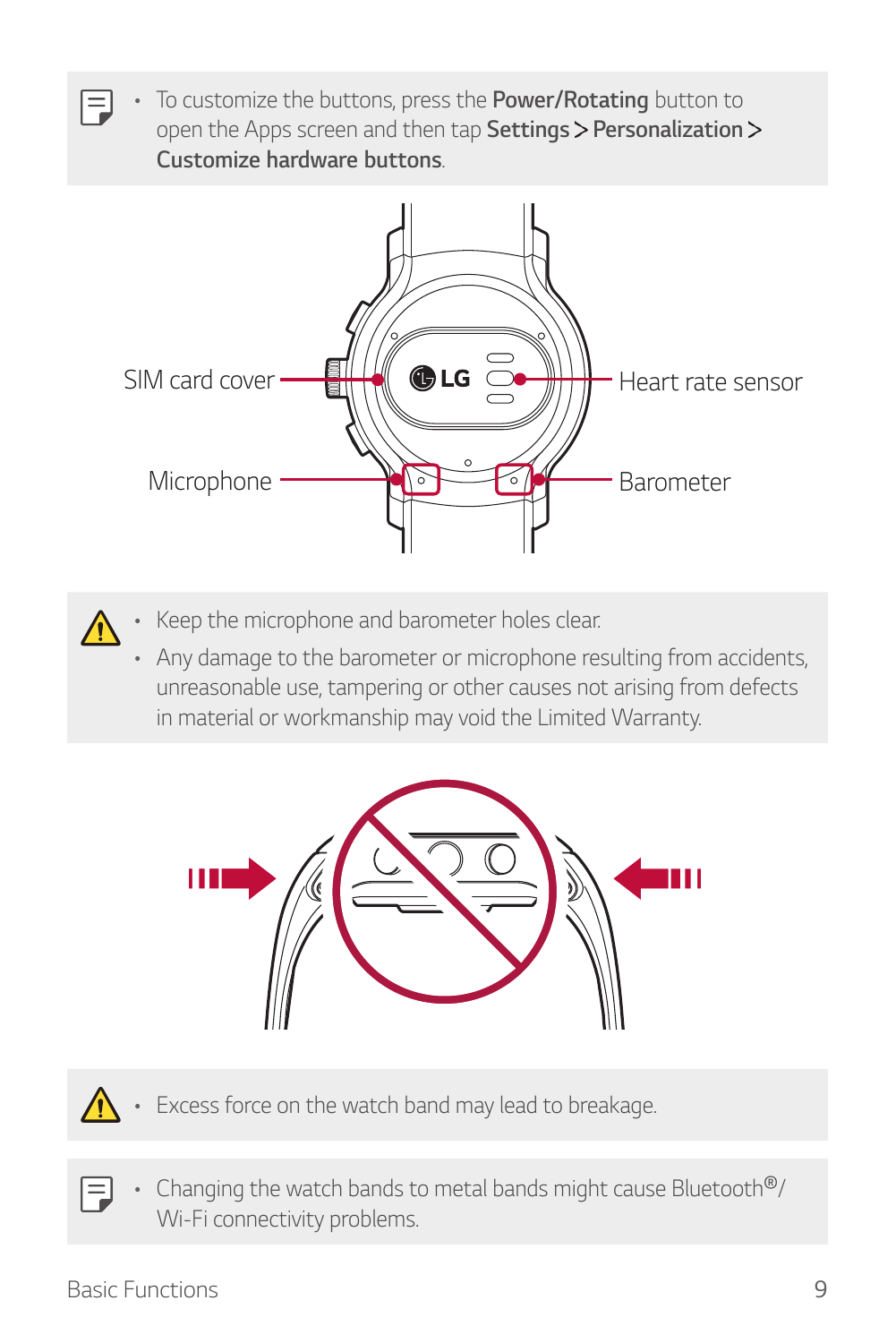- To customize the buttons, press the **Power/Rotating** button to open the Apps screen and then tap **Settings** > **Personalization** > **Customize hardware buttons**.

SIM card cover

Heart rate sensor

Microphone

Barometer

- Keep the microphone and barometer holes clear.
- Any damage to the barometer or microphone resulting from accidents, unreasonable use, tampering or other causes not arising from defects in material or workmanship may void the Limited Warranty.

- Excess force on the watch band may lead to breakage.

- Changing the watch bands to metal bands might cause Bluetooth®/ Wi-Fi connectivity problems.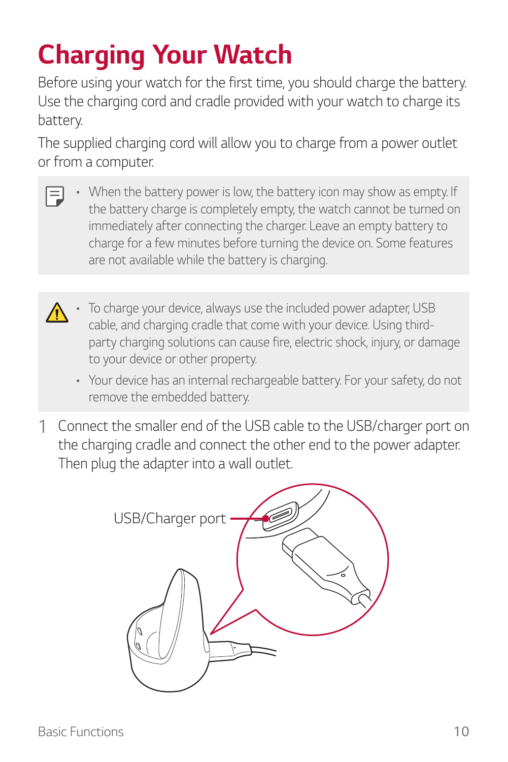# Charging Your Watch

Before using your watch for the first time, you should charge the battery. Use the charging cord and cradle provided with your watch to charge its battery.

The supplied charging cord will allow you to charge from a power outlet or from a computer.

- When the battery power is low, the battery icon may show as empty. If the battery charge is completely empty, the watch cannot be turned on immediately after connecting the charger. Leave an empty battery to charge for a few minutes before turning the device on. Some features are not available while the battery is charging.

- To charge your device, always use the included power adapter, USB cable, and charging cradle that come with your device. Using third-party charging solutions can cause fire, electric shock, injury, or damage to your device or other property.
- Your device has an internal rechargeable battery. For your safety, do not remove the embedded battery.

1 Connect the smaller end of the USB cable to the USB/charger port on the charging cradle and connect the other end to the power adapter. Then plug the adapter into a wall outlet.

USB/Charger port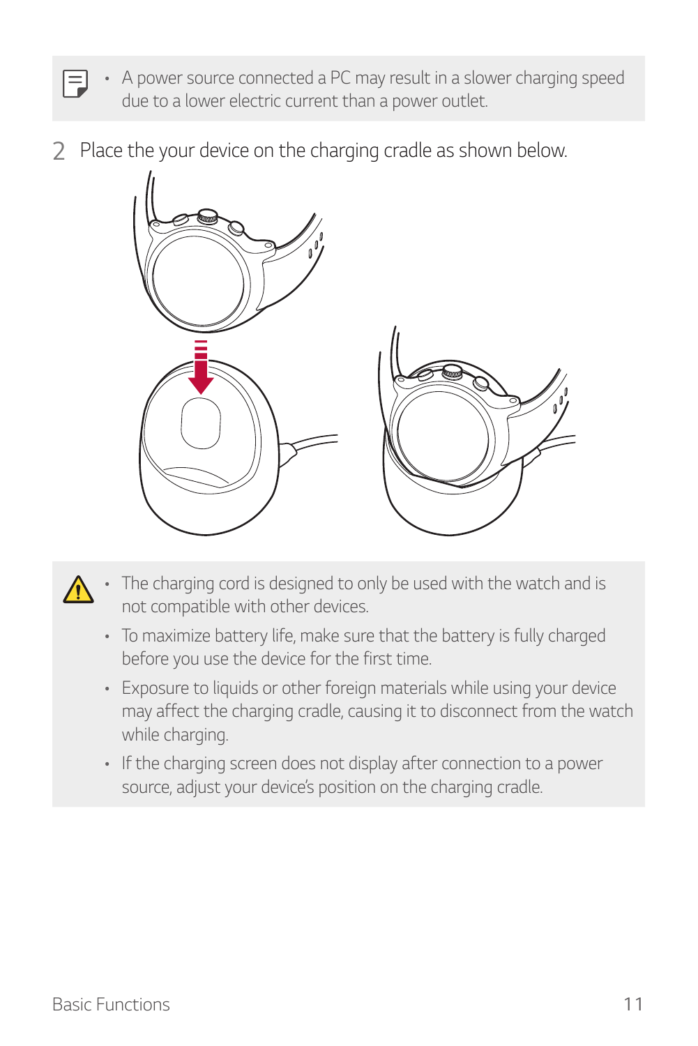- A power source connected a PC may result in a slower charging speed due to a lower electric current than a power outlet.

2 Place the your device on the charging cradle as shown below.

- The charging cord is designed to only be used with the watch and is not compatible with other devices.
- To maximize battery life, make sure that the battery is fully charged before you use the device for the first time.
- Exposure to liquids or other foreign materials while using your device may affect the charging cradle, causing it to disconnect from the watch while charging.
- If the charging screen does not display after connection to a power source, adjust your device's position on the charging cradle.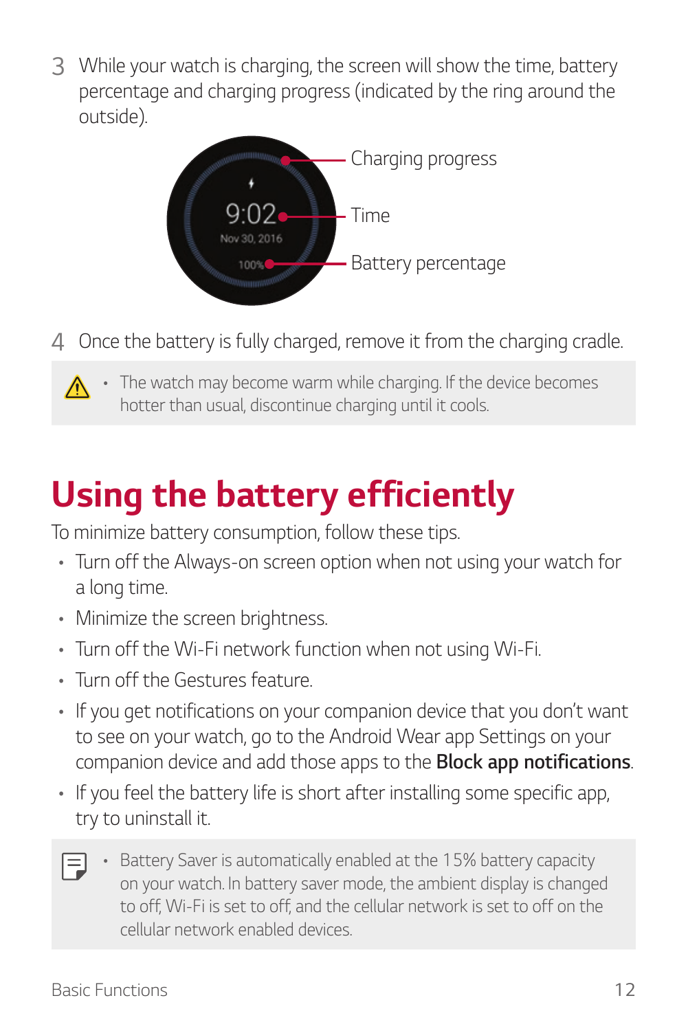3 While your watch is charging, the screen will show the time, battery percentage and charging progress (indicated by the ring around the outside).

Charging progress

Time

Battery percentage

4 Once the battery is fully charged, remove it from the charging cradle.

- The watch may become warm while charging. If the device becomes hotter than usual, discontinue charging until it cools.

# Using the battery efficiently

To minimize battery consumption, follow these tips.

- Turn off the Always-on screen option when not using your watch for a long time.
- Minimize the screen brightness.
- Turn off the Wi-Fi network function when not using Wi-Fi.
- Turn off the Gestures feature.
- If you get notifications on your companion device that you don't want to see on your watch, go to the Android Wear app Settings on your companion device and add those apps to the **Block app notifications**.
- If you feel the battery life is short after installing some specific app, try to uninstall it.

- Battery Saver is automatically enabled at the 15% battery capacity on your watch. In battery saver mode, the ambient display is changed to off, Wi-Fi is set to off, and the cellular network is set to off on the cellular network enabled devices.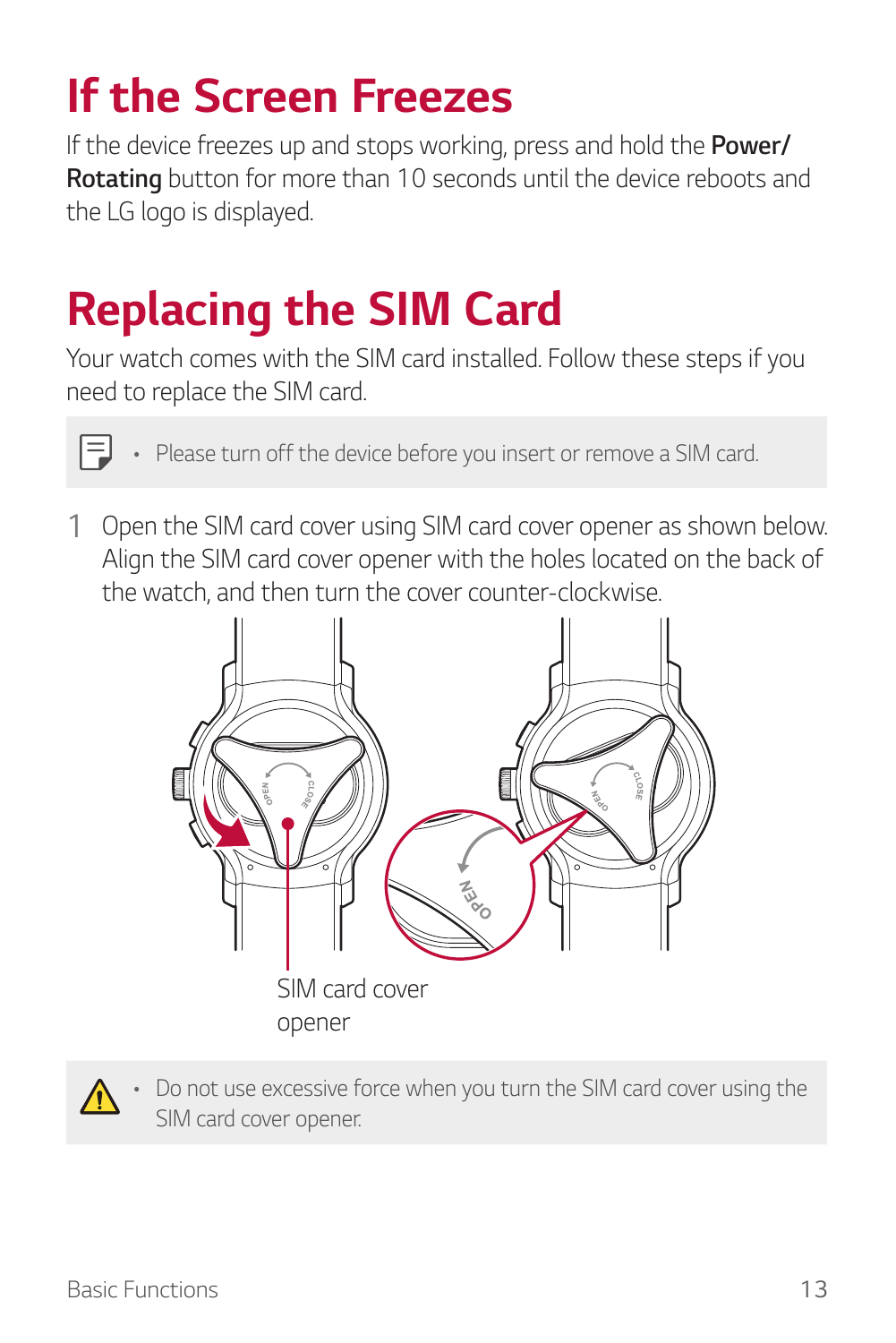# If the Screen Freezes

If the device freezes up and stops working, press and hold the **Power/ Rotating** button for more than 10 seconds until the device reboots and the LG logo is displayed.

# Replacing the SIM Card

Your watch comes with the SIM card installed. Follow these steps if you need to replace the SIM card.

- Please turn off the device before you insert or remove a SIM card.

1 Open the SIM card cover using SIM card cover opener as shown below. Align the SIM card cover opener with the holes located on the back of the watch, and then turn the cover counter-clockwise.

SIM card cover opener

- Do not use excessive force when you turn the SIM card cover using the SIM card cover opener.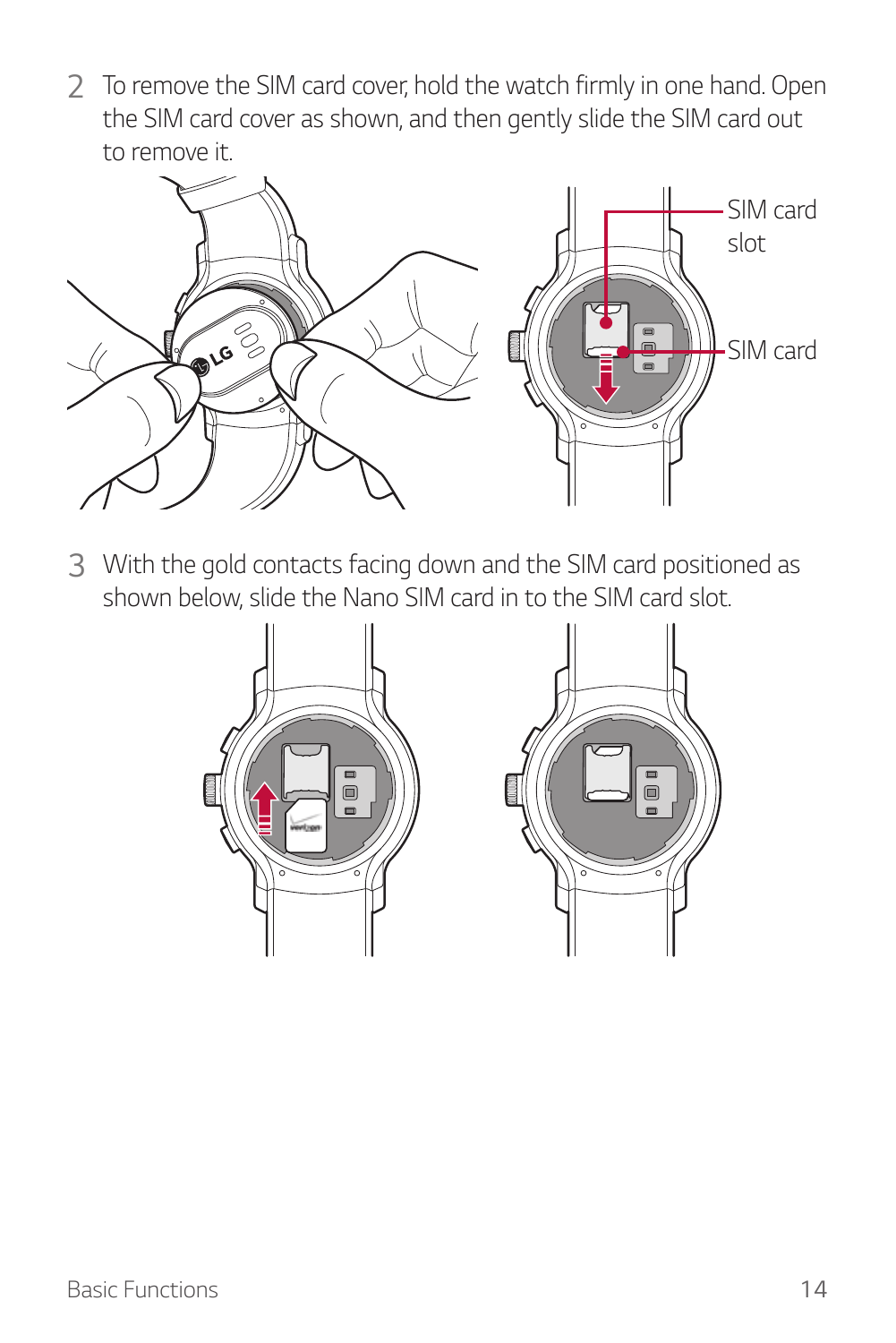2 To remove the SIM card cover, hold the watch firmly in one hand. Open the SIM card cover as shown, and then gently slide the SIM card out to remove it.

3 With the gold contacts facing down and the SIM card positioned as shown below, slide the Nano SIM card in to the SIM card slot.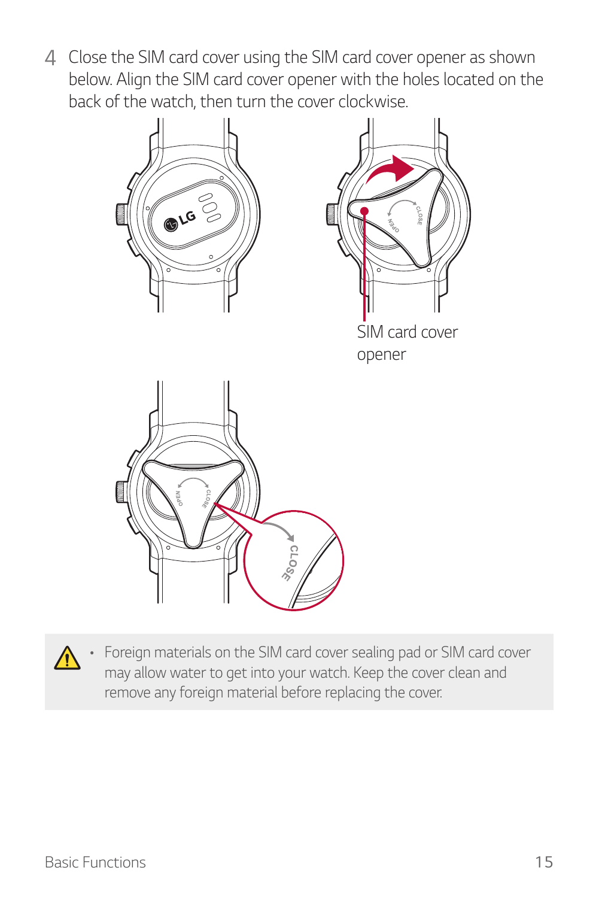4 Close the SIM card cover using the SIM card cover opener as shown below. Align the SIM card cover opener with the holes located on the back of the watch, then turn the cover clockwise.

SIM card cover opener

- Foreign materials on the SIM card cover sealing pad or SIM card cover may allow water to get into your watch. Keep the cover clean and remove any foreign material before replacing the cover.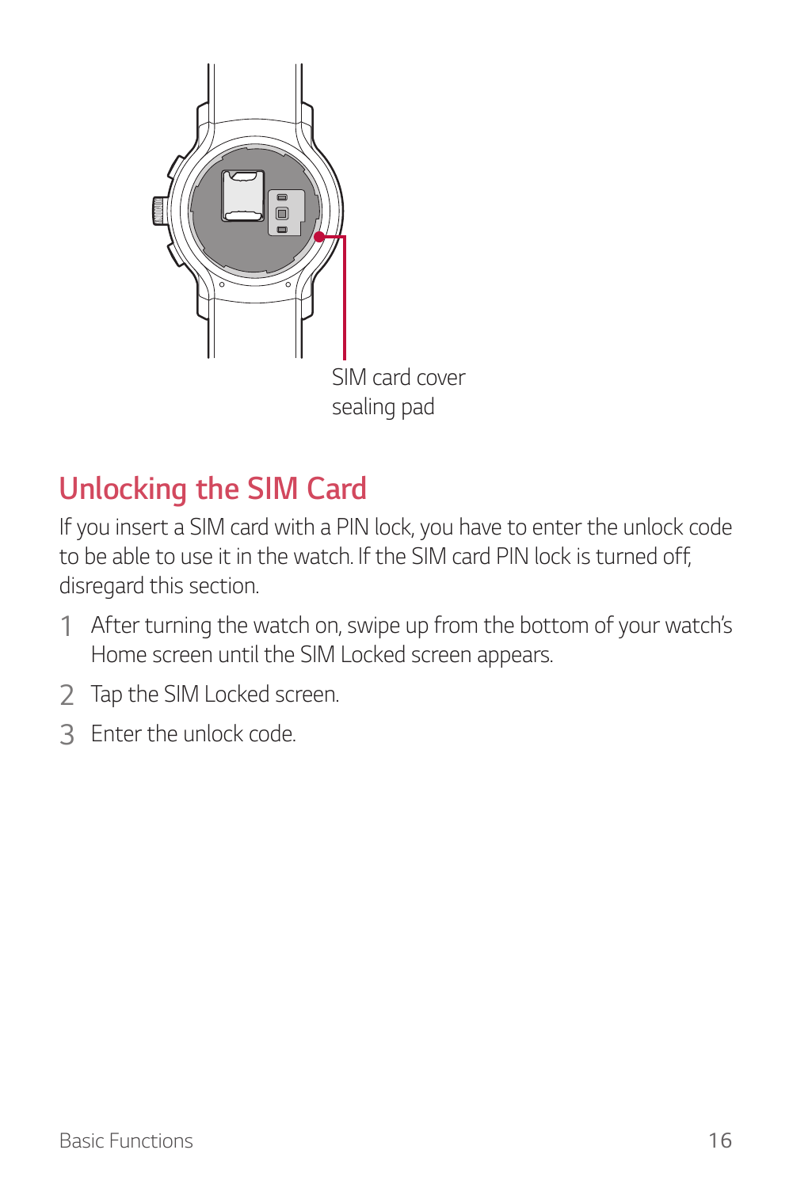SIM card cover sealing pad

## Unlocking the SIM Card

If you insert a SIM card with a PIN lock, you have to enter the unlock code to be able to use it in the watch. If the SIM card PIN lock is turned off, disregard this section.

1. After turning the watch on, swipe up from the bottom of your watch's Home screen until the SIM Locked screen appears.
2. Tap the SIM Locked screen.
3. Enter the unlock code.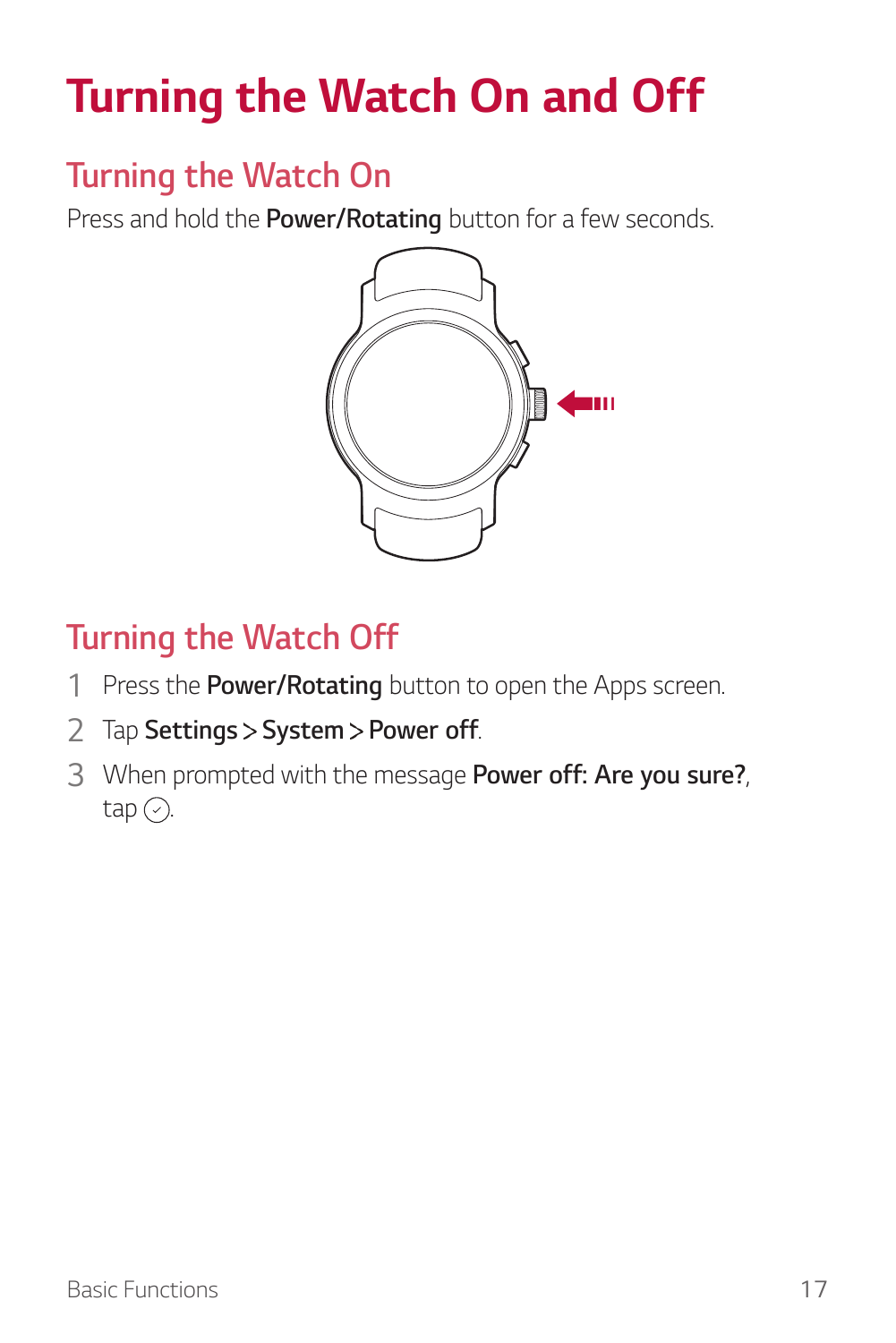# Turning the Watch On and Off

## Turning the Watch On

Press and hold the **Power/Rotating** button for a few seconds.

## Turning the Watch Off

1. Press the **Power/Rotating** button to open the Apps screen.
2. Tap **Settings** > **System** > **Power off**.
3. When prompted with the message **Power off: Are you sure?**, tap ✓.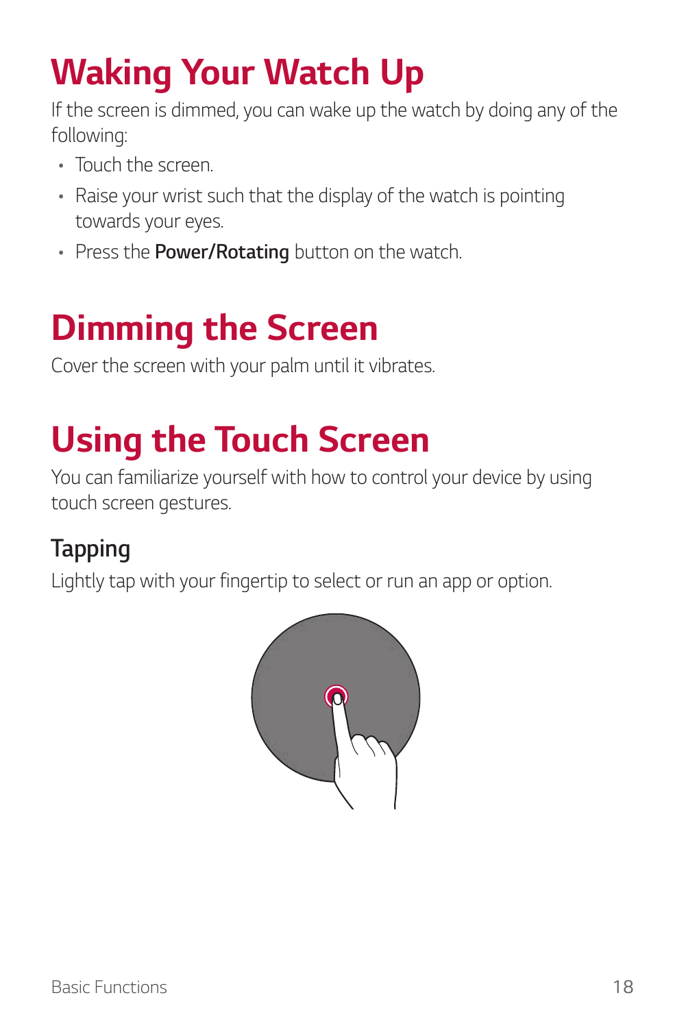# Waking Your Watch Up

If the screen is dimmed, you can wake up the watch by doing any of the following:

- Touch the screen.
- Raise your wrist such that the display of the watch is pointing towards your eyes.
- Press the **Power/Rotating** button on the watch.

# Dimming the Screen

Cover the screen with your palm until it vibrates.

# Using the Touch Screen

You can familiarize yourself with how to control your device by using touch screen gestures.

## Tapping

Lightly tap with your fingertip to select or run an app or option.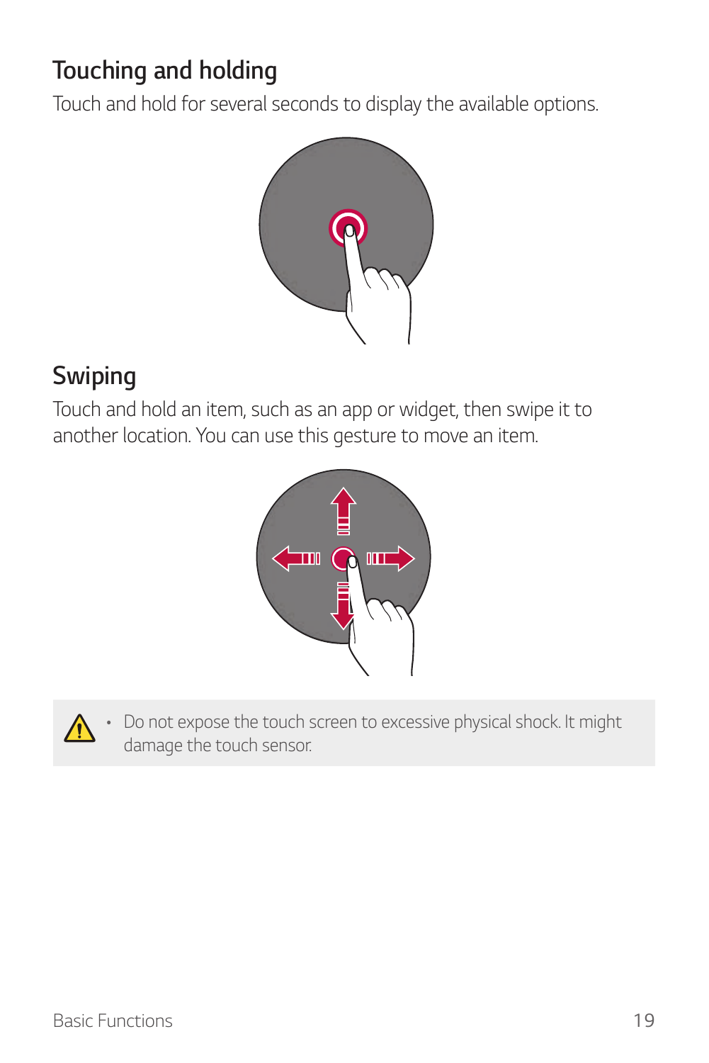## Touching and holding

Touch and hold for several seconds to display the available options.

## Swiping

Touch and hold an item, such as an app or widget, then swipe it to another location. You can use this gesture to move an item.

- Do not expose the touch screen to excessive physical shock. It might damage the touch sensor.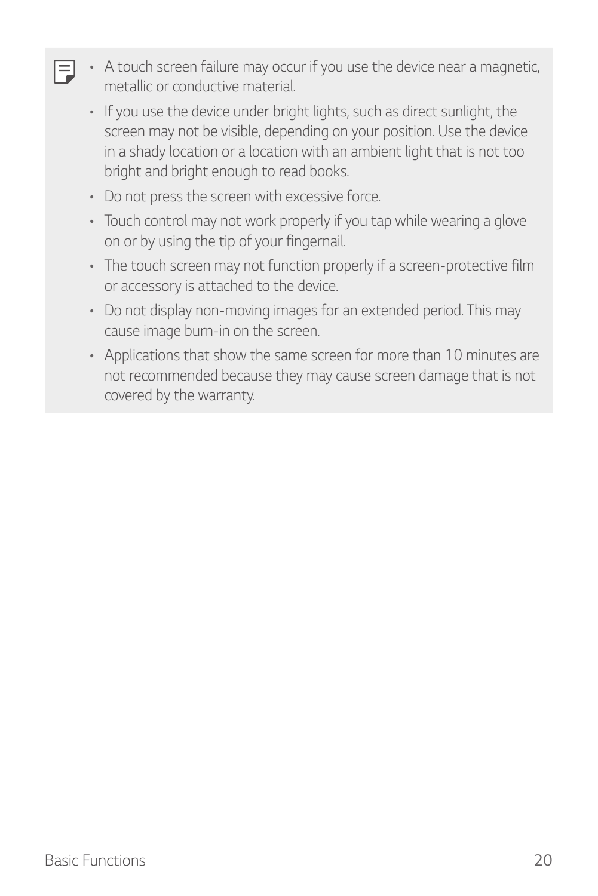- A touch screen failure may occur if you use the device near a magnetic, metallic or conductive material.
- If you use the device under bright lights, such as direct sunlight, the screen may not be visible, depending on your position. Use the device in a shady location or a location with an ambient light that is not too bright and bright enough to read books.
- Do not press the screen with excessive force.
- Touch control may not work properly if you tap while wearing a glove on or by using the tip of your fingernail.
- The touch screen may not function properly if a screen-protective film or accessory is attached to the device.
- Do not display non-moving images for an extended period. This may cause image burn-in on the screen.
- Applications that show the same screen for more than 10 minutes are not recommended because they may cause screen damage that is not covered by the warranty.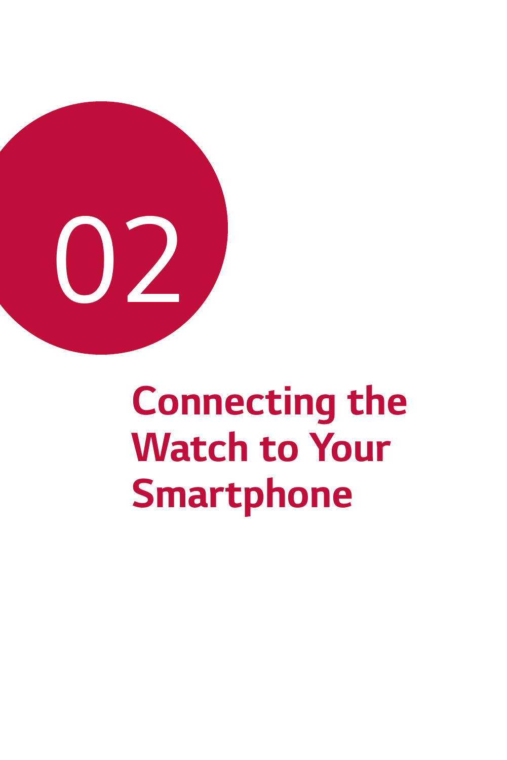02

# Connecting the Watch to Your Smartphone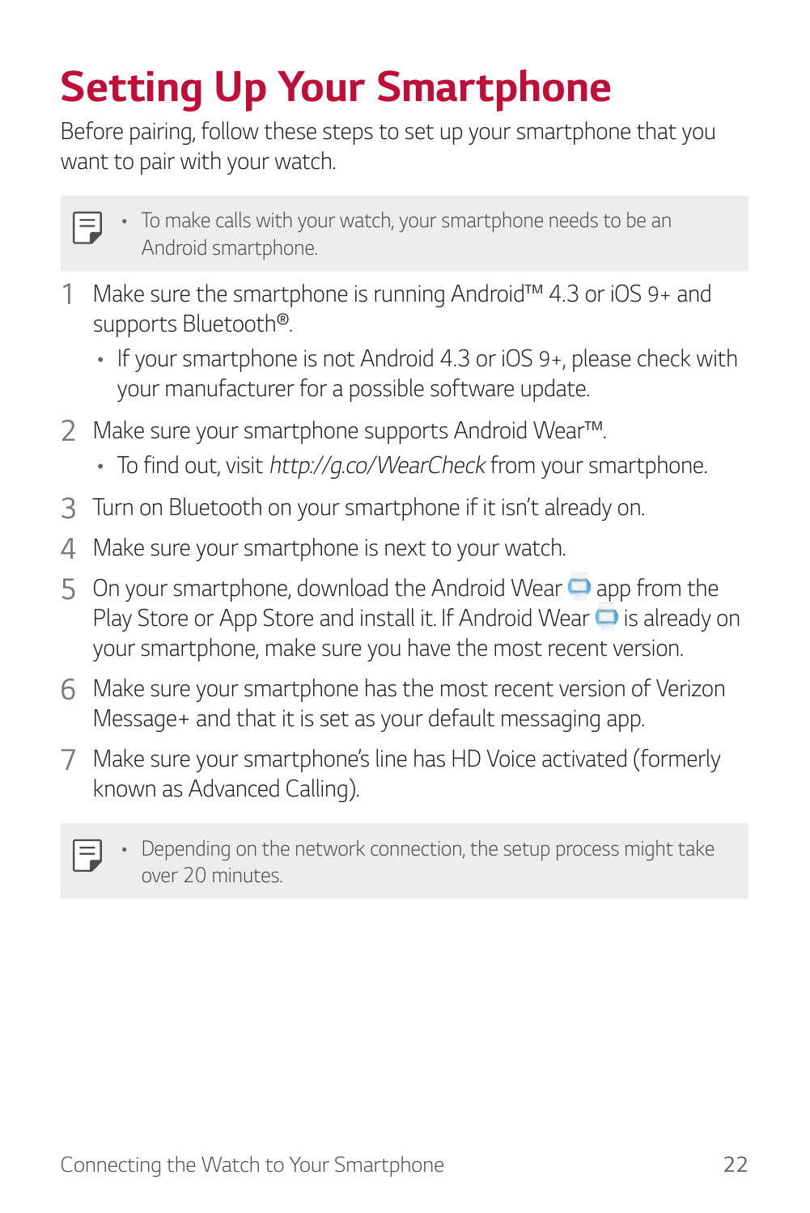# Setting Up Your Smartphone

Before pairing, follow these steps to set up your smartphone that you want to pair with your watch.

- To make calls with your watch, your smartphone needs to be an Android smartphone.

1. Make sure the smartphone is running Android™ 4.3 or iOS 9+ and supports Bluetooth®.
   - If your smartphone is not Android 4.3 or iOS 9+, please check with your manufacturer for a possible software update.
2. Make sure your smartphone supports Android Wear™.
   - To find out, visit *http://g.co/WearCheck* from your smartphone.
3. Turn on Bluetooth on your smartphone if it isn't already on.
4. Make sure your smartphone is next to your watch.
5. On your smartphone, download the Android Wear app from the Play Store or App Store and install it. If Android Wear is already on your smartphone, make sure you have the most recent version.
6. Make sure your smartphone has the most recent version of Verizon Message+ and that it is set as your default messaging app.
7. Make sure your smartphone's line has HD Voice activated (formerly known as Advanced Calling).

- Depending on the network connection, the setup process might take over 20 minutes.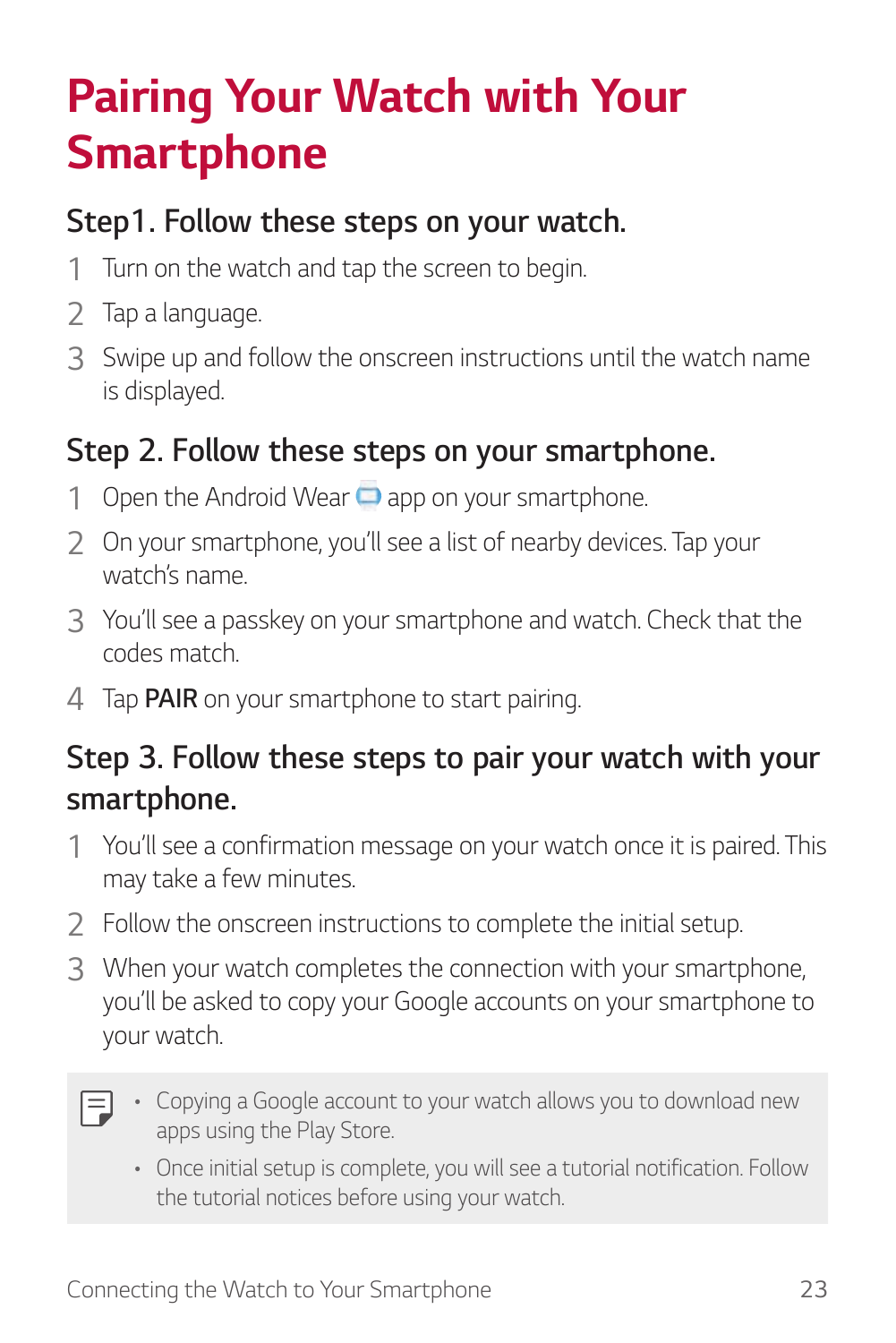# Pairing Your Watch with Your Smartphone

## Step1. Follow these steps on your watch.

1. Turn on the watch and tap the screen to begin.
2. Tap a language.
3. Swipe up and follow the onscreen instructions until the watch name is displayed.

## Step 2. Follow these steps on your smartphone.

1. Open the Android Wear app on your smartphone.
2. On your smartphone, you'll see a list of nearby devices. Tap your watch's name.
3. You'll see a passkey on your smartphone and watch. Check that the codes match.
4. Tap **PAIR** on your smartphone to start pairing.

## Step 3. Follow these steps to pair your watch with your smartphone.

1. You'll see a confirmation message on your watch once it is paired. This may take a few minutes.
2. Follow the onscreen instructions to complete the initial setup.
3. When your watch completes the connection with your smartphone, you'll be asked to copy your Google accounts on your smartphone to your watch.

- Copying a Google account to your watch allows you to download new apps using the Play Store.
- Once initial setup is complete, you will see a tutorial notification. Follow the tutorial notices before using your watch.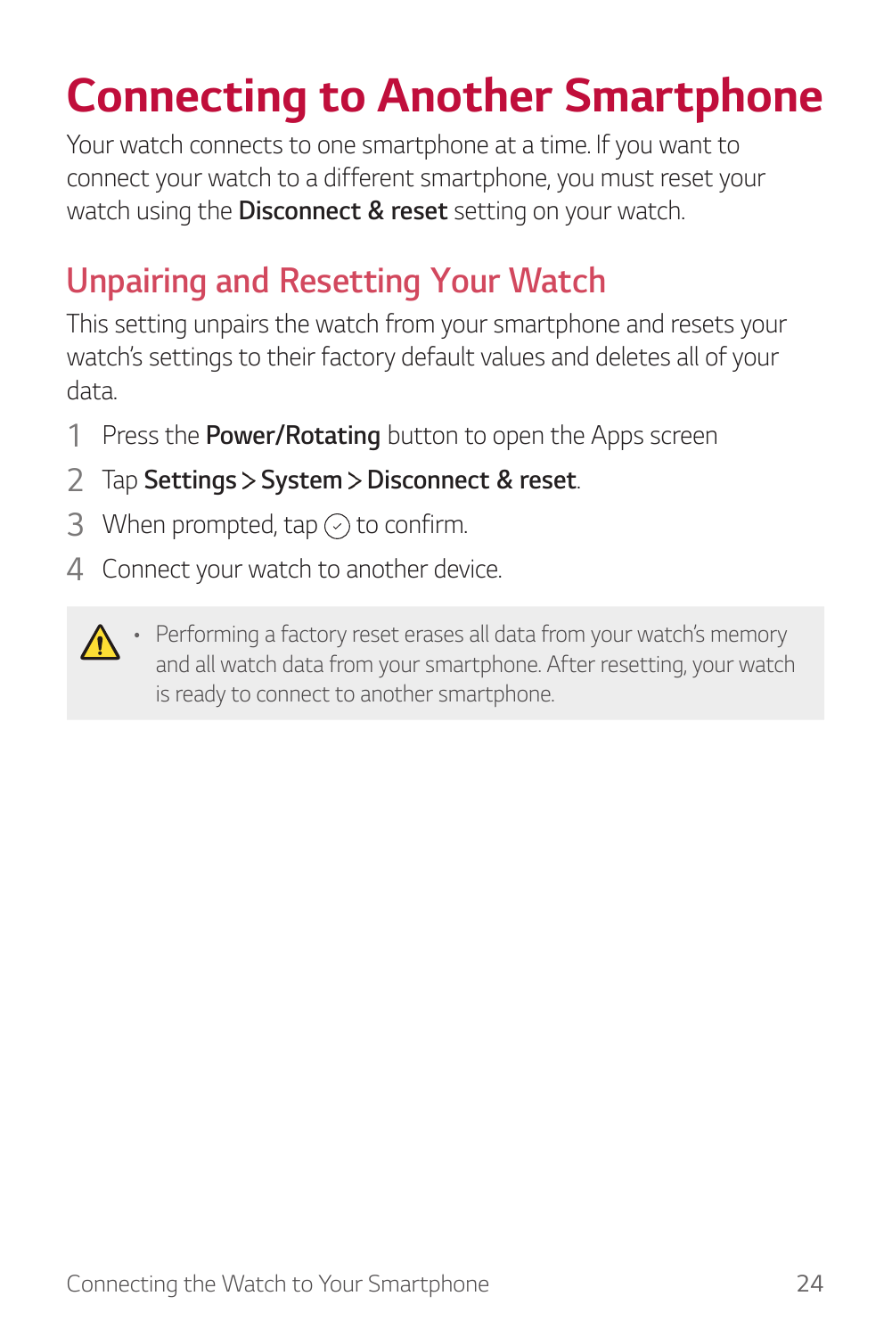# Connecting to Another Smartphone

Your watch connects to one smartphone at a time. If you want to connect your watch to a different smartphone, you must reset your watch using the **Disconnect & reset** setting on your watch.

## Unpairing and Resetting Your Watch

This setting unpairs the watch from your smartphone and resets your watch's settings to their factory default values and deletes all of your data.

1. Press the **Power/Rotating** button to open the Apps screen
2. Tap **Settings** > **System** > **Disconnect & reset**.
3. When prompted, tap ✓ to confirm.
4. Connect your watch to another device.

- Performing a factory reset erases all data from your watch's memory and all watch data from your smartphone. After resetting, your watch is ready to connect to another smartphone.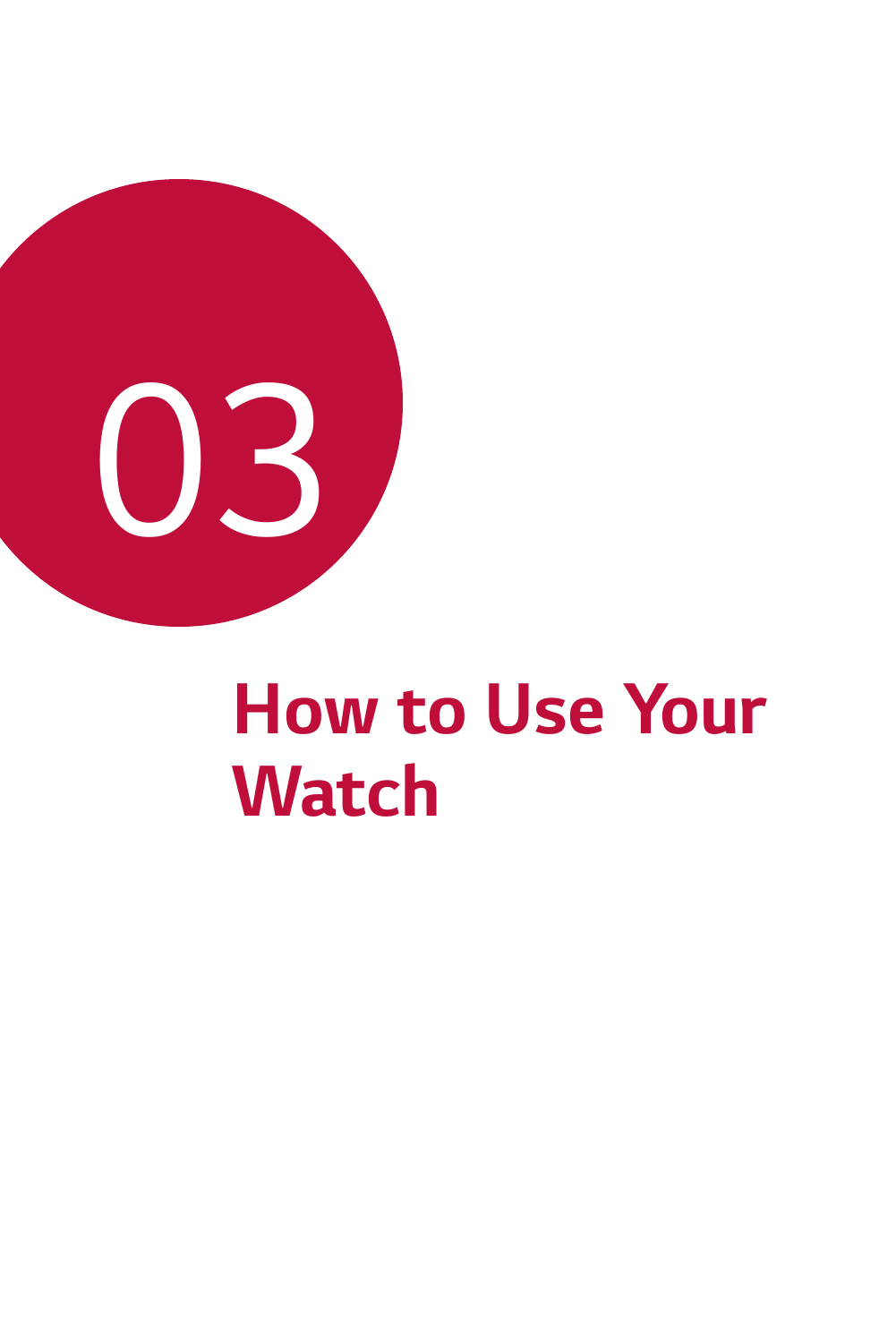03

# How to Use Your Watch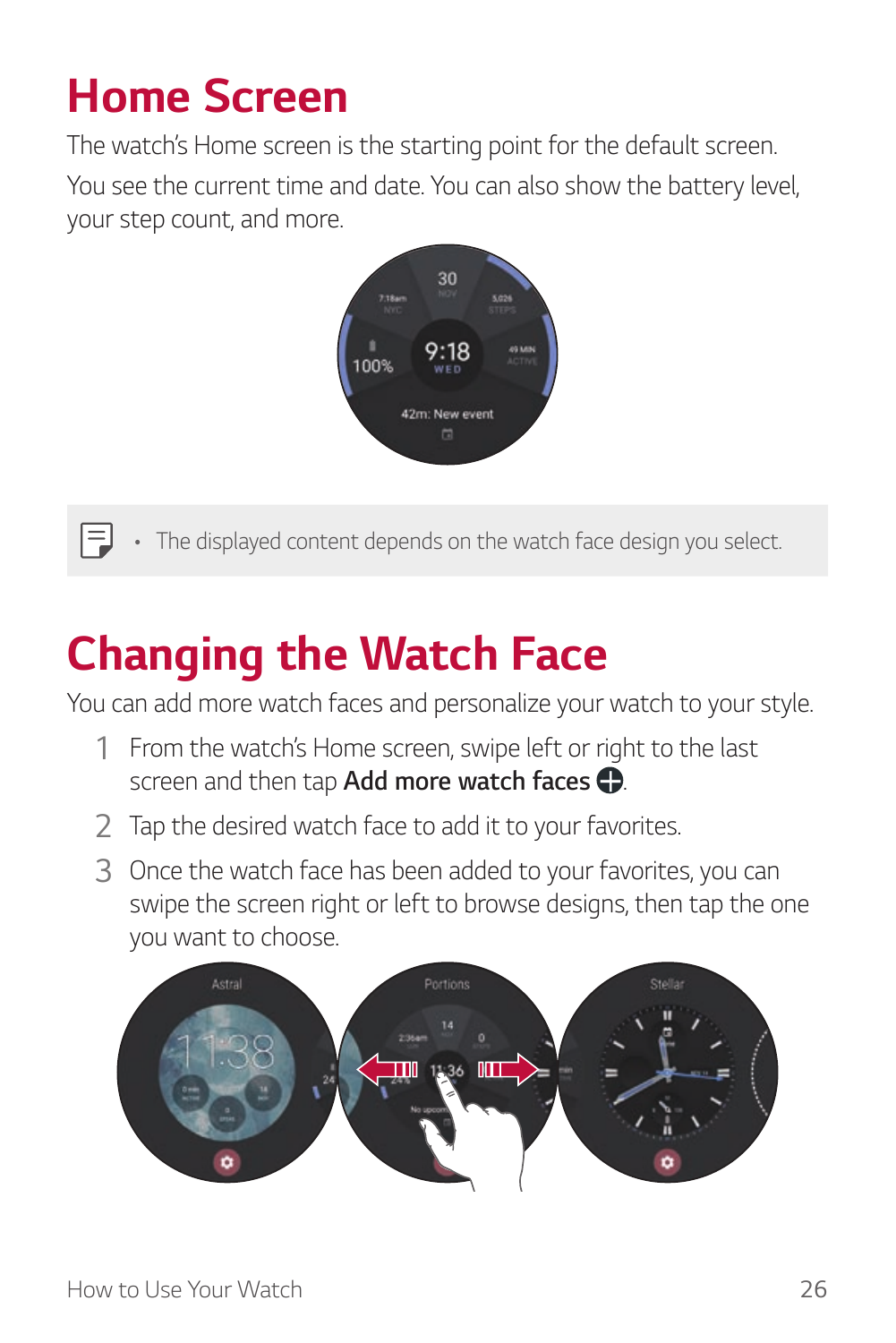# Home Screen

The watch's Home screen is the starting point for the default screen.

You see the current time and date. You can also show the battery level, your step count, and more.

- The displayed content depends on the watch face design you select.

# Changing the Watch Face

You can add more watch faces and personalize your watch to your style.

1. From the watch's Home screen, swipe left or right to the last screen and then tap **Add more watch faces** ⊕.
2. Tap the desired watch face to add it to your favorites.
3. Once the watch face has been added to your favorites, you can swipe the screen right or left to browse designs, then tap the one you want to choose.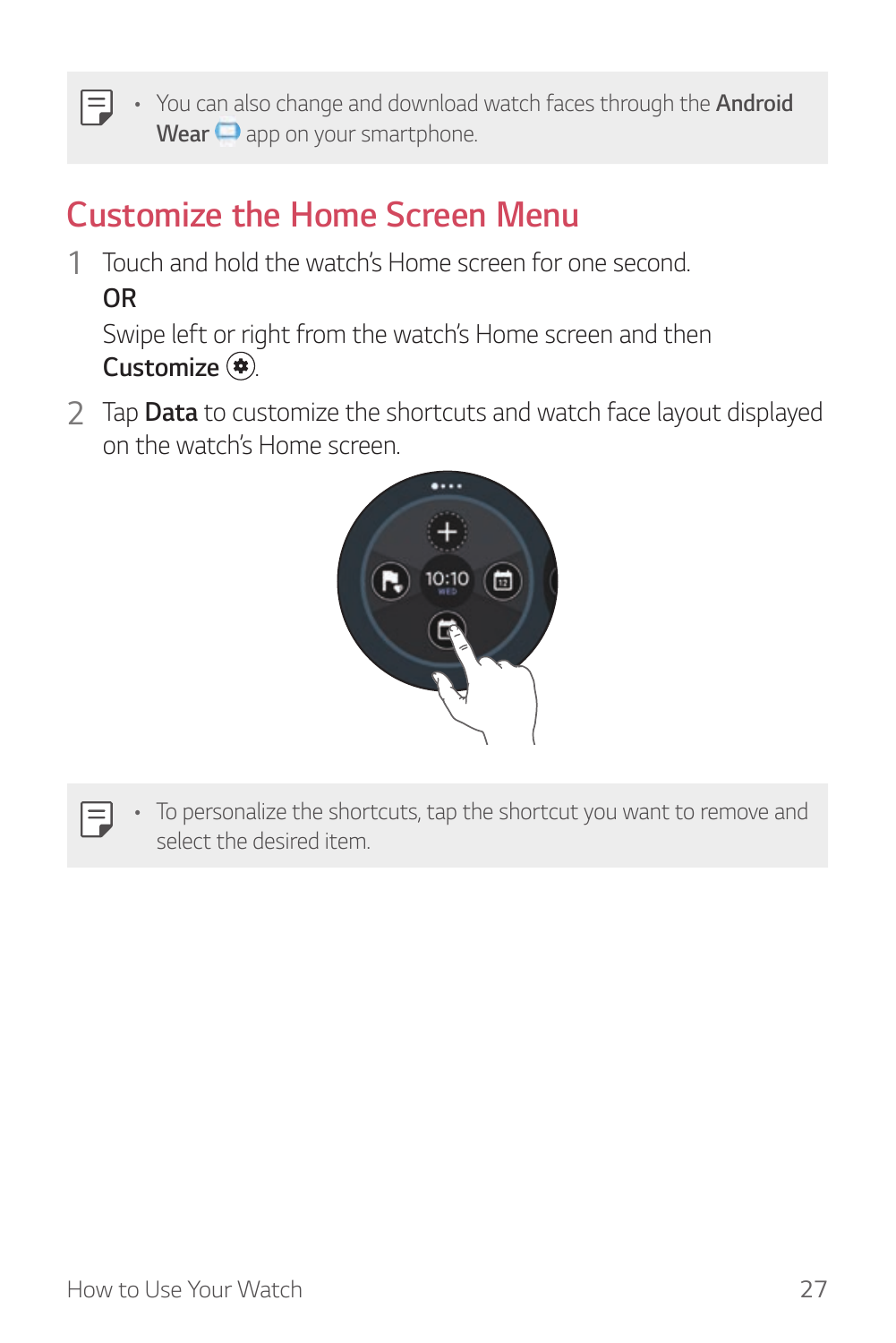- You can also change and download watch faces through the **Android Wear** app on your smartphone.

## Customize the Home Screen Menu

1. Touch and hold the watch's Home screen for one second.
   **OR**
   Swipe left or right from the watch's Home screen and then **Customize**.
2. Tap **Data** to customize the shortcuts and watch face layout displayed on the watch's Home screen.

- To personalize the shortcuts, tap the shortcut you want to remove and select the desired item.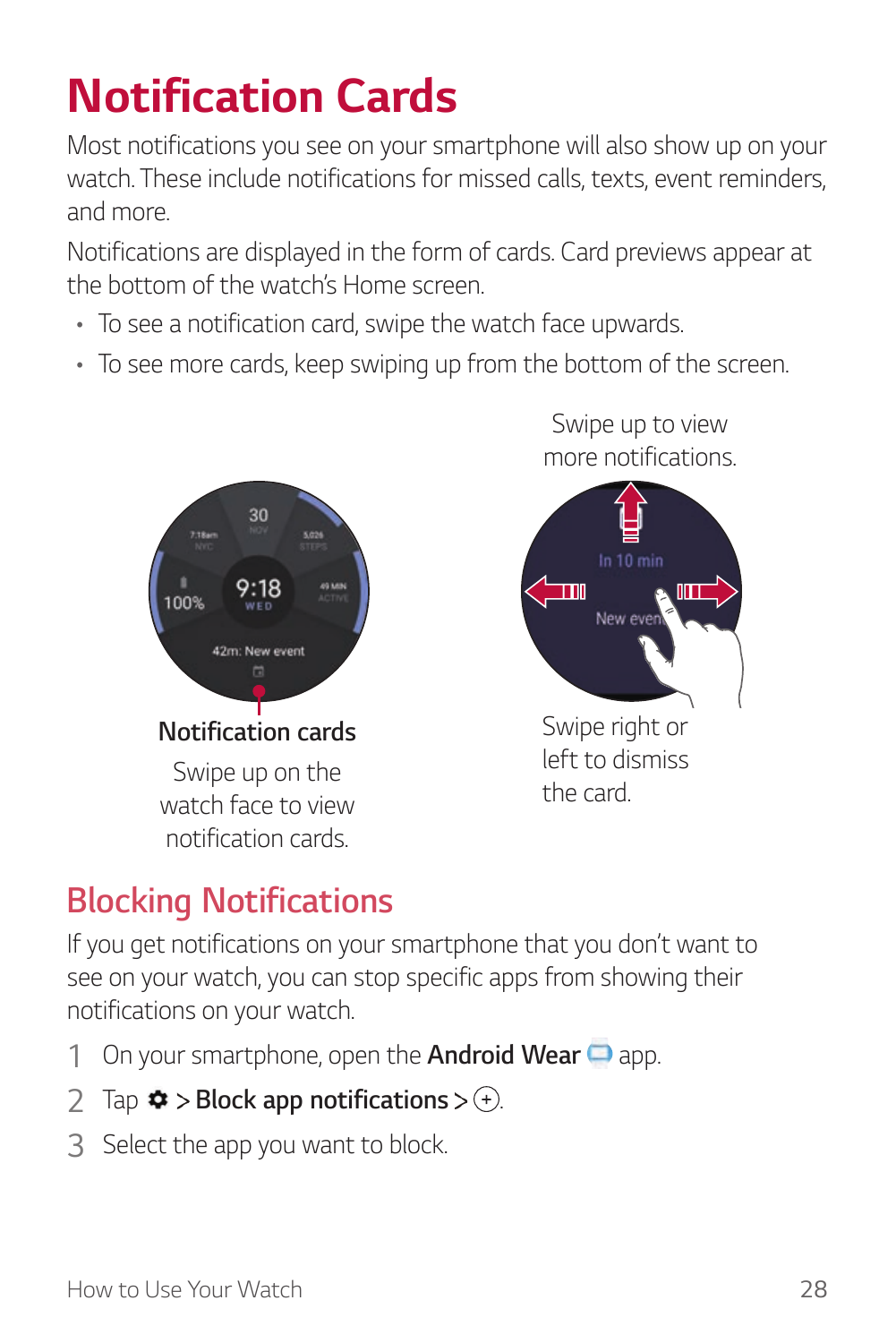# Notification Cards

Most notifications you see on your smartphone will also show up on your watch. These include notifications for missed calls, texts, event reminders, and more.

Notifications are displayed in the form of cards. Card previews appear at the bottom of the watch's Home screen.

- To see a notification card, swipe the watch face upwards.
- To see more cards, keep swiping up from the bottom of the screen.

Swipe up to view more notifications.

**Notification cards**

Swipe up on the watch face to view notification cards.

Swipe right or left to dismiss the card.

## Blocking Notifications

If you get notifications on your smartphone that you don't want to see on your watch, you can stop specific apps from showing their notifications on your watch.

1. On your smartphone, open the **Android Wear** app.
2. Tap ⚙ > **Block app notifications** > ⊕.
3. Select the app you want to block.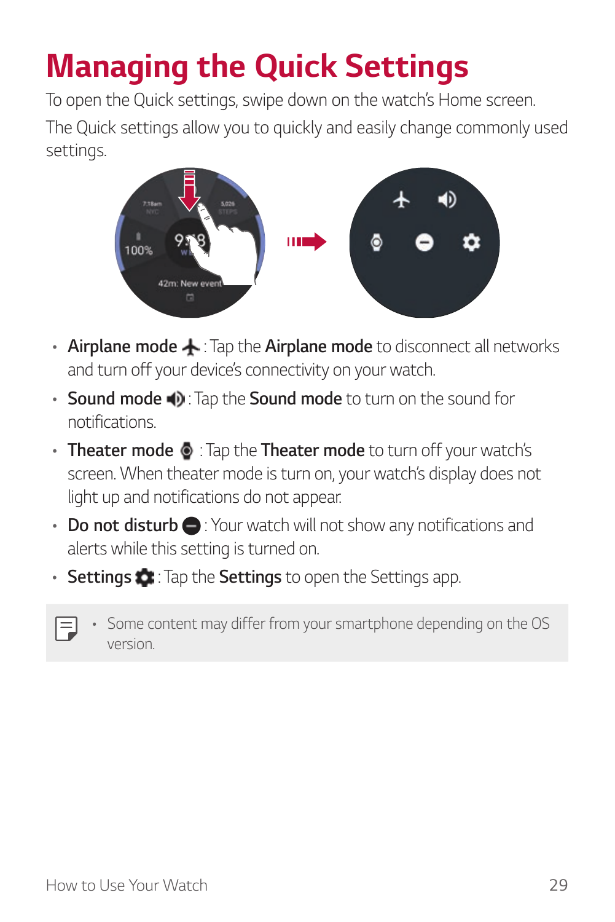# Managing the Quick Settings

To open the Quick settings, swipe down on the watch's Home screen.

The Quick settings allow you to quickly and easily change commonly used settings.

- **Airplane mode** : Tap the **Airplane mode** to disconnect all networks and turn off your device's connectivity on your watch.
- **Sound mode** : Tap the **Sound mode** to turn on the sound for notifications.
- **Theater mode** : Tap the **Theater mode** to turn off your watch's screen. When theater mode is turn on, your watch's display does not light up and notifications do not appear.
- **Do not disturb** : Your watch will not show any notifications and alerts while this setting is turned on.
- **Settings** : Tap the **Settings** to open the Settings app.

> - Some content may differ from your smartphone depending on the OS version.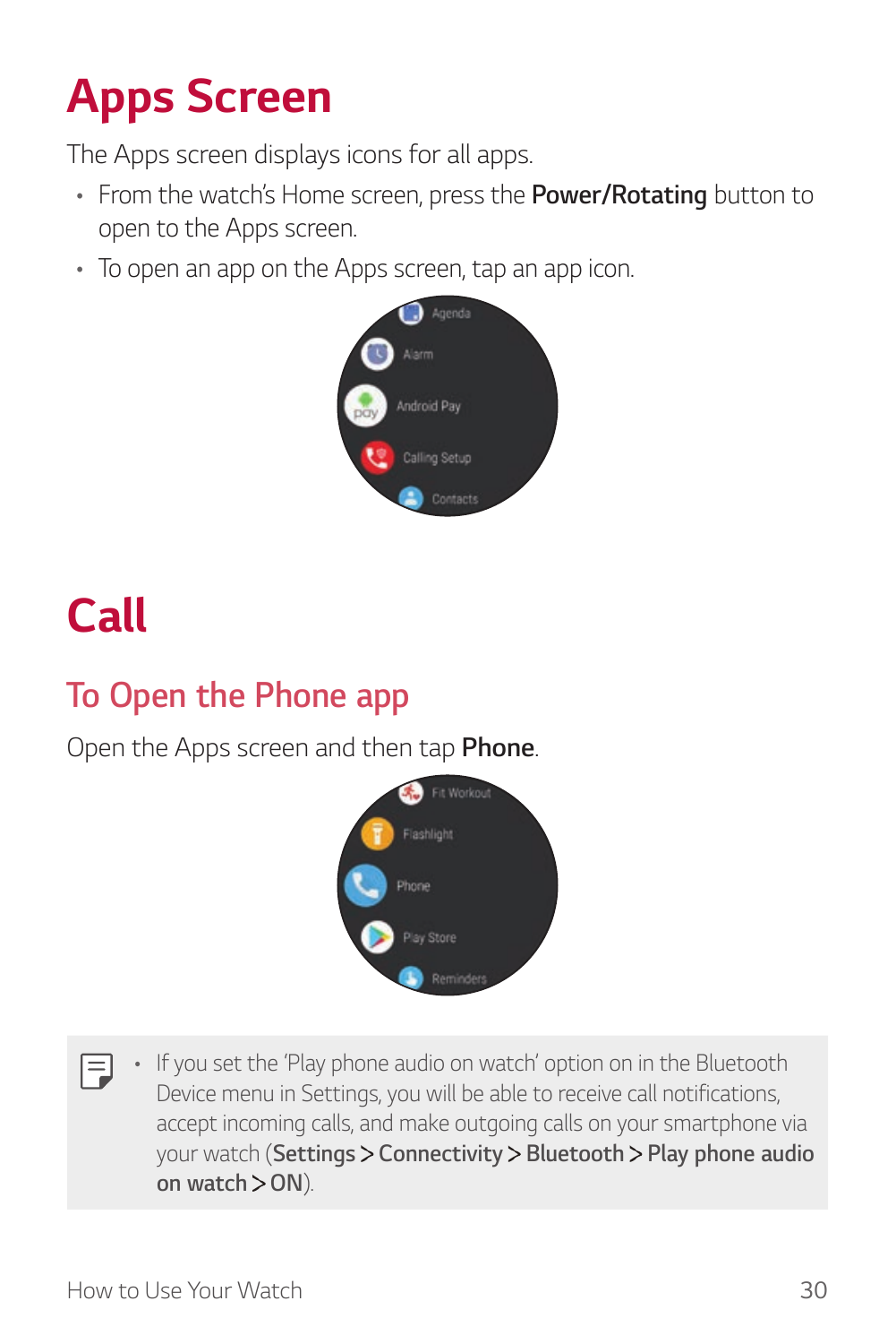# Apps Screen

The Apps screen displays icons for all apps.

- From the watch's Home screen, press the **Power/Rotating** button to open to the Apps screen.
- To open an app on the Apps screen, tap an app icon.

# Call

## To Open the Phone app

Open the Apps screen and then tap **Phone**.

- If you set the 'Play phone audio on watch' option on in the Bluetooth Device menu in Settings, you will be able to receive call notifications, accept incoming calls, and make outgoing calls on your smartphone via your watch (**Settings** > **Connectivity** > **Bluetooth** > **Play phone audio on watch** > **ON**).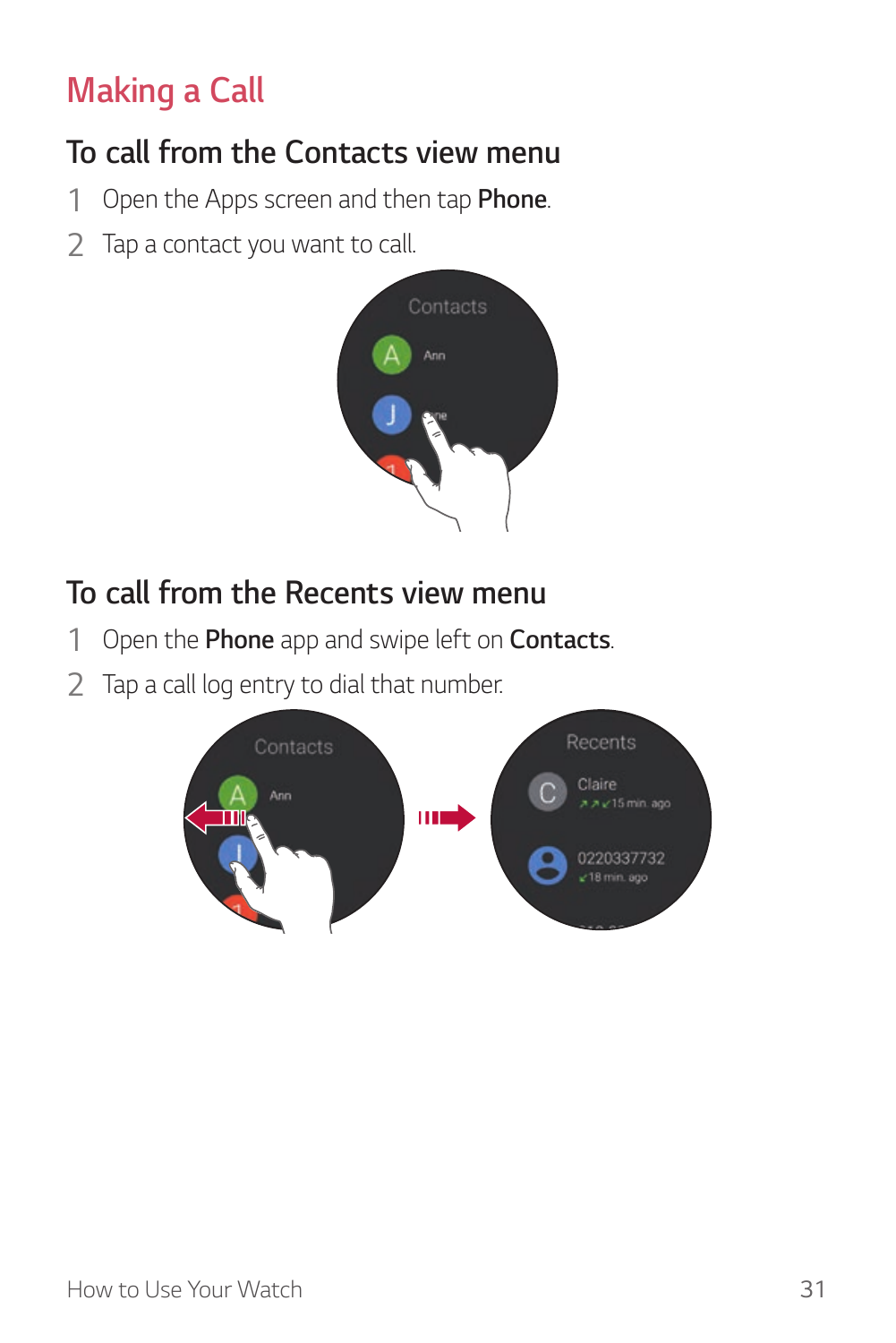# Making a Call

## To call from the Contacts view menu

1. Open the Apps screen and then tap **Phone**.
2. Tap a contact you want to call.

## To call from the Recents view menu

1. Open the **Phone** app and swipe left on **Contacts**.
2. Tap a call log entry to dial that number.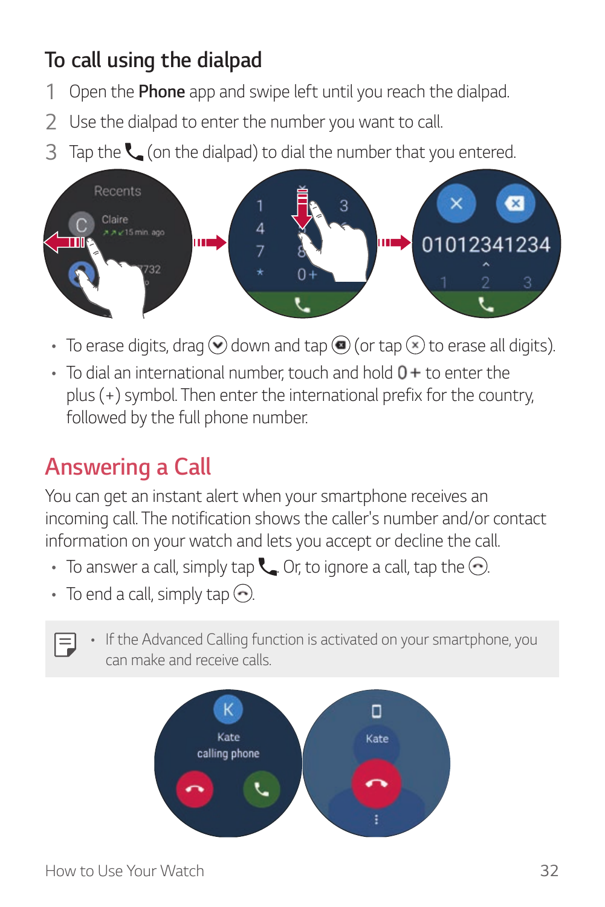### To call using the dialpad

1. Open the **Phone** app and swipe left until you reach the dialpad.
2. Use the dialpad to enter the number you want to call.
3. Tap the 📞 (on the dialpad) to dial the number that you entered.

- To erase digits, drag ⌄ down and tap ⌫ (or tap ⊗ to erase all digits).
- To dial an international number, touch and hold 0+ to enter the plus (+) symbol. Then enter the international prefix for the country, followed by the full phone number.

## Answering a Call

You can get an instant alert when your smartphone receives an incoming call. The notification shows the caller's number and/or contact information on your watch and lets you accept or decline the call.

- To answer a call, simply tap 📞. Or, to ignore a call, tap the ⊖.
- To end a call, simply tap ⊖.

> - If the Advanced Calling function is activated on your smartphone, you can make and receive calls.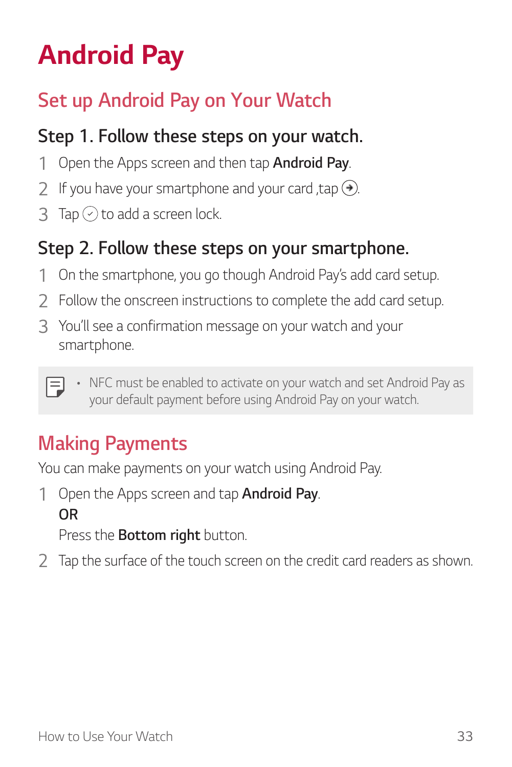# Android Pay

## Set up Android Pay on Your Watch

### Step 1. Follow these steps on your watch.

1. Open the Apps screen and then tap **Android Pay**.
2. If you have your smartphone and your card ,tap ➔.
3. Tap ✓ to add a screen lock.

### Step 2. Follow these steps on your smartphone.

1. On the smartphone, you go though Android Pay's add card setup.
2. Follow the onscreen instructions to complete the add card setup.
3. You'll see a confirmation message on your watch and your smartphone.

- NFC must be enabled to activate on your watch and set Android Pay as your default payment before using Android Pay on your watch.

## Making Payments

You can make payments on your watch using Android Pay.

1. Open the Apps screen and tap **Android Pay**.
   OR
   Press the **Bottom right** button.
2. Tap the surface of the touch screen on the credit card readers as shown.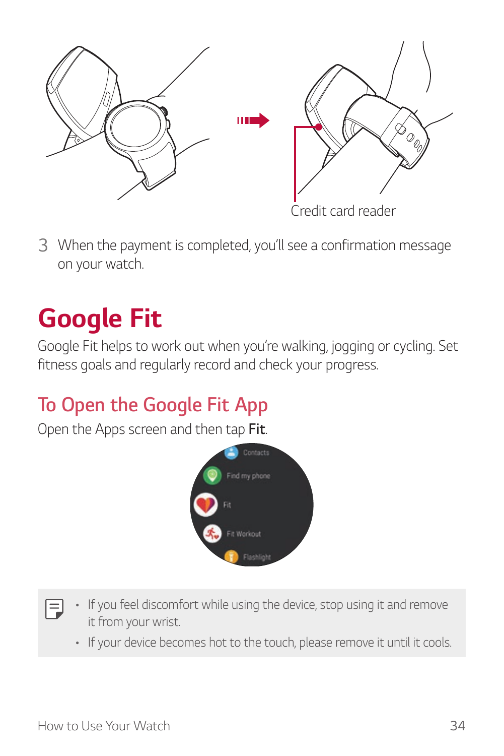Credit card reader

3 When the payment is completed, you'll see a confirmation message on your watch.

# Google Fit

Google Fit helps to work out when you're walking, jogging or cycling. Set fitness goals and regularly record and check your progress.

## To Open the Google Fit App

Open the Apps screen and then tap **Fit**.

- If you feel discomfort while using the device, stop using it and remove it from your wrist.
- If your device becomes hot to the touch, please remove it until it cools.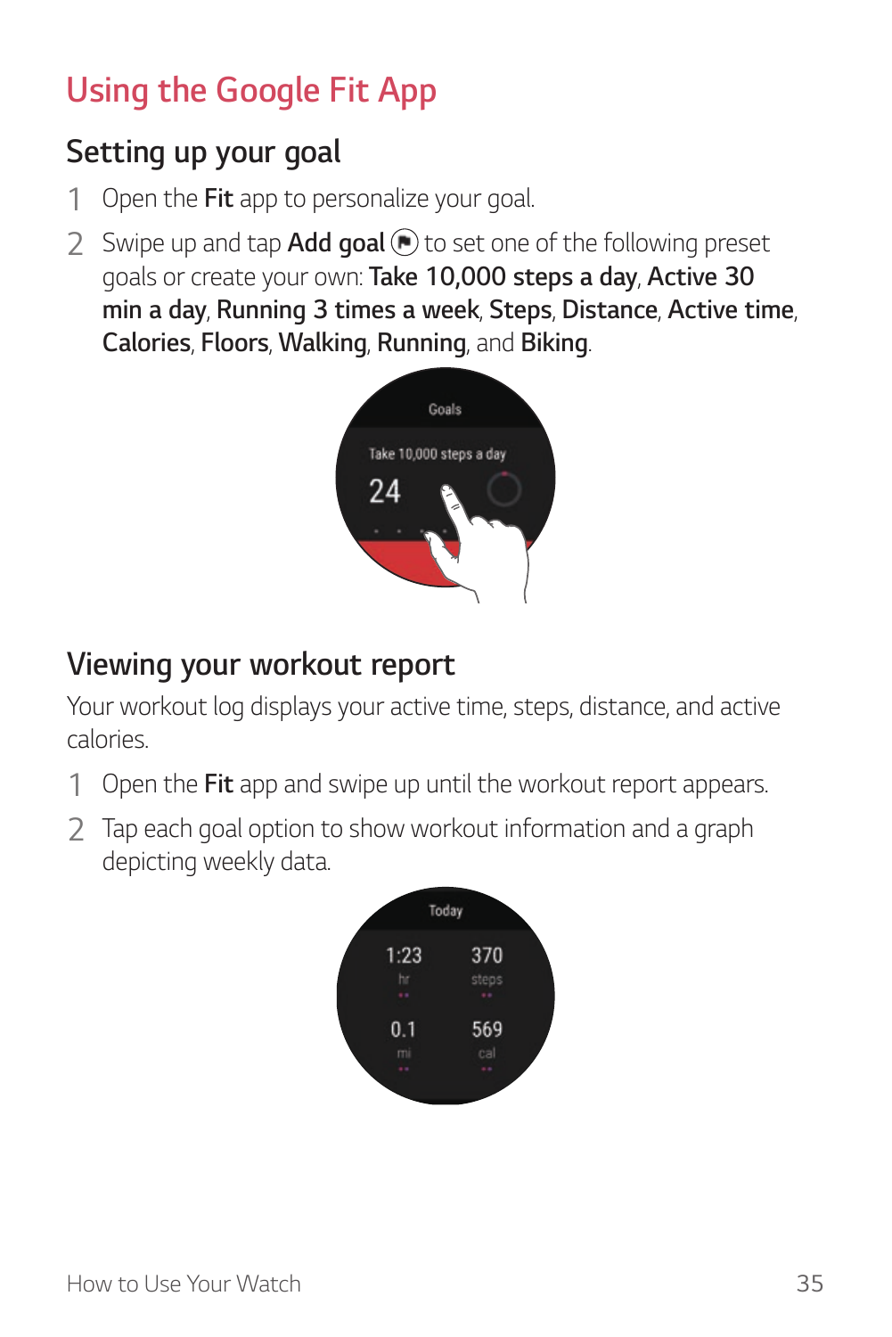# Using the Google Fit App

## Setting up your goal

1. Open the **Fit** app to personalize your goal.
2. Swipe up and tap **Add goal** to set one of the following preset goals or create your own: **Take 10,000 steps a day**, **Active 30 min a day**, **Running 3 times a week**, **Steps**, **Distance**, **Active time**, **Calories**, **Floors**, **Walking**, **Running**, and **Biking**.

## Viewing your workout report

Your workout log displays your active time, steps, distance, and active calories.

1. Open the **Fit** app and swipe up until the workout report appears.
2. Tap each goal option to show workout information and a graph depicting weekly data.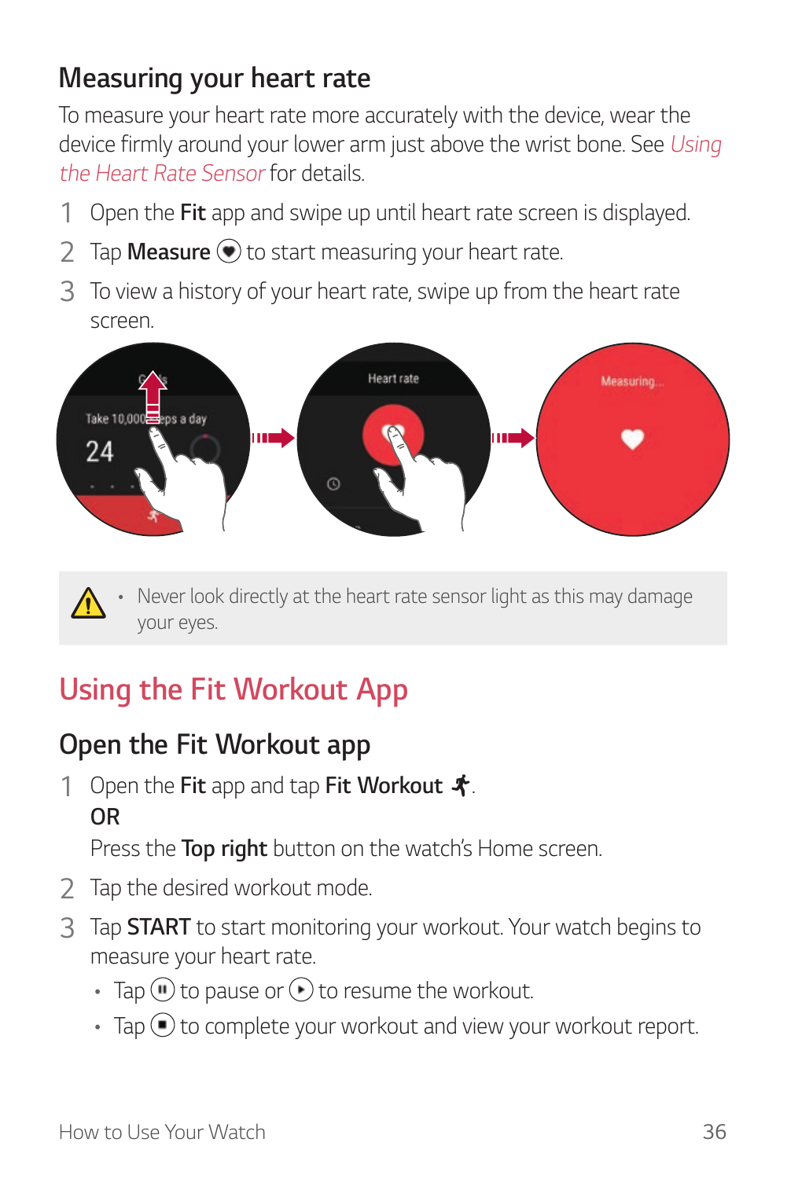### Measuring your heart rate

To measure your heart rate more accurately with the device, wear the device firmly around your lower arm just above the wrist bone. See *Using the Heart Rate Sensor* for details.

1. Open the **Fit** app and swipe up until heart rate screen is displayed.
2. Tap **Measure** to start measuring your heart rate.
3. To view a history of your heart rate, swipe up from the heart rate screen.

- Never look directly at the heart rate sensor light as this may damage your eyes.

## Using the Fit Workout App

### Open the Fit Workout app

1. Open the **Fit** app and tap **Fit Workout**.

   **OR**

   Press the **Top right** button on the watch's Home screen.
2. Tap the desired workout mode.
3. Tap **START** to start monitoring your workout. Your watch begins to measure your heart rate.
   - Tap to pause or to resume the workout.
   - Tap to complete your workout and view your workout report.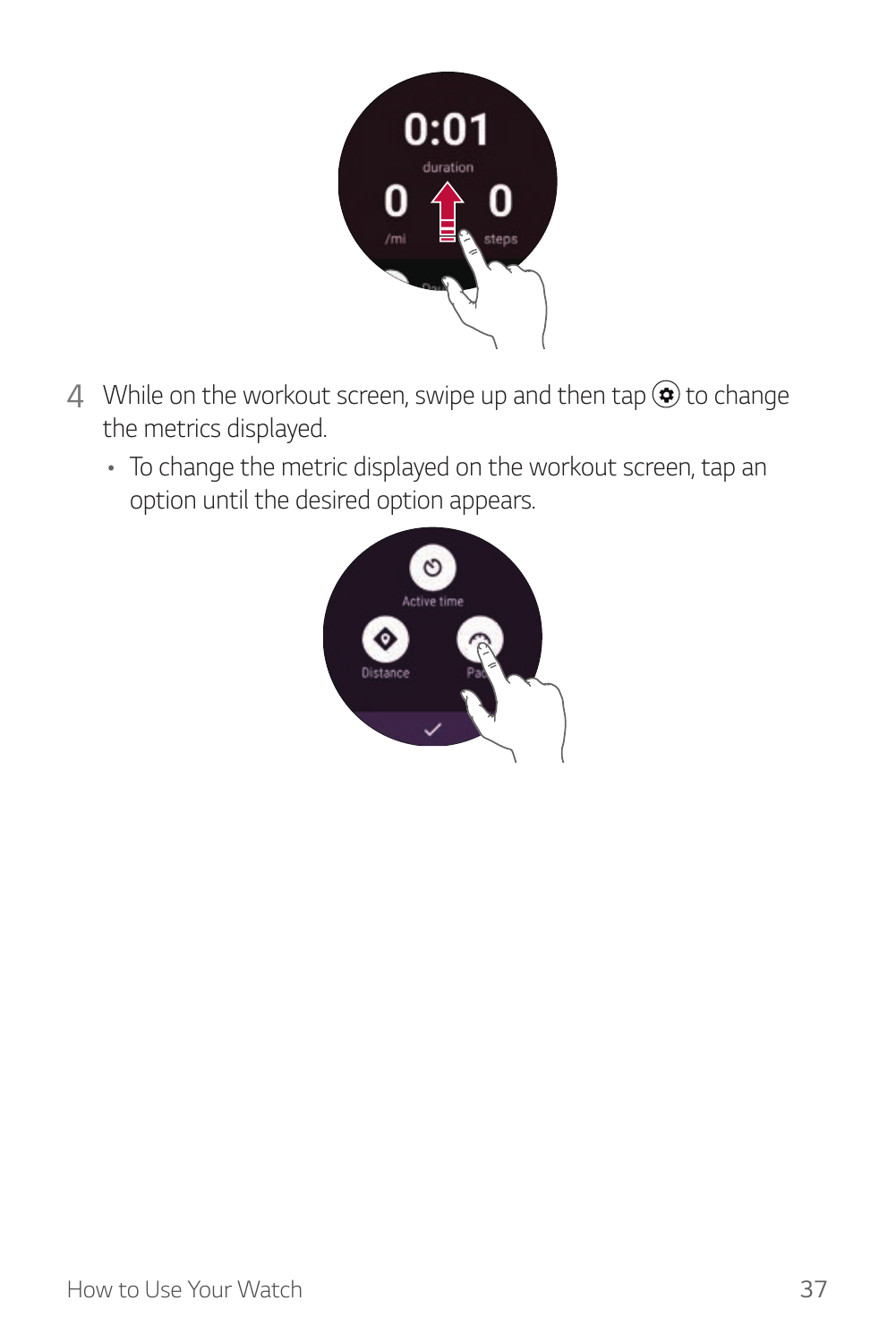4 While on the workout screen, swipe up and then tap ⚙ to change the metrics displayed.

- To change the metric displayed on the workout screen, tap an option until the desired option appears.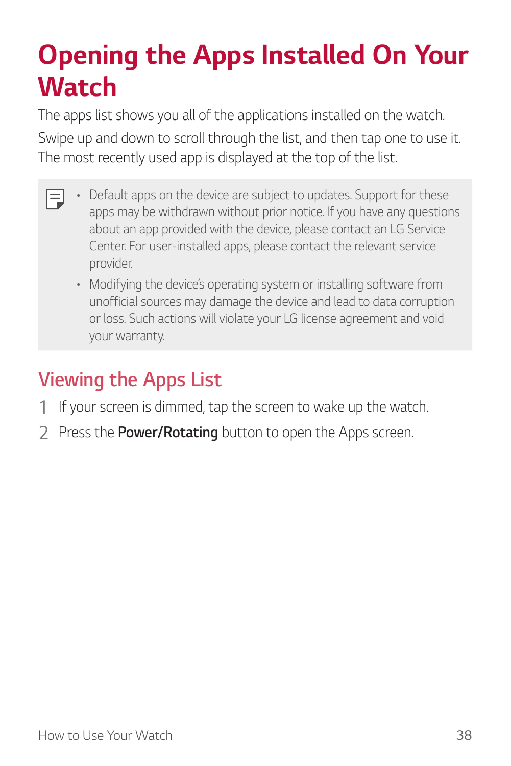# Opening the Apps Installed On Your Watch

The apps list shows you all of the applications installed on the watch.

Swipe up and down to scroll through the list, and then tap one to use it. The most recently used app is displayed at the top of the list.

- Default apps on the device are subject to updates. Support for these apps may be withdrawn without prior notice. If you have any questions about an app provided with the device, please contact an LG Service Center. For user-installed apps, please contact the relevant service provider.
- Modifying the device's operating system or installing software from unofficial sources may damage the device and lead to data corruption or loss. Such actions will violate your LG license agreement and void your warranty.

## Viewing the Apps List

1. If your screen is dimmed, tap the screen to wake up the watch.
2. Press the **Power/Rotating** button to open the Apps screen.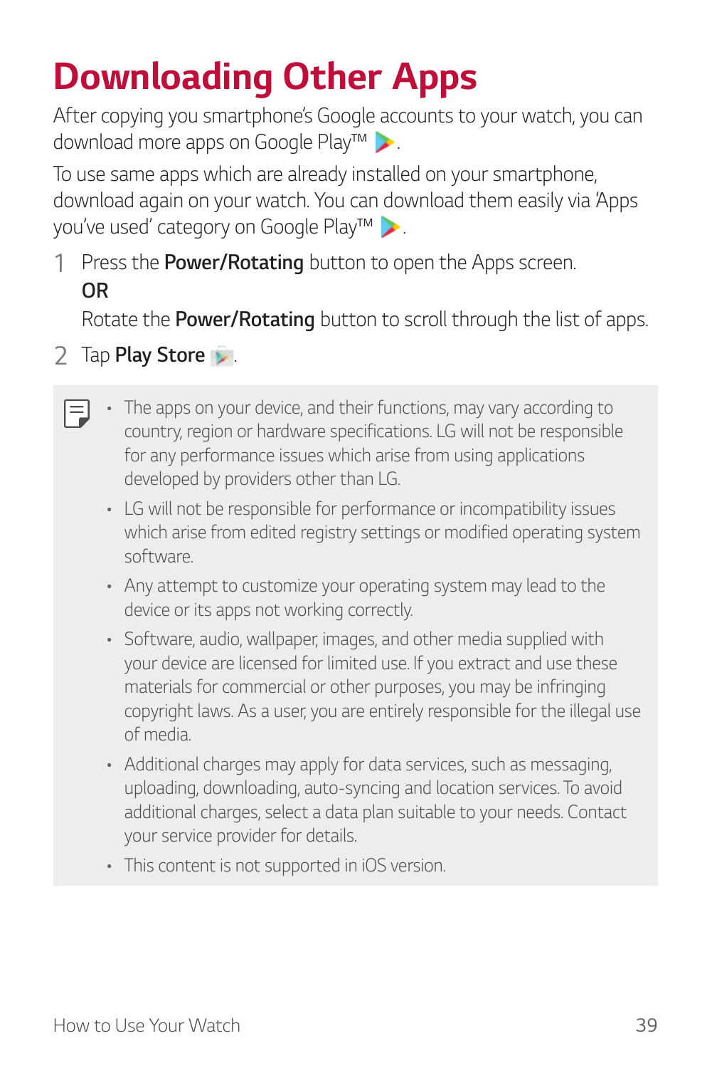# Downloading Other Apps

After copying you smartphone's Google accounts to your watch, you can download more apps on Google Play™ .

To use same apps which are already installed on your smartphone, download again on your watch. You can download them easily via 'Apps you've used' category on Google Play™ .

1 Press the **Power/Rotating** button to open the Apps screen.
   OR
   Rotate the **Power/Rotating** button to scroll through the list of apps.

2 Tap **Play Store** .

- The apps on your device, and their functions, may vary according to country, region or hardware specifications. LG will not be responsible for any performance issues which arise from using applications developed by providers other than LG.
- LG will not be responsible for performance or incompatibility issues which arise from edited registry settings or modified operating system software.
- Any attempt to customize your operating system may lead to the device or its apps not working correctly.
- Software, audio, wallpaper, images, and other media supplied with your device are licensed for limited use. If you extract and use these materials for commercial or other purposes, you may be infringing copyright laws. As a user, you are entirely responsible for the illegal use of media.
- Additional charges may apply for data services, such as messaging, uploading, downloading, auto-syncing and location services. To avoid additional charges, select a data plan suitable to your needs. Contact your service provider for details.
- This content is not supported in iOS version.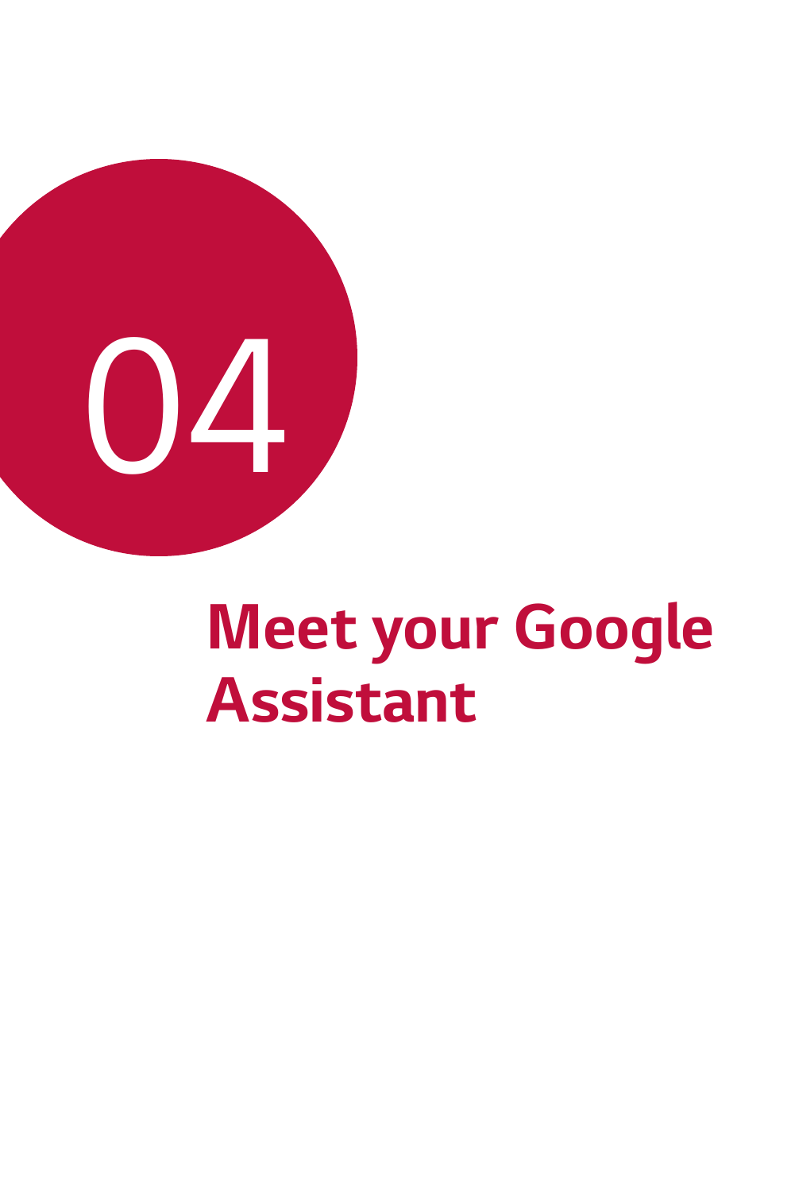04

# Meet your Google Assistant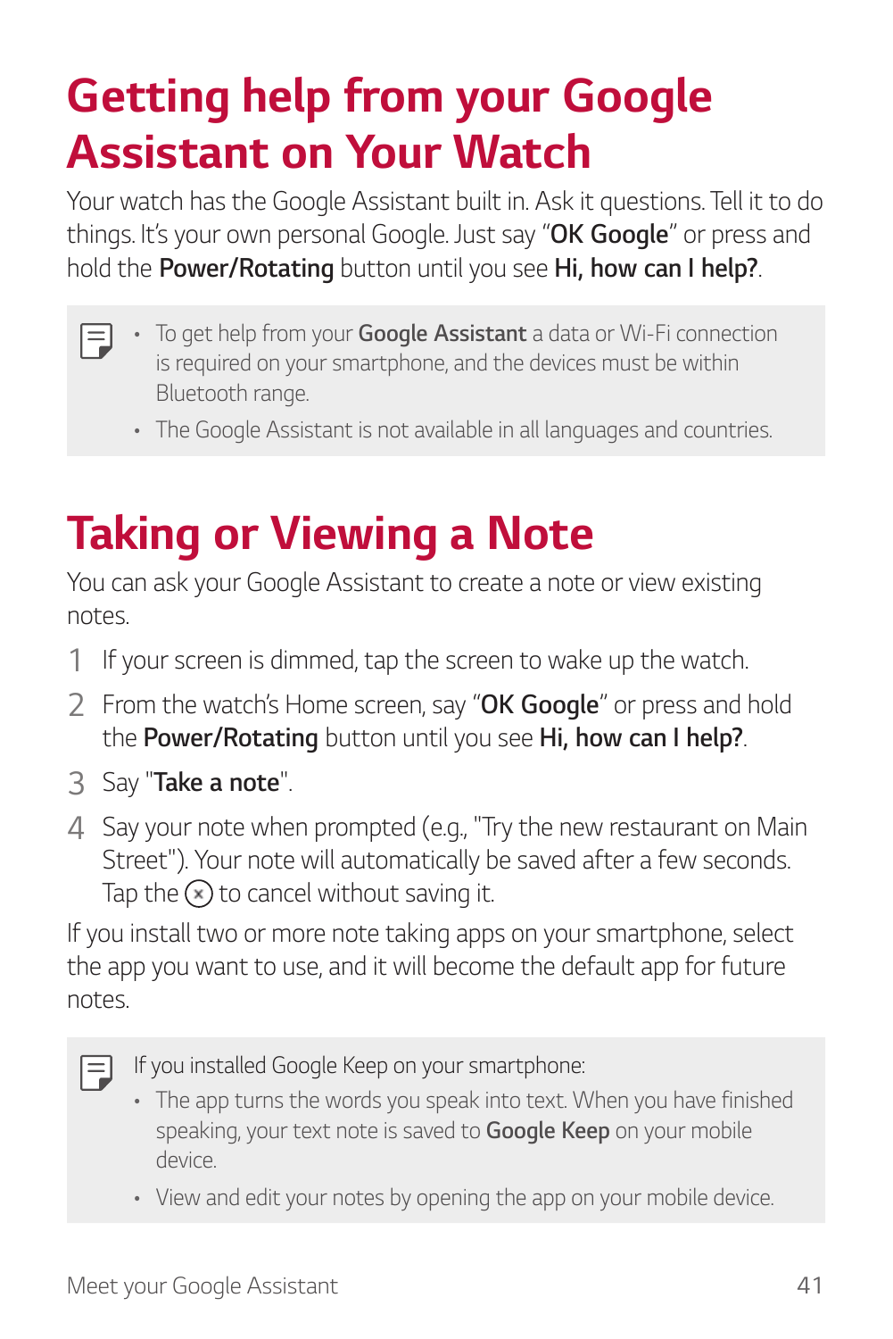# Getting help from your Google Assistant on Your Watch

Your watch has the Google Assistant built in. Ask it questions. Tell it to do things. It's your own personal Google. Just say "**OK Google**" or press and hold the **Power/Rotating** button until you see **Hi, how can I help?**.

- To get help from your **Google Assistant** a data or Wi-Fi connection is required on your smartphone, and the devices must be within Bluetooth range.
- The Google Assistant is not available in all languages and countries.

# Taking or Viewing a Note

You can ask your Google Assistant to create a note or view existing notes.

1. If your screen is dimmed, tap the screen to wake up the watch.
2. From the watch's Home screen, say "**OK Google**" or press and hold the **Power/Rotating** button until you see **Hi, how can I help?**.
3. Say "**Take a note**".
4. Say your note when prompted (e.g., "Try the new restaurant on Main Street"). Your note will automatically be saved after a few seconds. Tap the ⊗ to cancel without saving it.

If you install two or more note taking apps on your smartphone, select the app you want to use, and it will become the default app for future notes.

If you installed Google Keep on your smartphone:

- The app turns the words you speak into text. When you have finished speaking, your text note is saved to **Google Keep** on your mobile device.
- View and edit your notes by opening the app on your mobile device.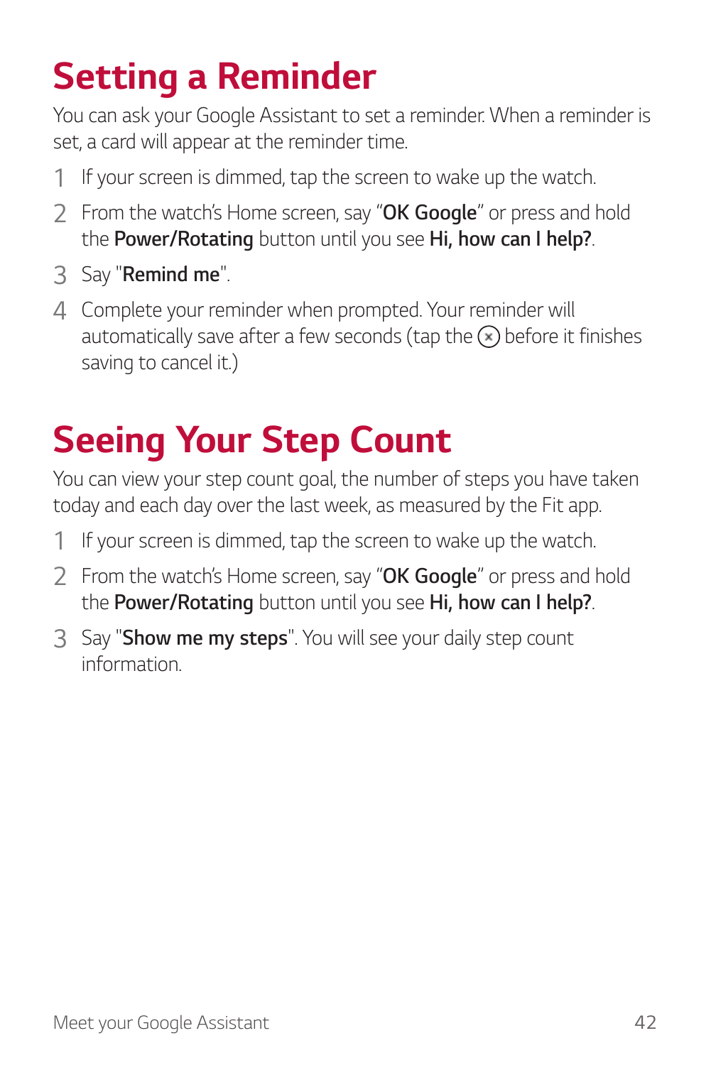# Setting a Reminder

You can ask your Google Assistant to set a reminder. When a reminder is set, a card will appear at the reminder time.

1 If your screen is dimmed, tap the screen to wake up the watch.

2 From the watch's Home screen, say "**OK Google**" or press and hold the **Power/Rotating** button until you see **Hi, how can I help?**.

3 Say "**Remind me**".

4 Complete your reminder when prompted. Your reminder will automatically save after a few seconds (tap the ⊗ before it finishes saving to cancel it.)

# Seeing Your Step Count

You can view your step count goal, the number of steps you have taken today and each day over the last week, as measured by the Fit app.

1 If your screen is dimmed, tap the screen to wake up the watch.

2 From the watch's Home screen, say "**OK Google**" or press and hold the **Power/Rotating** button until you see **Hi, how can I help?**.

3 Say "**Show me my steps**". You will see your daily step count information.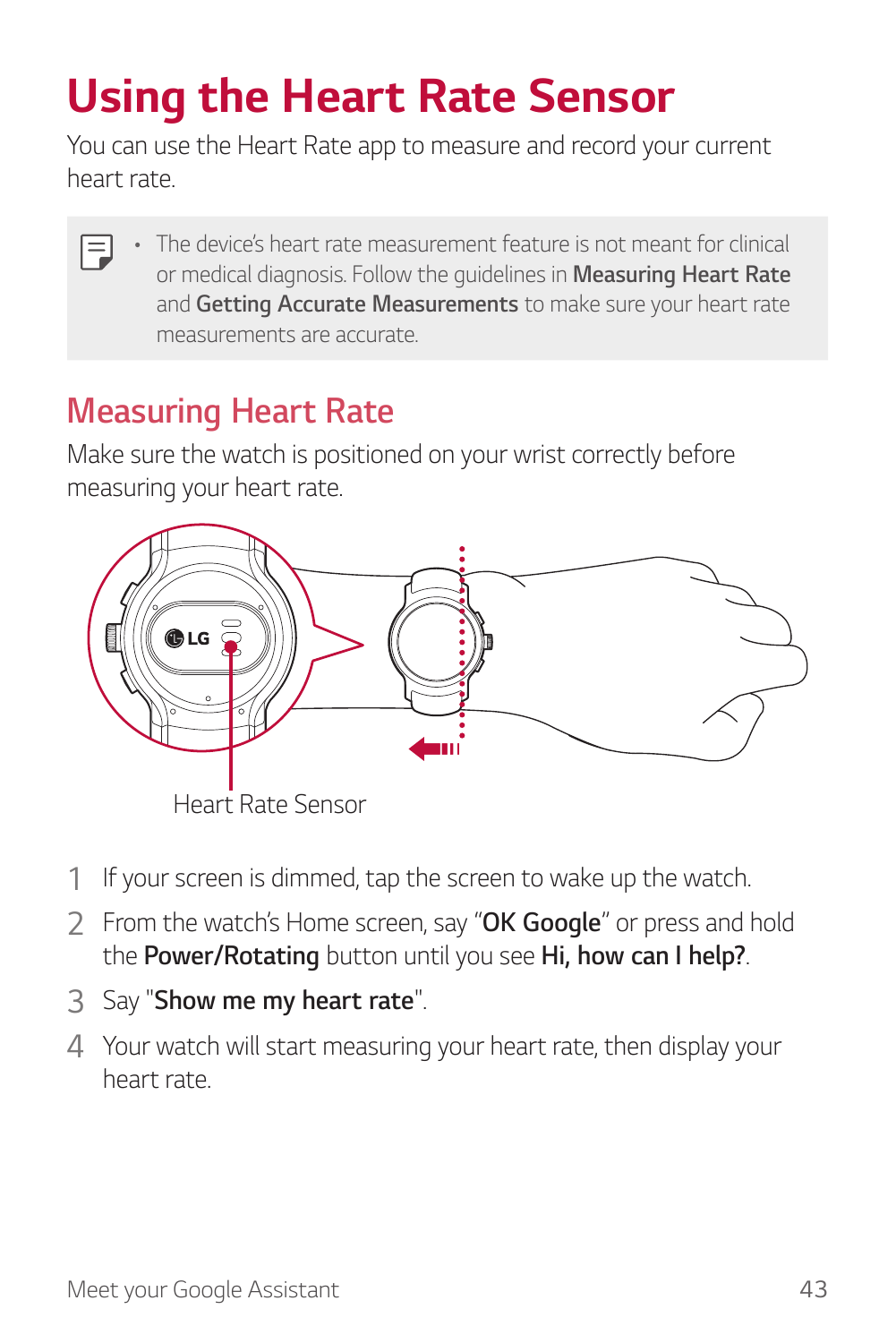# Using the Heart Rate Sensor

You can use the Heart Rate app to measure and record your current heart rate.

- The device's heart rate measurement feature is not meant for clinical or medical diagnosis. Follow the guidelines in **Measuring Heart Rate** and **Getting Accurate Measurements** to make sure your heart rate measurements are accurate.

## Measuring Heart Rate

Make sure the watch is positioned on your wrist correctly before measuring your heart rate.

Heart Rate Sensor

1. If your screen is dimmed, tap the screen to wake up the watch.
2. From the watch's Home screen, say "**OK Google**" or press and hold the **Power/Rotating** button until you see **Hi, how can I help?**.
3. Say "**Show me my heart rate**".
4. Your watch will start measuring your heart rate, then display your heart rate.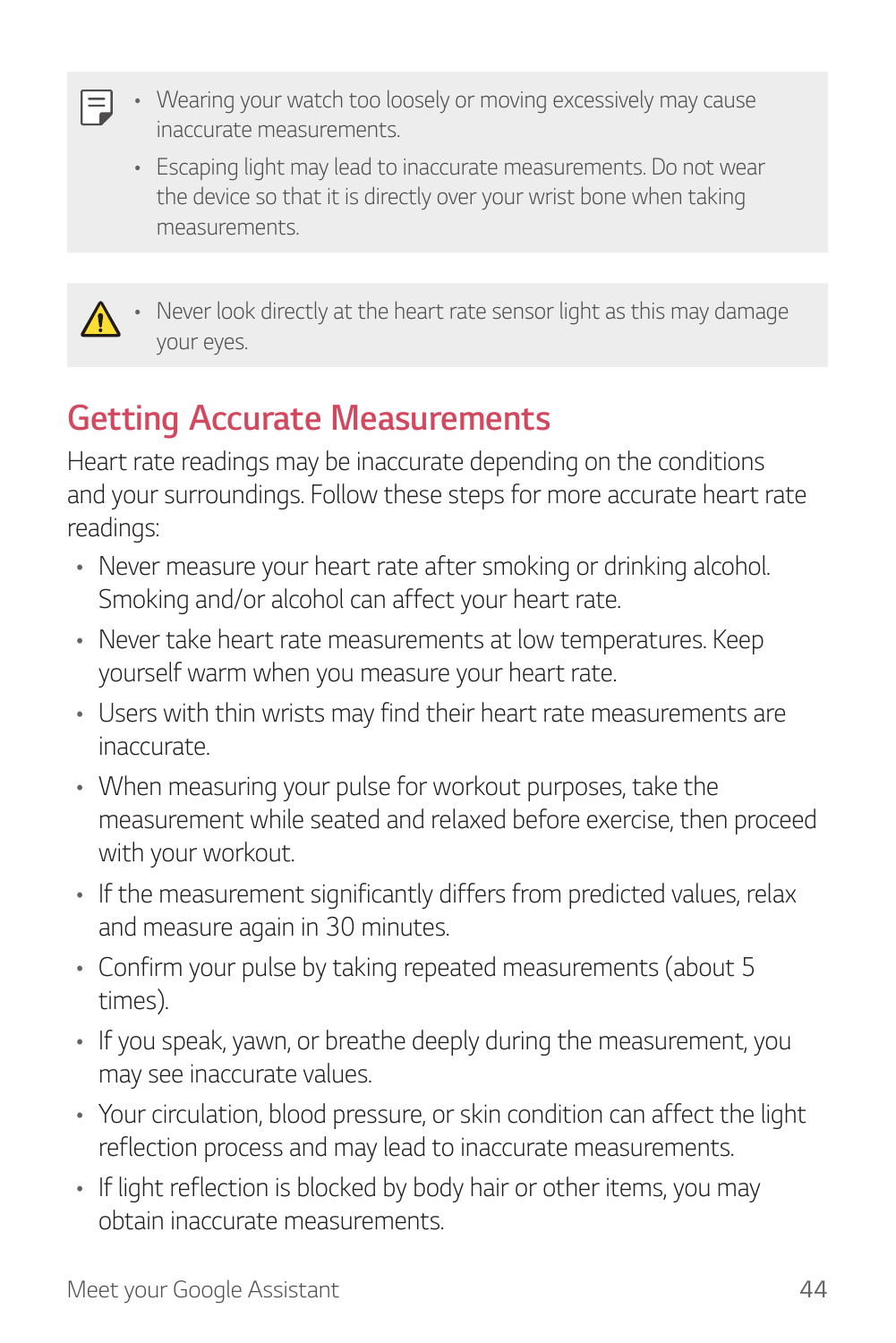- Wearing your watch too loosely or moving excessively may cause inaccurate measurements.
- Escaping light may lead to inaccurate measurements. Do not wear the device so that it is directly over your wrist bone when taking measurements.

- Never look directly at the heart rate sensor light as this may damage your eyes.

## Getting Accurate Measurements

Heart rate readings may be inaccurate depending on the conditions and your surroundings. Follow these steps for more accurate heart rate readings:

- Never measure your heart rate after smoking or drinking alcohol. Smoking and/or alcohol can affect your heart rate.
- Never take heart rate measurements at low temperatures. Keep yourself warm when you measure your heart rate.
- Users with thin wrists may find their heart rate measurements are inaccurate.
- When measuring your pulse for workout purposes, take the measurement while seated and relaxed before exercise, then proceed with your workout.
- If the measurement significantly differs from predicted values, relax and measure again in 30 minutes.
- Confirm your pulse by taking repeated measurements (about 5 times).
- If you speak, yawn, or breathe deeply during the measurement, you may see inaccurate values.
- Your circulation, blood pressure, or skin condition can affect the light reflection process and may lead to inaccurate measurements.
- If light reflection is blocked by body hair or other items, you may obtain inaccurate measurements.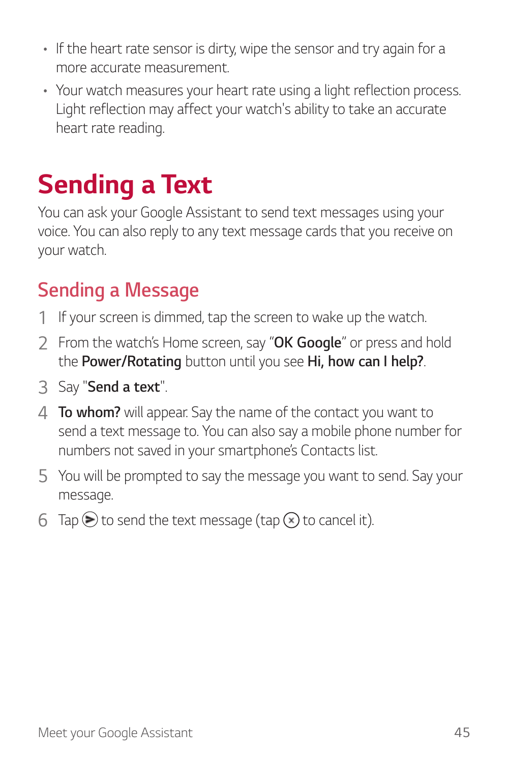- If the heart rate sensor is dirty, wipe the sensor and try again for a more accurate measurement.
- Your watch measures your heart rate using a light reflection process. Light reflection may affect your watch's ability to take an accurate heart rate reading.

# Sending a Text

You can ask your Google Assistant to send text messages using your voice. You can also reply to any text message cards that you receive on your watch.

## Sending a Message

1. If your screen is dimmed, tap the screen to wake up the watch.
2. From the watch's Home screen, say "**OK Google**" or press and hold the **Power/Rotating** button until you see **Hi, how can I help?**.
3. Say "**Send a text**".
4. **To whom?** will appear. Say the name of the contact you want to send a text message to. You can also say a mobile phone number for numbers not saved in your smartphone's Contacts list.
5. You will be prompted to say the message you want to send. Say your message.
6. Tap ➤ to send the text message (tap ⊗ to cancel it).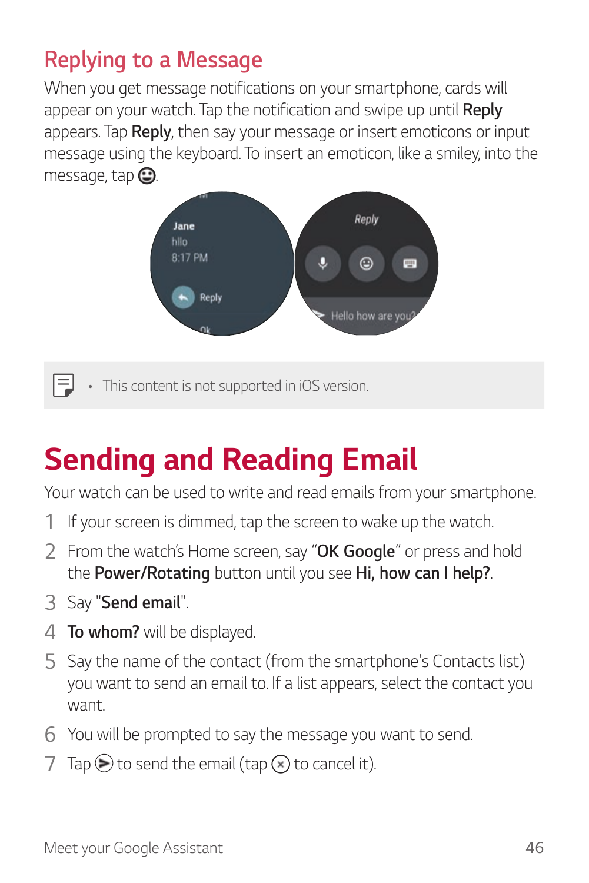## Replying to a Message

When you get message notifications on your smartphone, cards will appear on your watch. Tap the notification and swipe up until **Reply** appears. Tap **Reply**, then say your message or insert emoticons or input message using the keyboard. To insert an emoticon, like a smiley, into the message, tap ☺.

- This content is not supported in iOS version.

# Sending and Reading Email

Your watch can be used to write and read emails from your smartphone.

1. If your screen is dimmed, tap the screen to wake up the watch.
2. From the watch's Home screen, say "**OK Google**" or press and hold the **Power/Rotating** button until you see **Hi, how can I help?**.
3. Say "**Send email**".
4. **To whom?** will be displayed.
5. Say the name of the contact (from the smartphone's Contacts list) you want to send an email to. If a list appears, select the contact you want.
6. You will be prompted to say the message you want to send.
7. Tap ➤ to send the email (tap ⊗ to cancel it).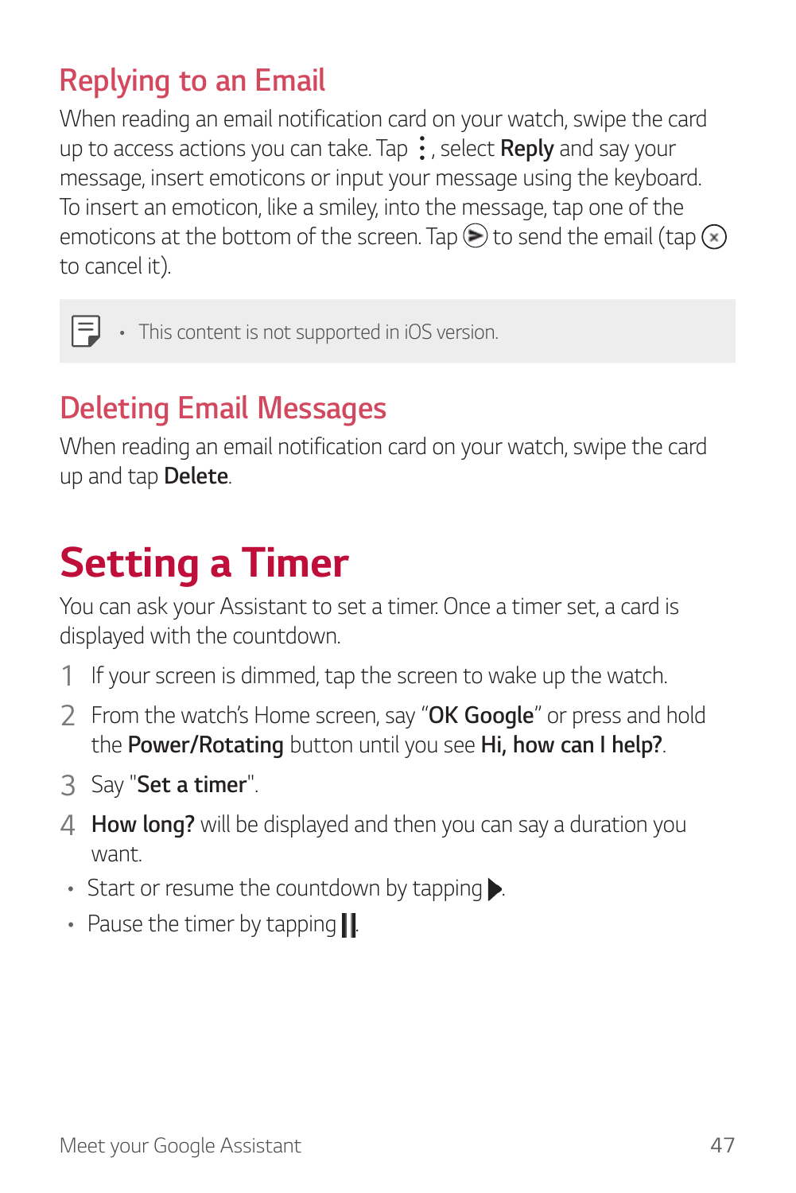## Replying to an Email

When reading an email notification card on your watch, swipe the card up to access actions you can take. Tap ⋮, select **Reply** and say your message, insert emoticons or input your message using the keyboard. To insert an emoticon, like a smiley, into the message, tap one of the emoticons at the bottom of the screen. Tap ➤ to send the email (tap ⊗ to cancel it).

- This content is not supported in iOS version.

## Deleting Email Messages

When reading an email notification card on your watch, swipe the card up and tap **Delete**.

# Setting a Timer

You can ask your Assistant to set a timer. Once a timer set, a card is displayed with the countdown.

1. If your screen is dimmed, tap the screen to wake up the watch.
2. From the watch's Home screen, say "**OK Google**" or press and hold the **Power/Rotating** button until you see **Hi, how can I help?**.
3. Say "**Set a timer**".
4. **How long?** will be displayed and then you can say a duration you want.

- Start or resume the countdown by tapping ▶.
- Pause the timer by tapping ‖.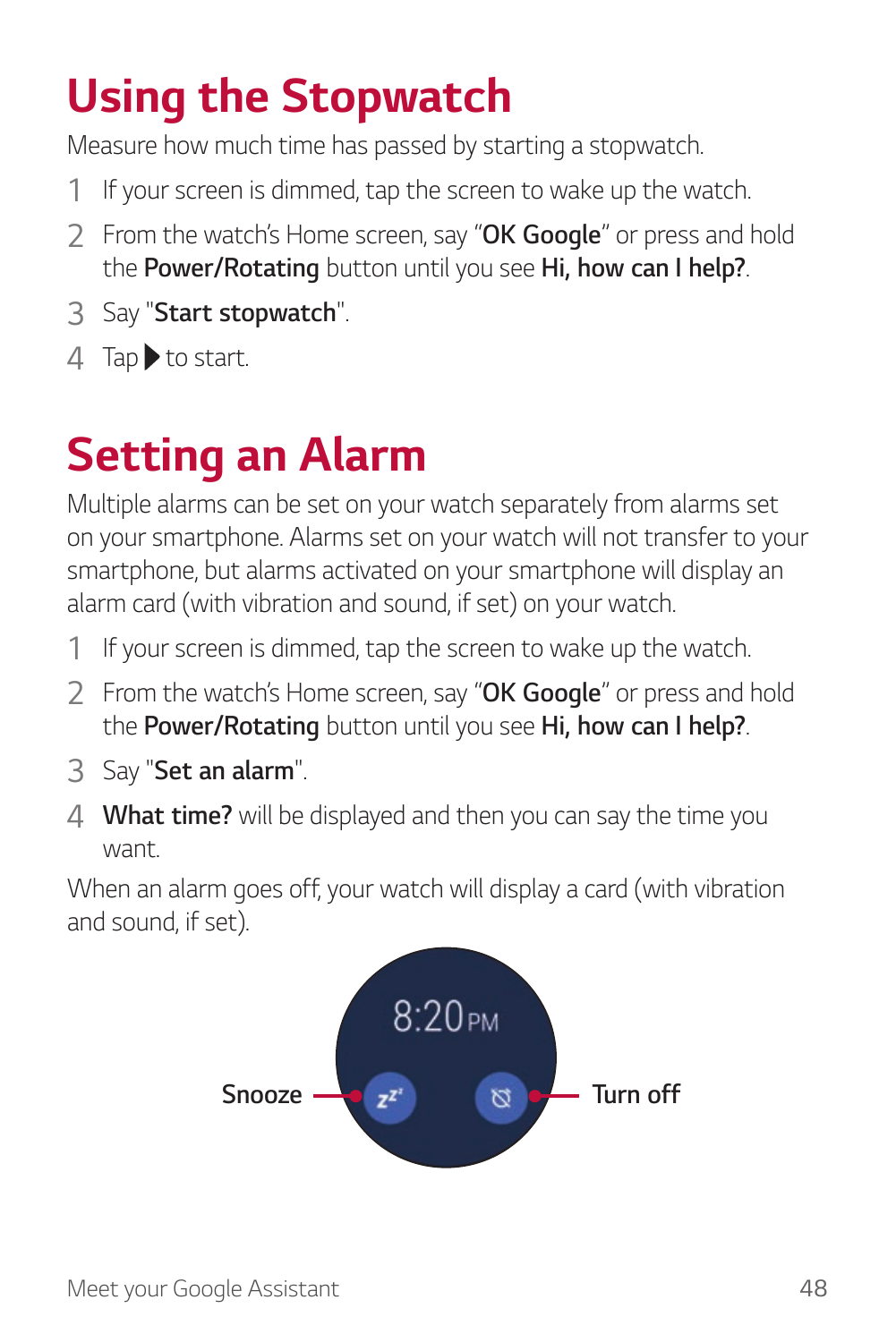# Using the Stopwatch

Measure how much time has passed by starting a stopwatch.

1. If your screen is dimmed, tap the screen to wake up the watch.
2. From the watch's Home screen, say "**OK Google**" or press and hold the **Power/Rotating** button until you see **Hi, how can I help?**.
3. Say "**Start stopwatch**".
4. Tap ▶ to start.

# Setting an Alarm

Multiple alarms can be set on your watch separately from alarms set on your smartphone. Alarms set on your watch will not transfer to your smartphone, but alarms activated on your smartphone will display an alarm card (with vibration and sound, if set) on your watch.

1. If your screen is dimmed, tap the screen to wake up the watch.
2. From the watch's Home screen, say "**OK Google**" or press and hold the **Power/Rotating** button until you see **Hi, how can I help?**.
3. Say "**Set an alarm**".
4. **What time?** will be displayed and then you can say the time you want.

When an alarm goes off, your watch will display a card (with vibration and sound, if set).

8:20 PM

Snooze

Turn off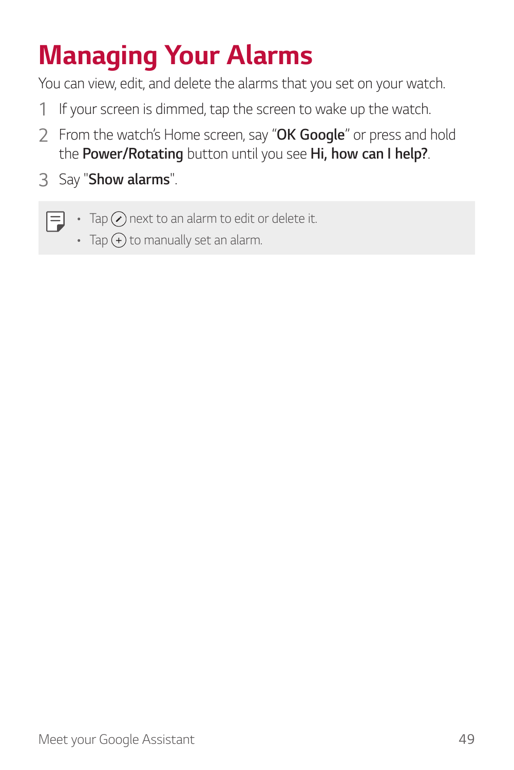# Managing Your Alarms

You can view, edit, and delete the alarms that you set on your watch.

1. If your screen is dimmed, tap the screen to wake up the watch.
2. From the watch's Home screen, say "**OK Google**" or press and hold the **Power/Rotating** button until you see **Hi, how can I help?**.
3. Say "**Show alarms**".

- Tap ✎ next to an alarm to edit or delete it.
- Tap ⊕ to manually set an alarm.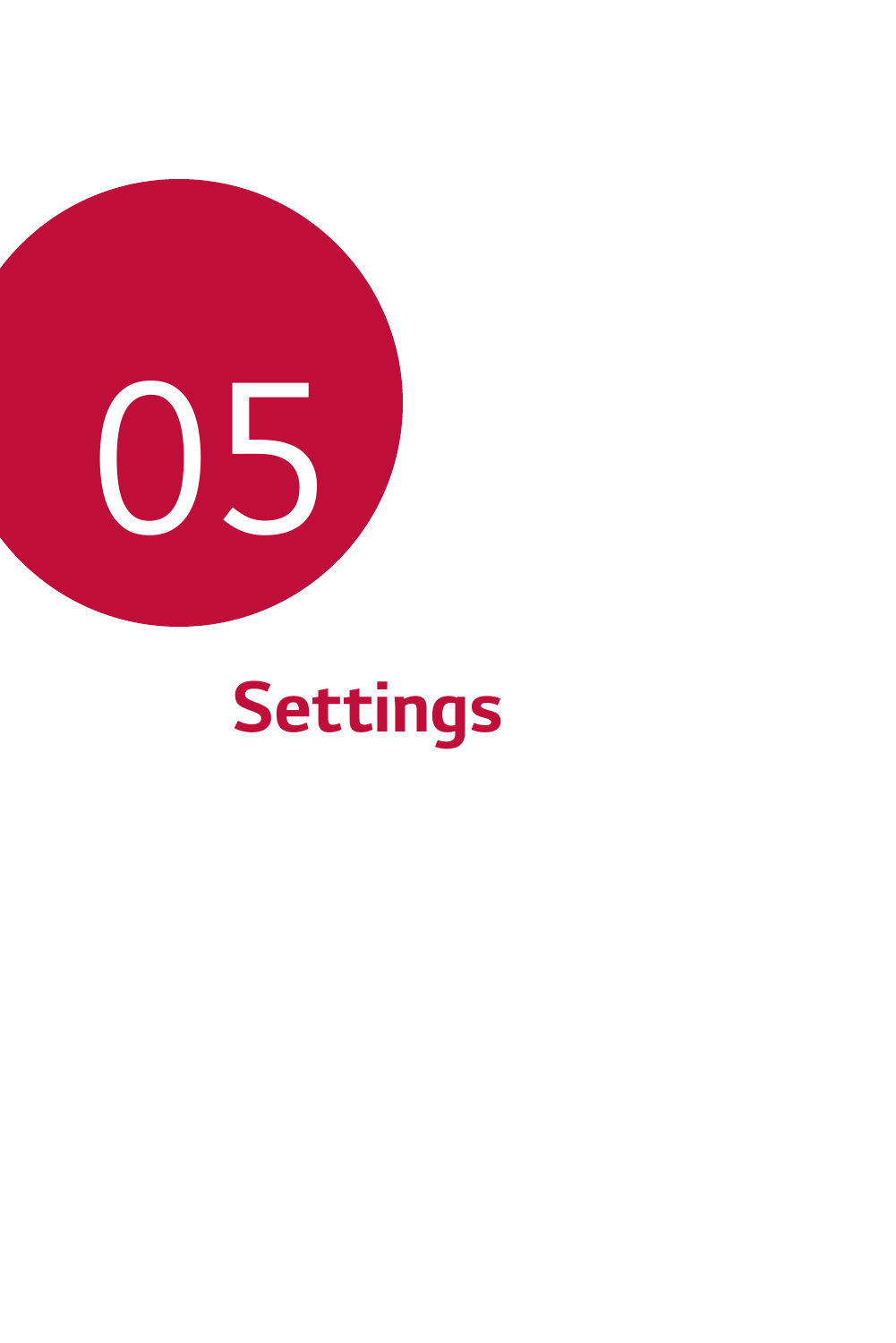# 05

# Settings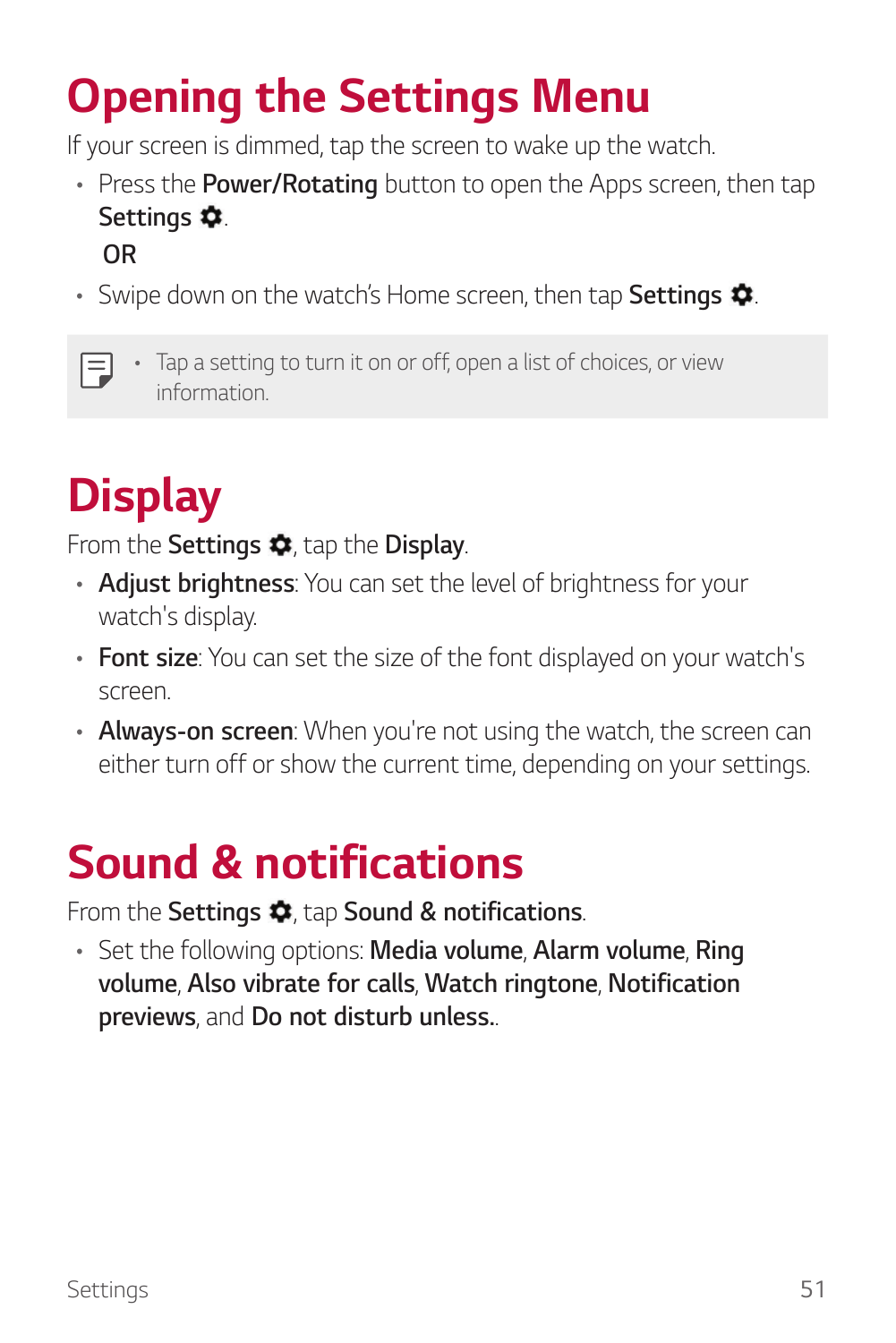# Opening the Settings Menu

If your screen is dimmed, tap the screen to wake up the watch.

- Press the **Power/Rotating** button to open the Apps screen, then tap **Settings** ⚙.

  OR

- Swipe down on the watch's Home screen, then tap **Settings** ⚙.

> - Tap a setting to turn it on or off, open a list of choices, or view information.

# Display

From the **Settings** ⚙, tap the **Display**.

- **Adjust brightness**: You can set the level of brightness for your watch's display.
- **Font size**: You can set the size of the font displayed on your watch's screen.
- **Always-on screen**: When you're not using the watch, the screen can either turn off or show the current time, depending on your settings.

# Sound & notifications

From the **Settings** ⚙, tap **Sound & notifications**.

- Set the following options: **Media volume**, **Alarm volume**, **Ring volume**, **Also vibrate for calls**, **Watch ringtone**, **Notification previews**, and **Do not disturb unless.**.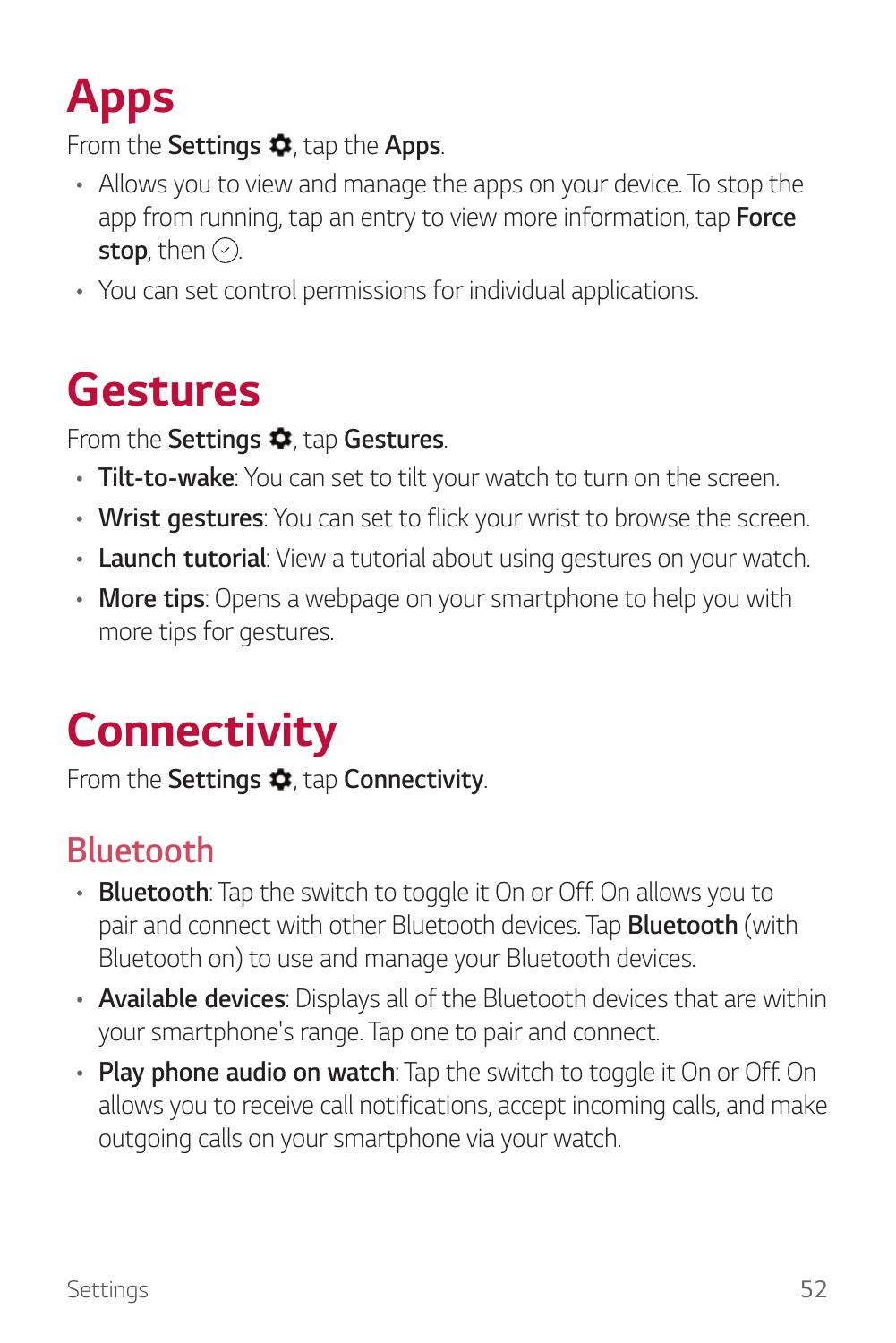# Apps

From the **Settings** ⚙, tap the **Apps**.

- Allows you to view and manage the apps on your device. To stop the app from running, tap an entry to view more information, tap **Force stop**, then ✓.
- You can set control permissions for individual applications.

# Gestures

From the **Settings** ⚙, tap **Gestures**.

- **Tilt-to-wake**: You can set to tilt your watch to turn on the screen.
- **Wrist gestures**: You can set to flick your wrist to browse the screen.
- **Launch tutorial**: View a tutorial about using gestures on your watch.
- **More tips**: Opens a webpage on your smartphone to help you with more tips for gestures.

# Connectivity

From the **Settings** ⚙, tap **Connectivity**.

## Bluetooth

- **Bluetooth**: Tap the switch to toggle it On or Off. On allows you to pair and connect with other Bluetooth devices. Tap **Bluetooth** (with Bluetooth on) to use and manage your Bluetooth devices.
- **Available devices**: Displays all of the Bluetooth devices that are within your smartphone's range. Tap one to pair and connect.
- **Play phone audio on watch**: Tap the switch to toggle it On or Off. On allows you to receive call notifications, accept incoming calls, and make outgoing calls on your smartphone via your watch.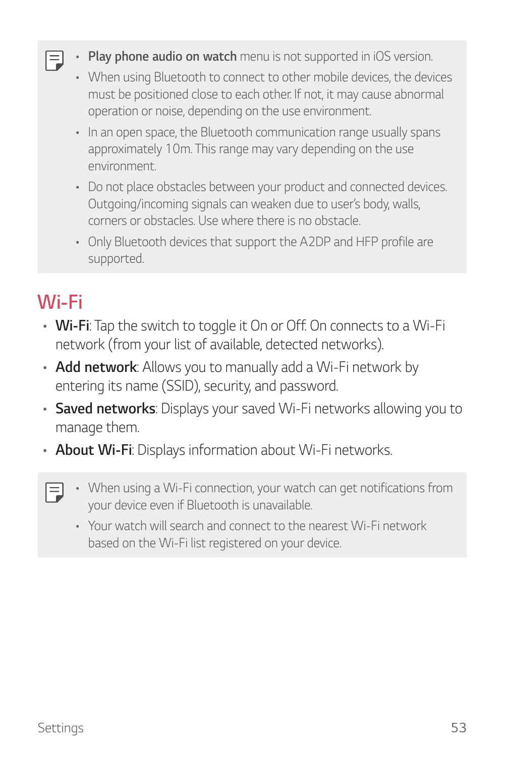- **Play phone audio on watch** menu is not supported in iOS version.
- When using Bluetooth to connect to other mobile devices, the devices must be positioned close to each other. If not, it may cause abnormal operation or noise, depending on the use environment.
- In an open space, the Bluetooth communication range usually spans approximately 10m. This range may vary depending on the use environment.
- Do not place obstacles between your product and connected devices. Outgoing/incoming signals can weaken due to user's body, walls, corners or obstacles. Use where there is no obstacle.
- Only Bluetooth devices that support the A2DP and HFP profile are supported.

## Wi-Fi

- **Wi-Fi**: Tap the switch to toggle it On or Off. On connects to a Wi-Fi network (from your list of available, detected networks).
- **Add network**: Allows you to manually add a Wi-Fi network by entering its name (SSID), security, and password.
- **Saved networks**: Displays your saved Wi-Fi networks allowing you to manage them.
- **About Wi-Fi**: Displays information about Wi-Fi networks.

- When using a Wi-Fi connection, your watch can get notifications from your device even if Bluetooth is unavailable.
- Your watch will search and connect to the nearest Wi-Fi network based on the Wi-Fi list registered on your device.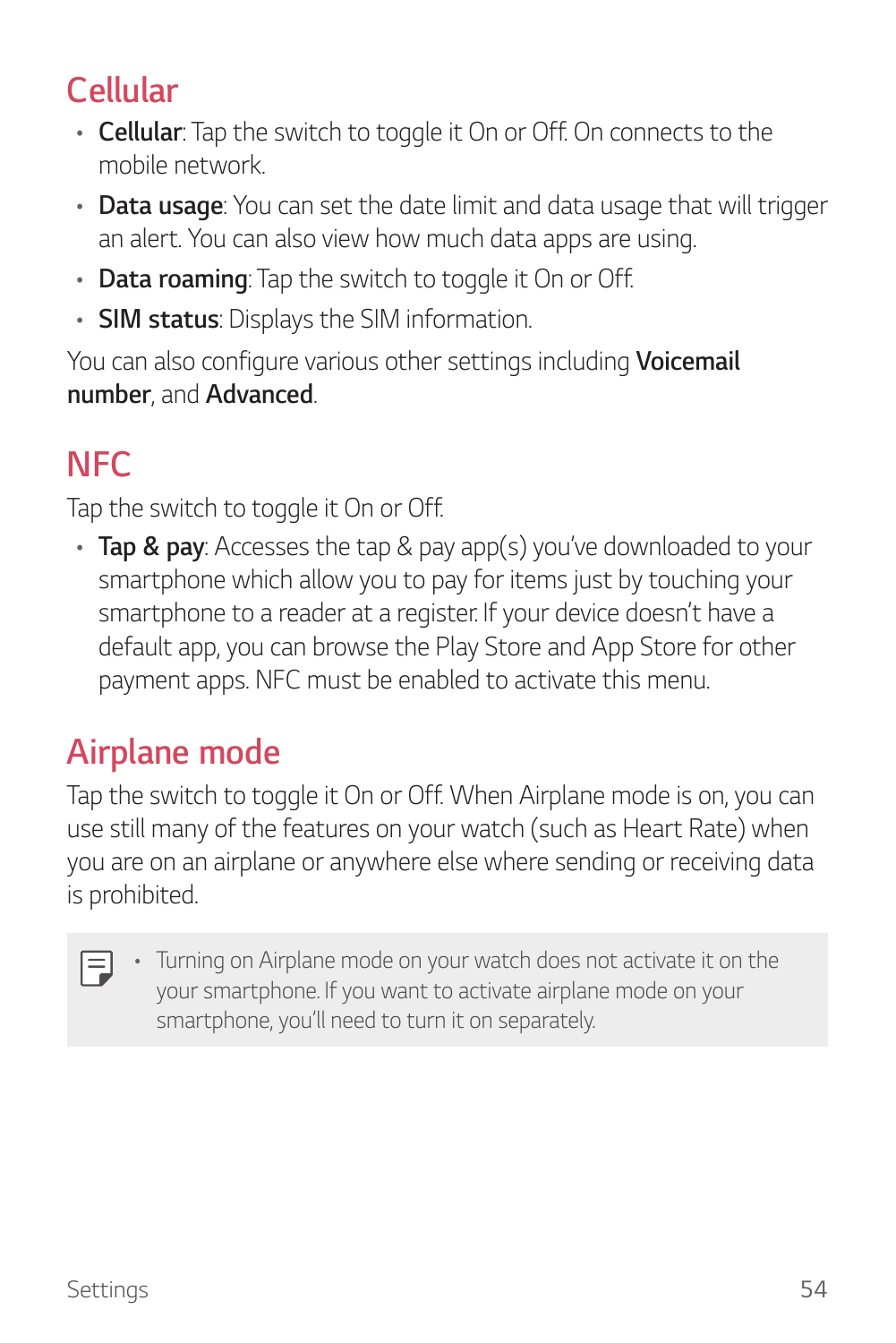## Cellular

- **Cellular**: Tap the switch to toggle it On or Off. On connects to the mobile network.
- **Data usage**: You can set the date limit and data usage that will trigger an alert. You can also view how much data apps are using.
- **Data roaming**: Tap the switch to toggle it On or Off.
- **SIM status**: Displays the SIM information.

You can also configure various other settings including **Voicemail number**, and **Advanced**.

## NFC

Tap the switch to toggle it On or Off.

- **Tap & pay**: Accesses the tap & pay app(s) you've downloaded to your smartphone which allow you to pay for items just by touching your smartphone to a reader at a register. If your device doesn't have a default app, you can browse the Play Store and App Store for other payment apps. NFC must be enabled to activate this menu.

## Airplane mode

Tap the switch to toggle it On or Off. When Airplane mode is on, you can use still many of the features on your watch (such as Heart Rate) when you are on an airplane or anywhere else where sending or receiving data is prohibited.

- Turning on Airplane mode on your watch does not activate it on the your smartphone. If you want to activate airplane mode on your smartphone, you'll need to turn it on separately.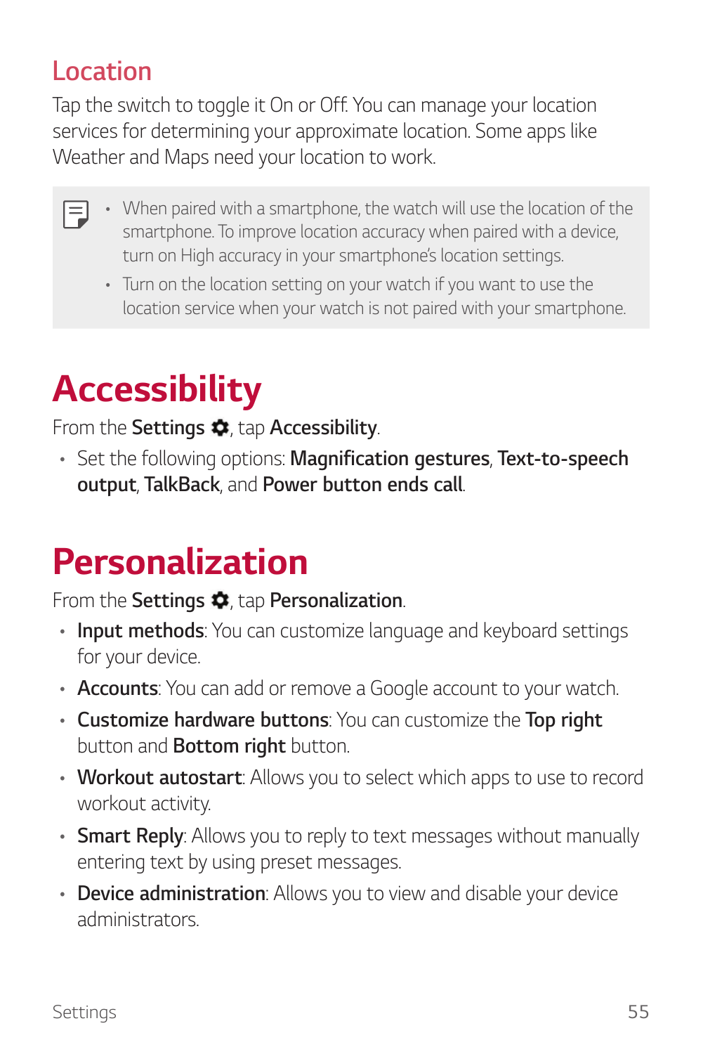### Location

Tap the switch to toggle it On or Off. You can manage your location services for determining your approximate location. Some apps like Weather and Maps need your location to work.

- When paired with a smartphone, the watch will use the location of the smartphone. To improve location accuracy when paired with a device, turn on High accuracy in your smartphone's location settings.
- Turn on the location setting on your watch if you want to use the location service when your watch is not paired with your smartphone.

## Accessibility

From the **Settings** ⚙, tap **Accessibility**.

- Set the following options: **Magnification gestures**, **Text-to-speech output**, **TalkBack**, and **Power button ends call**.

## Personalization

From the **Settings** ⚙, tap **Personalization**.

- **Input methods**: You can customize language and keyboard settings for your device.
- **Accounts**: You can add or remove a Google account to your watch.
- **Customize hardware buttons**: You can customize the **Top right** button and **Bottom right** button.
- **Workout autostart**: Allows you to select which apps to use to record workout activity.
- **Smart Reply**: Allows you to reply to text messages without manually entering text by using preset messages.
- **Device administration**: Allows you to view and disable your device administrators.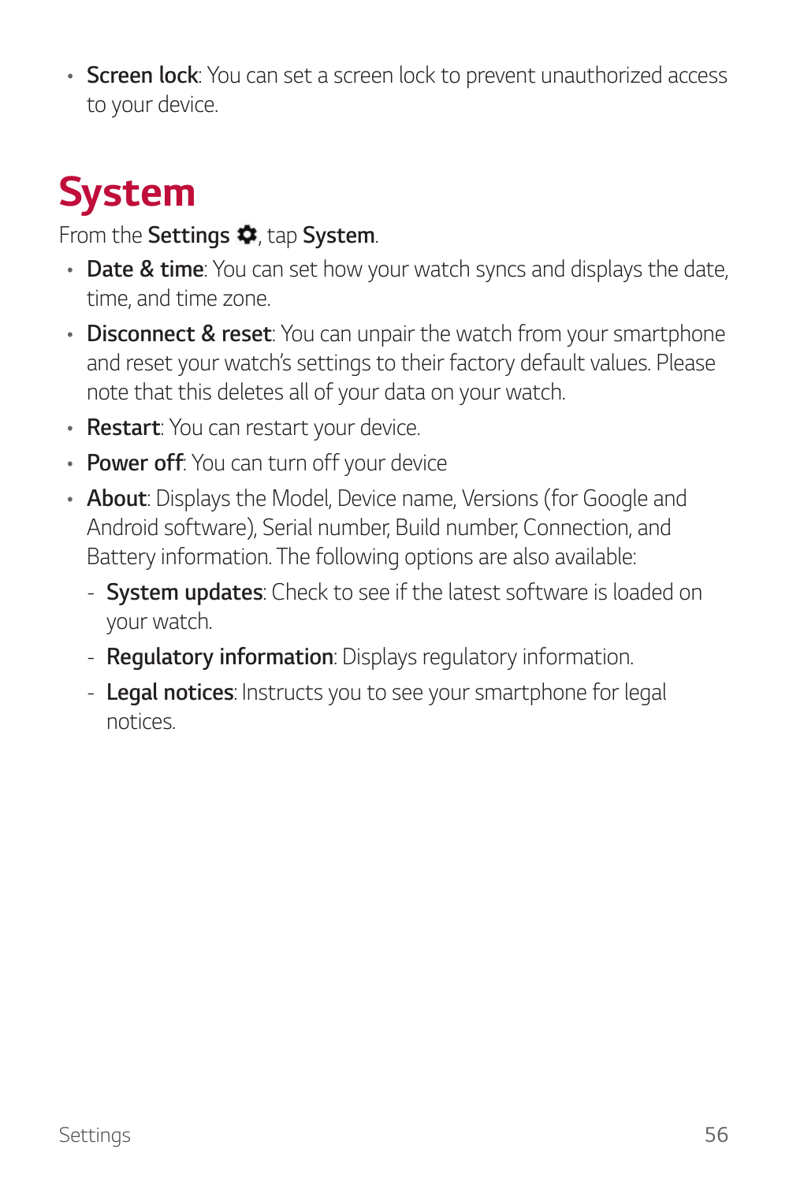- **Screen lock**: You can set a screen lock to prevent unauthorized access to your device.

# System

From the **Settings** ⚙, tap **System**.

- **Date & time**: You can set how your watch syncs and displays the date, time, and time zone.
- **Disconnect & reset**: You can unpair the watch from your smartphone and reset your watch's settings to their factory default values. Please note that this deletes all of your data on your watch.
- **Restart**: You can restart your device.
- **Power off**: You can turn off your device
- **About**: Displays the Model, Device name, Versions (for Google and Android software), Serial number, Build number, Connection, and Battery information. The following options are also available:
  - **System updates**: Check to see if the latest software is loaded on your watch.
  - **Regulatory information**: Displays regulatory information.
  - **Legal notices**: Instructs you to see your smartphone for legal notices.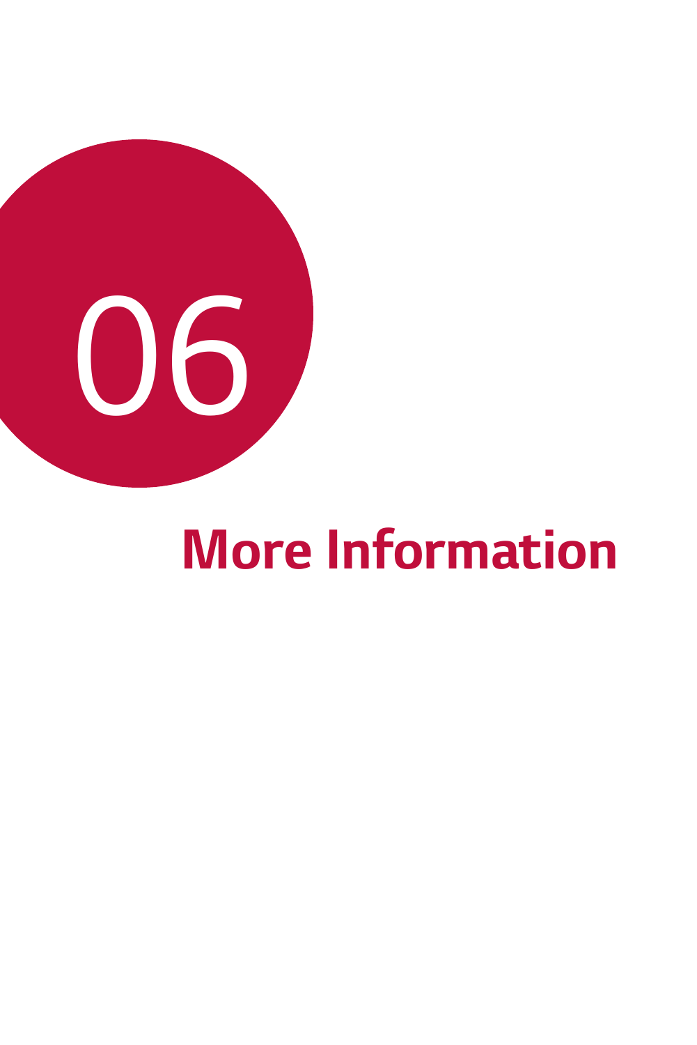06

# More Information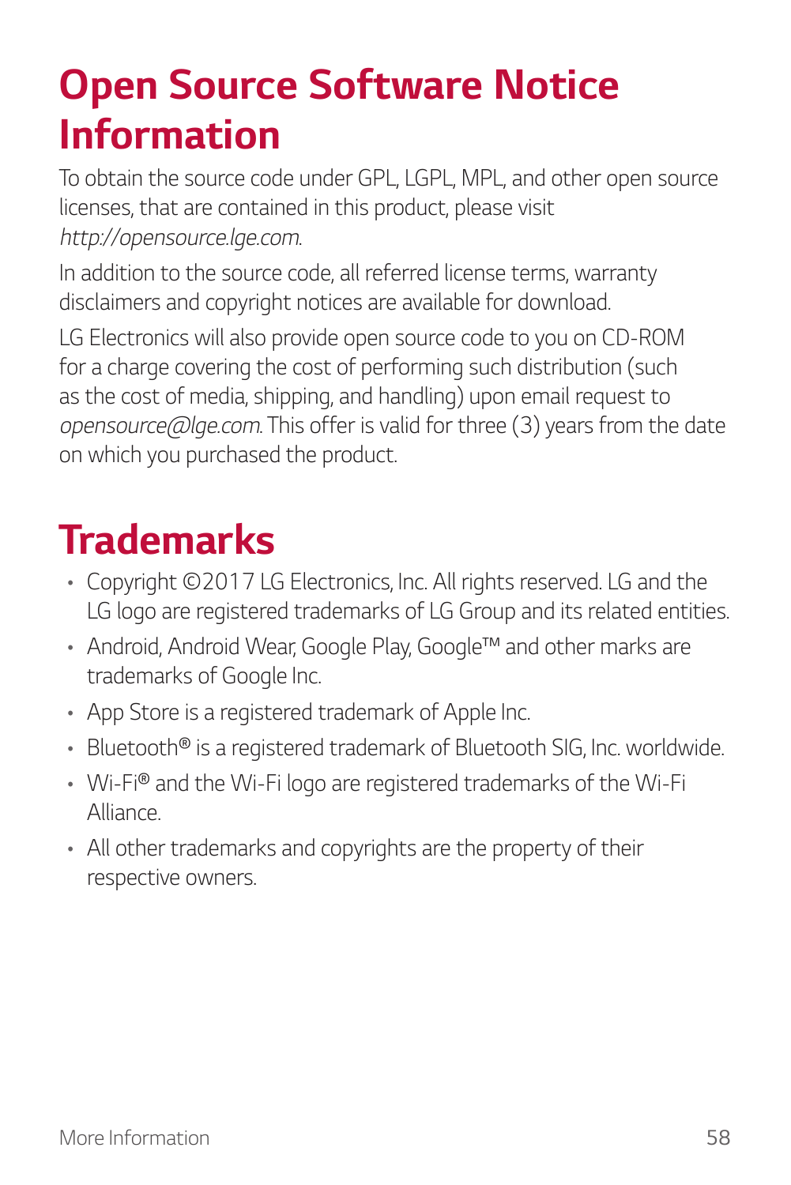# Open Source Software Notice Information

To obtain the source code under GPL, LGPL, MPL, and other open source licenses, that are contained in this product, please visit *http://opensource.lge.com*.

In addition to the source code, all referred license terms, warranty disclaimers and copyright notices are available for download.

LG Electronics will also provide open source code to you on CD-ROM for a charge covering the cost of performing such distribution (such as the cost of media, shipping, and handling) upon email request to *opensource@lge.com*. This offer is valid for three (3) years from the date on which you purchased the product.

# Trademarks

- Copyright ©2017 LG Electronics, Inc. All rights reserved. LG and the LG logo are registered trademarks of LG Group and its related entities.
- Android, Android Wear, Google Play, Google™ and other marks are trademarks of Google Inc.
- App Store is a registered trademark of Apple Inc.
- Bluetooth® is a registered trademark of Bluetooth SIG, Inc. worldwide.
- Wi-Fi® and the Wi-Fi logo are registered trademarks of the Wi-Fi Alliance.
- All other trademarks and copyrights are the property of their respective owners.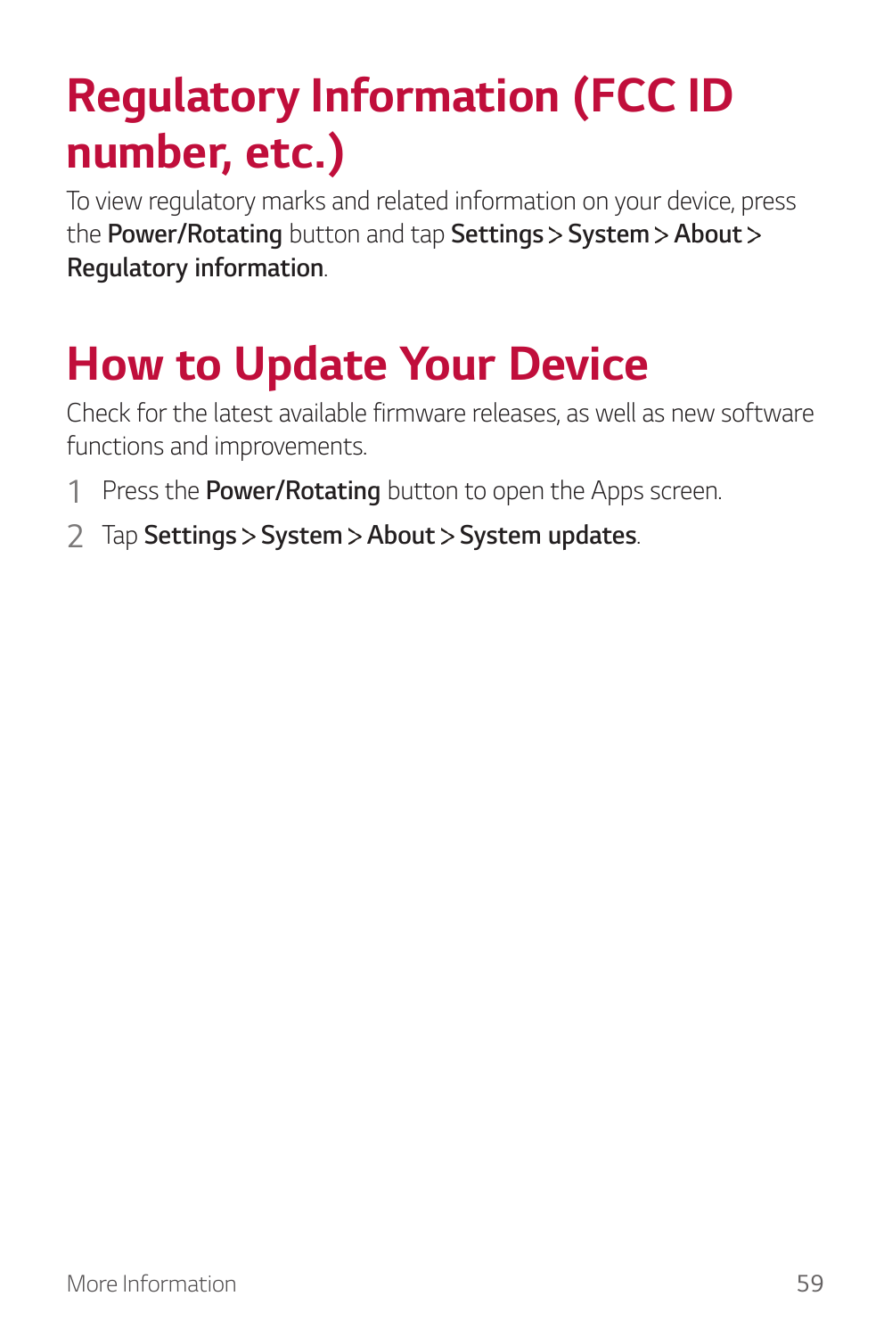# Regulatory Information (FCC ID number, etc.)

To view regulatory marks and related information on your device, press the **Power/Rotating** button and tap **Settings** > **System** > **About** > **Regulatory information**.

# How to Update Your Device

Check for the latest available firmware releases, as well as new software functions and improvements.

1. Press the **Power/Rotating** button to open the Apps screen.
2. Tap **Settings** > **System** > **About** > **System updates**.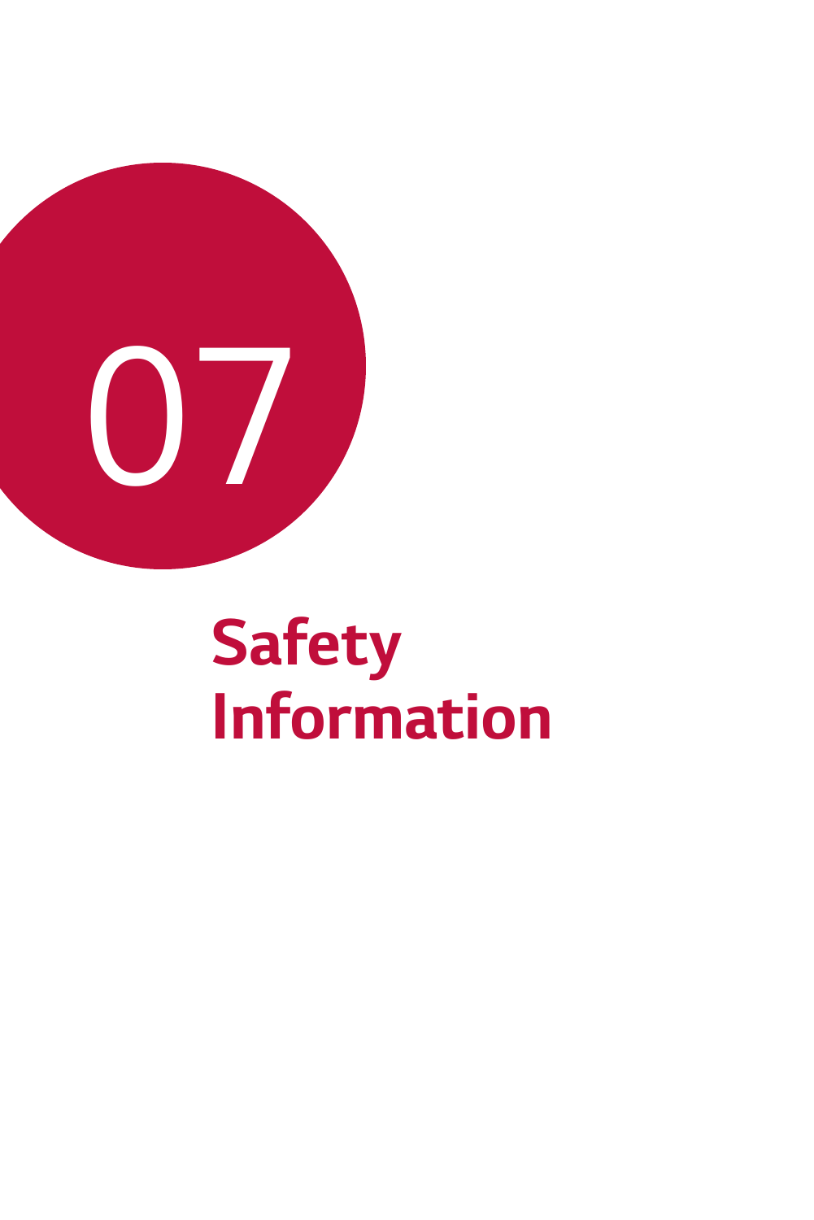07

# Safety Information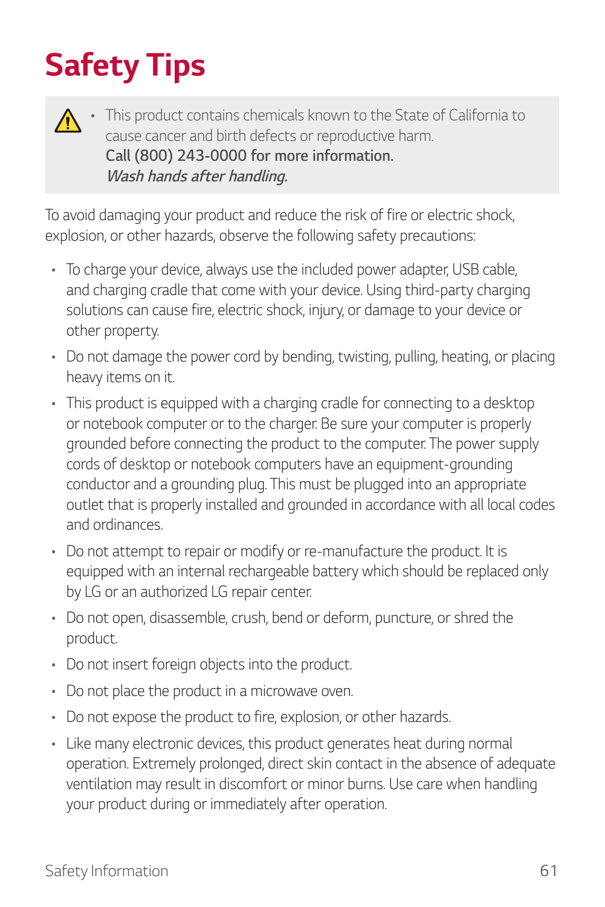# Safety Tips

- This product contains chemicals known to the State of California to cause cancer and birth defects or reproductive harm.
  **Call (800) 243-0000 for more information.**
  ***Wash hands after handling.***

To avoid damaging your product and reduce the risk of fire or electric shock, explosion, or other hazards, observe the following safety precautions:

- To charge your device, always use the included power adapter, USB cable, and charging cradle that come with your device. Using third-party charging solutions can cause fire, electric shock, injury, or damage to your device or other property.
- Do not damage the power cord by bending, twisting, pulling, heating, or placing heavy items on it.
- This product is equipped with a charging cradle for connecting to a desktop or notebook computer or to the charger. Be sure your computer is properly grounded before connecting the product to the computer. The power supply cords of desktop or notebook computers have an equipment-grounding conductor and a grounding plug. This must be plugged into an appropriate outlet that is properly installed and grounded in accordance with all local codes and ordinances.
- Do not attempt to repair or modify or re-manufacture the product. It is equipped with an internal rechargeable battery which should be replaced only by LG or an authorized LG repair center.
- Do not open, disassemble, crush, bend or deform, puncture, or shred the product.
- Do not insert foreign objects into the product.
- Do not place the product in a microwave oven.
- Do not expose the product to fire, explosion, or other hazards.
- Like many electronic devices, this product generates heat during normal operation. Extremely prolonged, direct skin contact in the absence of adequate ventilation may result in discomfort or minor burns. Use care when handling your product during or immediately after operation.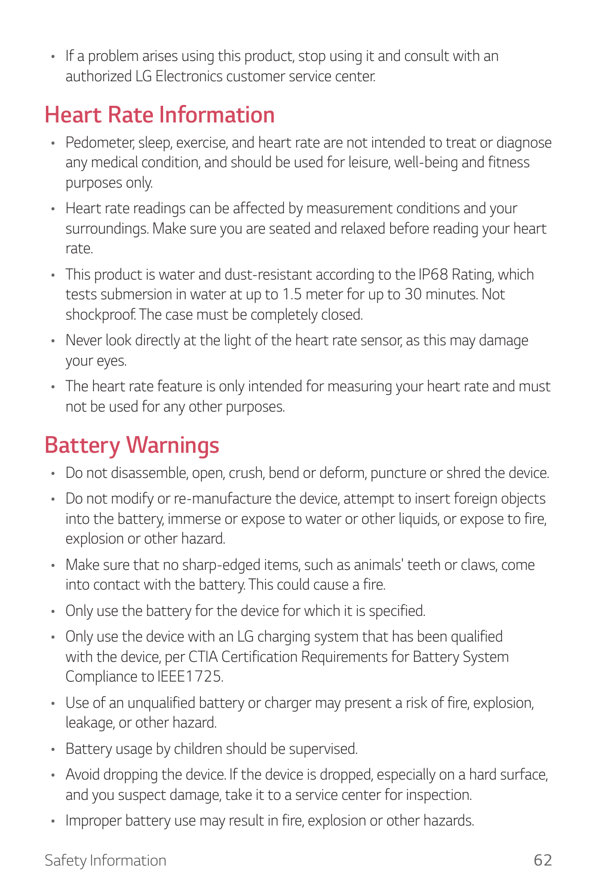- If a problem arises using this product, stop using it and consult with an authorized LG Electronics customer service center.

## Heart Rate Information

- Pedometer, sleep, exercise, and heart rate are not intended to treat or diagnose any medical condition, and should be used for leisure, well-being and fitness purposes only.
- Heart rate readings can be affected by measurement conditions and your surroundings. Make sure you are seated and relaxed before reading your heart rate.
- This product is water and dust-resistant according to the IP68 Rating, which tests submersion in water at up to 1.5 meter for up to 30 minutes. Not shockproof. The case must be completely closed.
- Never look directly at the light of the heart rate sensor, as this may damage your eyes.
- The heart rate feature is only intended for measuring your heart rate and must not be used for any other purposes.

## Battery Warnings

- Do not disassemble, open, crush, bend or deform, puncture or shred the device.
- Do not modify or re-manufacture the device, attempt to insert foreign objects into the battery, immerse or expose to water or other liquids, or expose to fire, explosion or other hazard.
- Make sure that no sharp-edged items, such as animals' teeth or claws, come into contact with the battery. This could cause a fire.
- Only use the battery for the device for which it is specified.
- Only use the device with an LG charging system that has been qualified with the device, per CTIA Certification Requirements for Battery System Compliance to IEEE1725.
- Use of an unqualified battery or charger may present a risk of fire, explosion, leakage, or other hazard.
- Battery usage by children should be supervised.
- Avoid dropping the device. If the device is dropped, especially on a hard surface, and you suspect damage, take it to a service center for inspection.
- Improper battery use may result in fire, explosion or other hazards.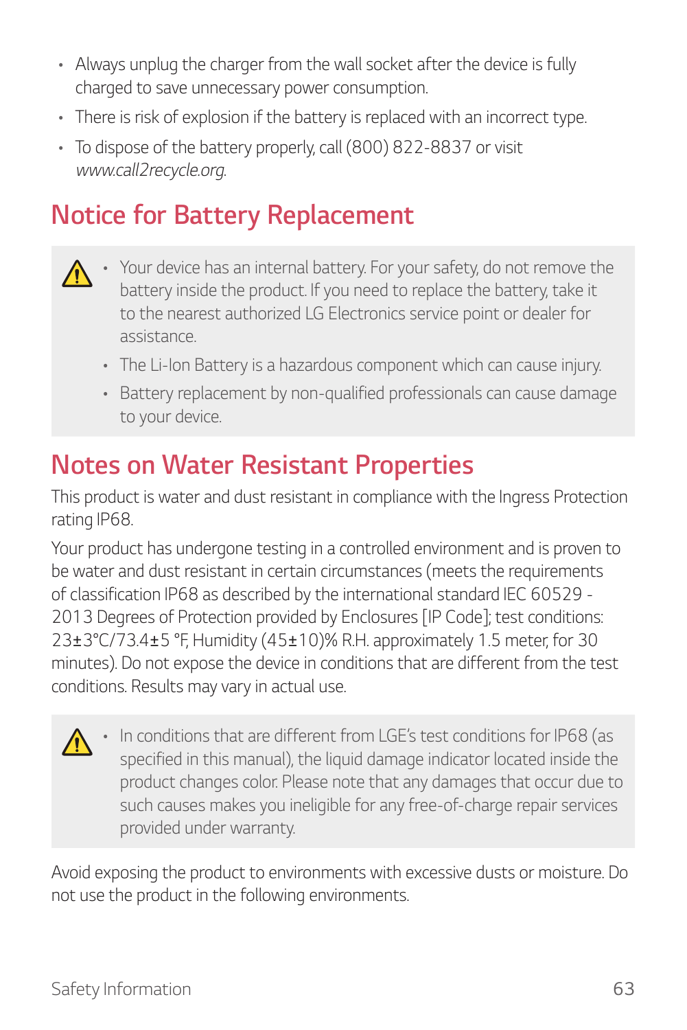- Always unplug the charger from the wall socket after the device is fully charged to save unnecessary power consumption.
- There is risk of explosion if the battery is replaced with an incorrect type.
- To dispose of the battery properly, call (800) 822-8837 or visit *www.call2recycle.org*.

## Notice for Battery Replacement

- Your device has an internal battery. For your safety, do not remove the battery inside the product. If you need to replace the battery, take it to the nearest authorized LG Electronics service point or dealer for assistance.
- The Li-Ion Battery is a hazardous component which can cause injury.
- Battery replacement by non-qualified professionals can cause damage to your device.

## Notes on Water Resistant Properties

This product is water and dust resistant in compliance with the Ingress Protection rating IP68.

Your product has undergone testing in a controlled environment and is proven to be water and dust resistant in certain circumstances (meets the requirements of classification IP68 as described by the international standard IEC 60529 - 2013 Degrees of Protection provided by Enclosures [IP Code]; test conditions: 23±3°C/73.4±5 °F, Humidity (45±10)% R.H. approximately 1.5 meter, for 30 minutes). Do not expose the device in conditions that are different from the test conditions. Results may vary in actual use.

- In conditions that are different from LGE's test conditions for IP68 (as specified in this manual), the liquid damage indicator located inside the product changes color. Please note that any damages that occur due to such causes makes you ineligible for any free-of-charge repair services provided under warranty.

Avoid exposing the product to environments with excessive dusts or moisture. Do not use the product in the following environments.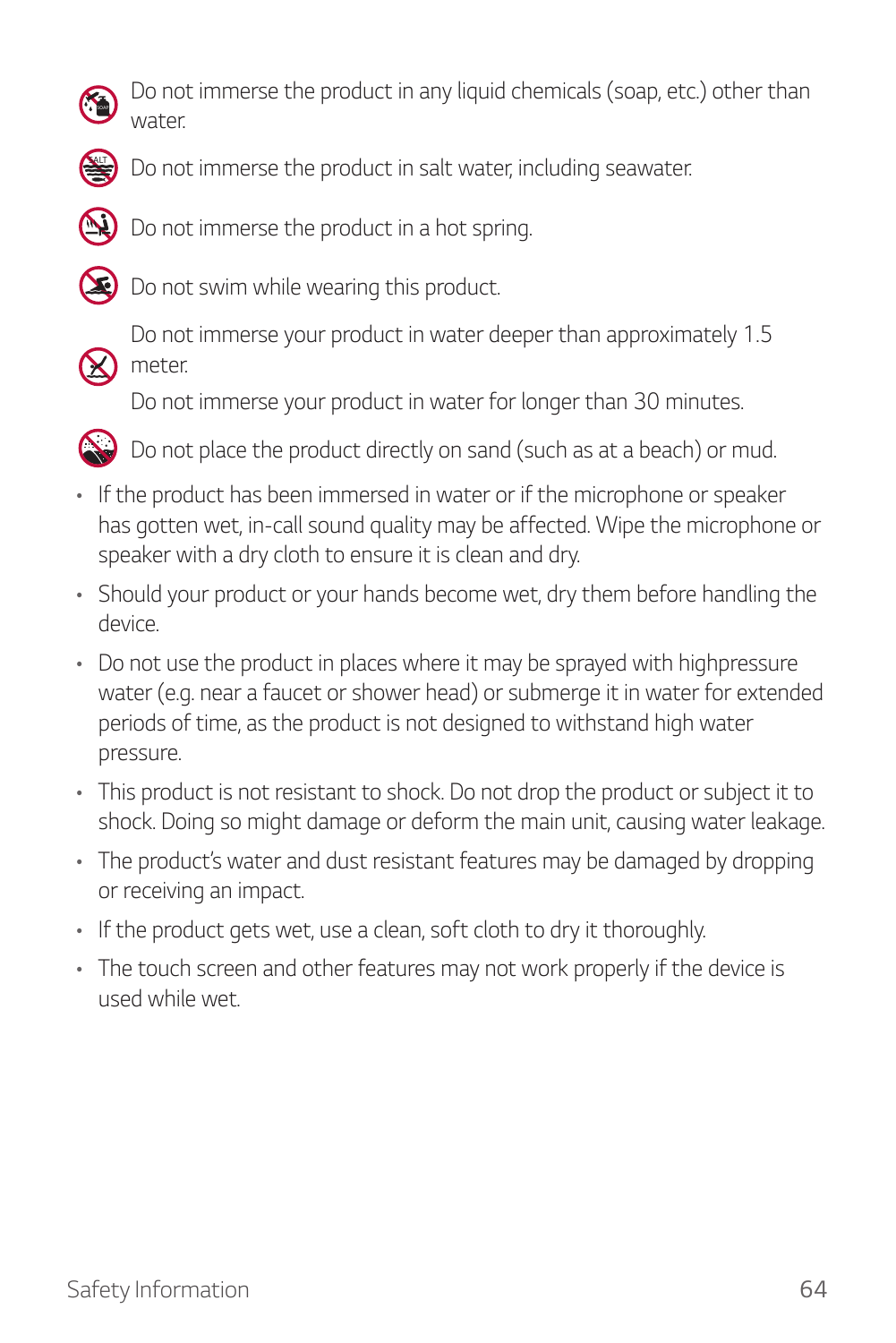Do not immerse the product in any liquid chemicals (soap, etc.) other than water.

Do not immerse the product in salt water, including seawater.

Do not immerse the product in a hot spring.

Do not swim while wearing this product.

Do not immerse your product in water deeper than approximately 1.5 meter.
Do not immerse your product in water for longer than 30 minutes.

Do not place the product directly on sand (such as at a beach) or mud.

- If the product has been immersed in water or if the microphone or speaker has gotten wet, in-call sound quality may be affected. Wipe the microphone or speaker with a dry cloth to ensure it is clean and dry.
- Should your product or your hands become wet, dry them before handling the device.
- Do not use the product in places where it may be sprayed with highpressure water (e.g. near a faucet or shower head) or submerge it in water for extended periods of time, as the product is not designed to withstand high water pressure.
- This product is not resistant to shock. Do not drop the product or subject it to shock. Doing so might damage or deform the main unit, causing water leakage.
- The product's water and dust resistant features may be damaged by dropping or receiving an impact.
- If the product gets wet, use a clean, soft cloth to dry it thoroughly.
- The touch screen and other features may not work properly if the device is used while wet.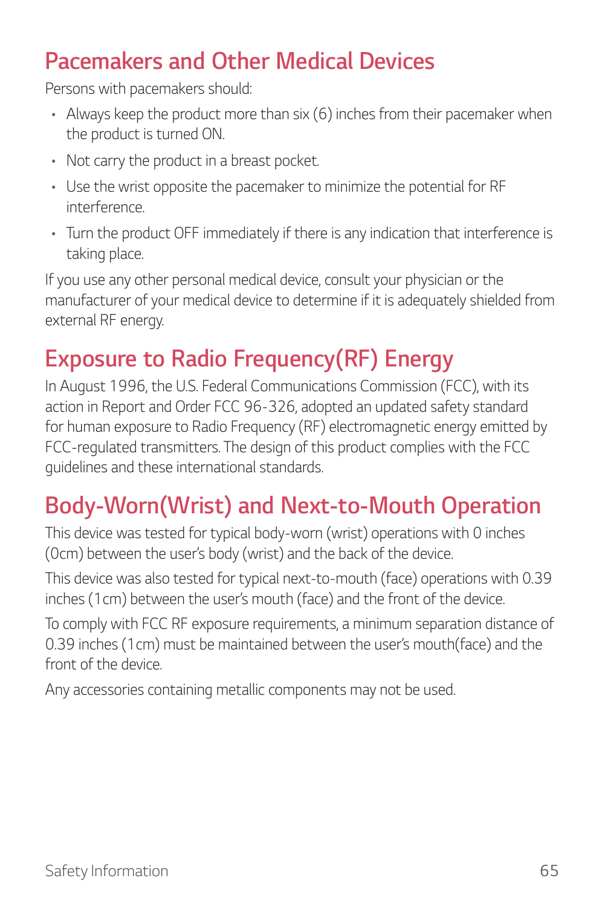## Pacemakers and Other Medical Devices

Persons with pacemakers should:

- Always keep the product more than six (6) inches from their pacemaker when the product is turned ON.
- Not carry the product in a breast pocket.
- Use the wrist opposite the pacemaker to minimize the potential for RF interference.
- Turn the product OFF immediately if there is any indication that interference is taking place.

If you use any other personal medical device, consult your physician or the manufacturer of your medical device to determine if it is adequately shielded from external RF energy.

## Exposure to Radio Frequency(RF) Energy

In August 1996, the U.S. Federal Communications Commission (FCC), with its action in Report and Order FCC 96-326, adopted an updated safety standard for human exposure to Radio Frequency (RF) electromagnetic energy emitted by FCC-regulated transmitters. The design of this product complies with the FCC guidelines and these international standards.

## Body-Worn(Wrist) and Next-to-Mouth Operation

This device was tested for typical body-worn (wrist) operations with 0 inches (0cm) between the user's body (wrist) and the back of the device.

This device was also tested for typical next-to-mouth (face) operations with 0.39 inches (1cm) between the user's mouth (face) and the front of the device.

To comply with FCC RF exposure requirements, a minimum separation distance of 0.39 inches (1cm) must be maintained between the user's mouth(face) and the front of the device.

Any accessories containing metallic components may not be used.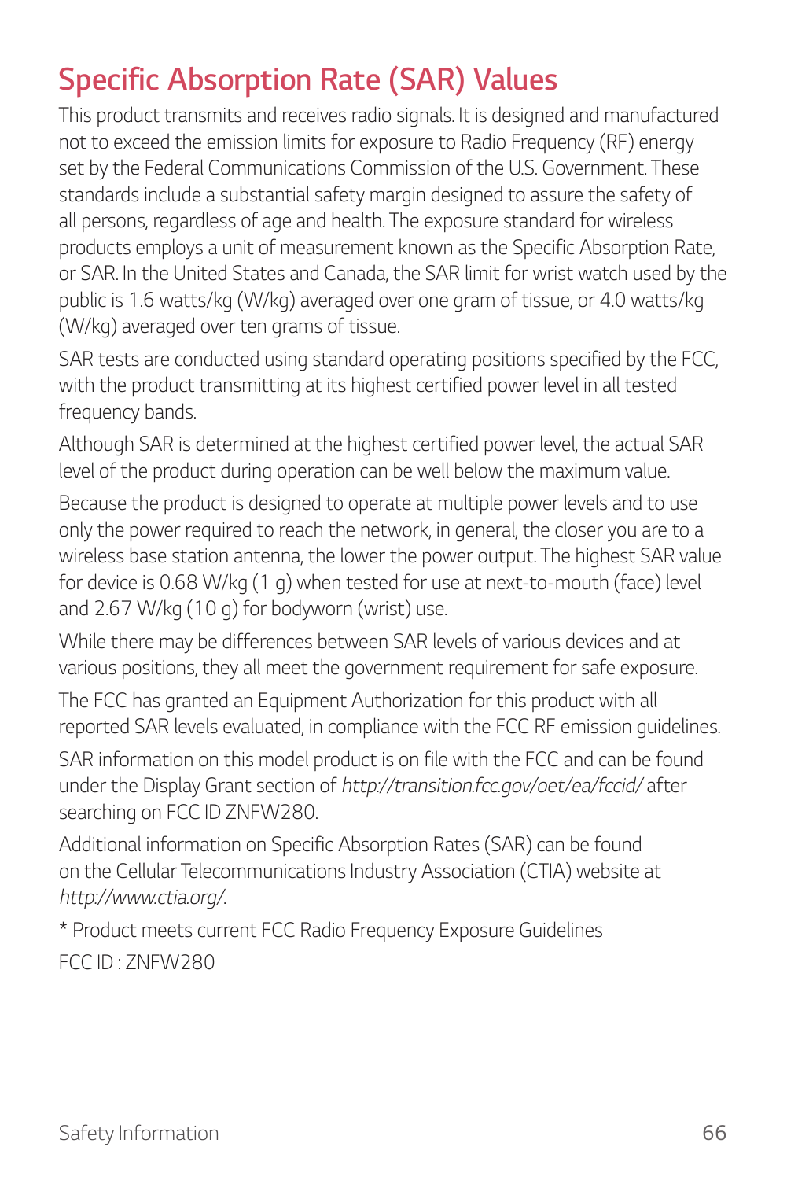# Specific Absorption Rate (SAR) Values

This product transmits and receives radio signals. It is designed and manufactured not to exceed the emission limits for exposure to Radio Frequency (RF) energy set by the Federal Communications Commission of the U.S. Government. These standards include a substantial safety margin designed to assure the safety of all persons, regardless of age and health. The exposure standard for wireless products employs a unit of measurement known as the Specific Absorption Rate, or SAR. In the United States and Canada, the SAR limit for wrist watch used by the public is 1.6 watts/kg (W/kg) averaged over one gram of tissue, or 4.0 watts/kg (W/kg) averaged over ten grams of tissue.

SAR tests are conducted using standard operating positions specified by the FCC, with the product transmitting at its highest certified power level in all tested frequency bands.

Although SAR is determined at the highest certified power level, the actual SAR level of the product during operation can be well below the maximum value.

Because the product is designed to operate at multiple power levels and to use only the power required to reach the network, in general, the closer you are to a wireless base station antenna, the lower the power output. The highest SAR value for device is 0.68 W/kg (1 g) when tested for use at next-to-mouth (face) level and 2.67 W/kg (10 g) for bodyworn (wrist) use.

While there may be differences between SAR levels of various devices and at various positions, they all meet the government requirement for safe exposure.

The FCC has granted an Equipment Authorization for this product with all reported SAR levels evaluated, in compliance with the FCC RF emission guidelines.

SAR information on this model product is on file with the FCC and can be found under the Display Grant section of *http://transition.fcc.gov/oet/ea/fccid/* after searching on FCC ID ZNFW280.

Additional information on Specific Absorption Rates (SAR) can be found on the Cellular Telecommunications Industry Association (CTIA) website at *http://www.ctia.org/*.

* Product meets current FCC Radio Frequency Exposure Guidelines

FCC ID : ZNFW280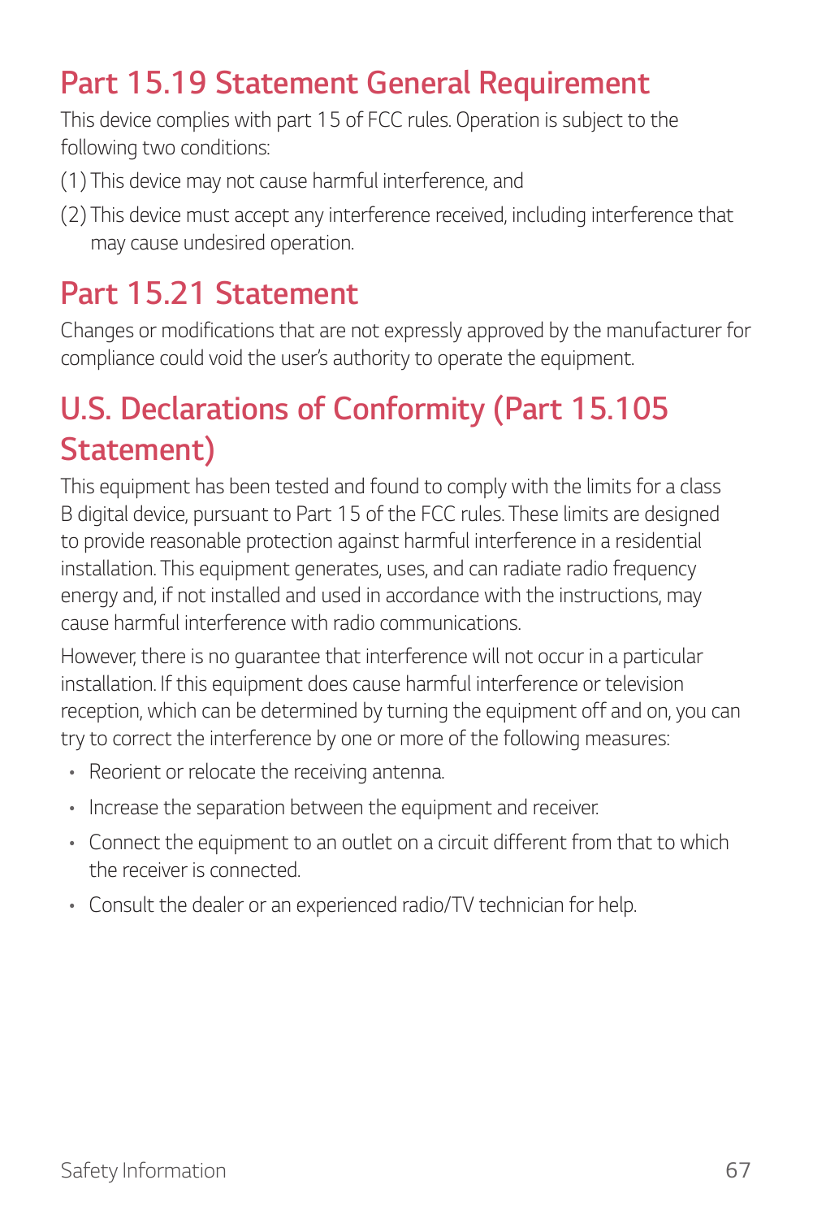## Part 15.19 Statement General Requirement

This device complies with part 15 of FCC rules. Operation is subject to the following two conditions:

(1) This device may not cause harmful interference, and

(2) This device must accept any interference received, including interference that may cause undesired operation.

## Part 15.21 Statement

Changes or modifications that are not expressly approved by the manufacturer for compliance could void the user's authority to operate the equipment.

## U.S. Declarations of Conformity (Part 15.105 Statement)

This equipment has been tested and found to comply with the limits for a class B digital device, pursuant to Part 15 of the FCC rules. These limits are designed to provide reasonable protection against harmful interference in a residential installation. This equipment generates, uses, and can radiate radio frequency energy and, if not installed and used in accordance with the instructions, may cause harmful interference with radio communications.

However, there is no guarantee that interference will not occur in a particular installation. If this equipment does cause harmful interference or television reception, which can be determined by turning the equipment off and on, you can try to correct the interference by one or more of the following measures:

- Reorient or relocate the receiving antenna.
- Increase the separation between the equipment and receiver.
- Connect the equipment to an outlet on a circuit different from that to which the receiver is connected.
- Consult the dealer or an experienced radio/TV technician for help.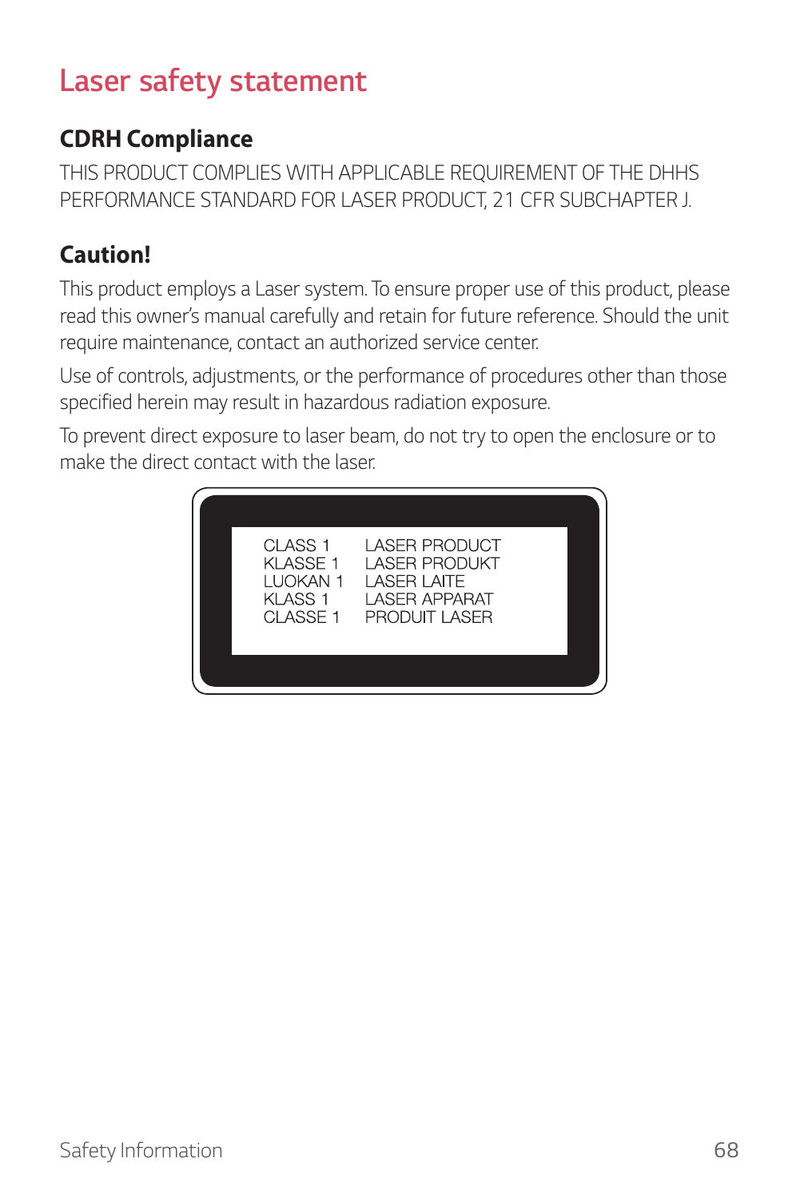# Laser safety statement

## CDRH Compliance

THIS PRODUCT COMPLIES WITH APPLICABLE REQUIREMENT OF THE DHHS PERFORMANCE STANDARD FOR LASER PRODUCT, 21 CFR SUBCHAPTER J.

## Caution!

This product employs a Laser system. To ensure proper use of this product, please read this owner's manual carefully and retain for future reference. Should the unit require maintenance, contact an authorized service center.

Use of controls, adjustments, or the performance of procedures other than those specified herein may result in hazardous radiation exposure.

To prevent direct exposure to laser beam, do not try to open the enclosure or to make the direct contact with the laser.

| | |
|---|---|
| CLASS 1 | LASER PRODUCT |
| KLASSE 1 | LASER PRODUKT |
| LUOKAN 1 | LASER LAITE |
| KLASS 1 | LASER APPARAT |
| CLASSE 1 | PRODUIT LASER |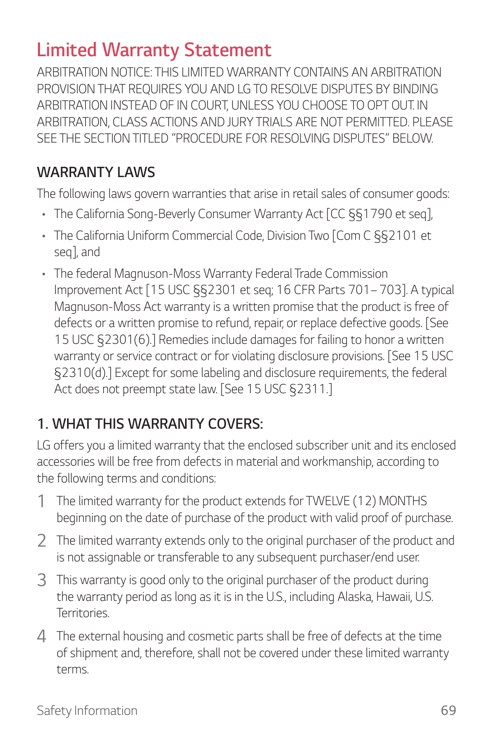# Limited Warranty Statement

ARBITRATION NOTICE: THIS LIMITED WARRANTY CONTAINS AN ARBITRATION PROVISION THAT REQUIRES YOU AND LG TO RESOLVE DISPUTES BY BINDING ARBITRATION INSTEAD OF IN COURT, UNLESS YOU CHOOSE TO OPT OUT. IN ARBITRATION, CLASS ACTIONS AND JURY TRIALS ARE NOT PERMITTED. PLEASE SEE THE SECTION TITLED "PROCEDURE FOR RESOLVING DISPUTES" BELOW.

## WARRANTY LAWS

The following laws govern warranties that arise in retail sales of consumer goods:

- The California Song-Beverly Consumer Warranty Act [CC §§1790 et seq],
- The California Uniform Commercial Code, Division Two [Com C §§2101 et seq], and
- The federal Magnuson-Moss Warranty Federal Trade Commission Improvement Act [15 USC §§2301 et seq; 16 CFR Parts 701– 703]. A typical Magnuson-Moss Act warranty is a written promise that the product is free of defects or a written promise to refund, repair, or replace defective goods. [See 15 USC §2301(6).] Remedies include damages for failing to honor a written warranty or service contract or for violating disclosure provisions. [See 15 USC §2310(d).] Except for some labeling and disclosure requirements, the federal Act does not preempt state law. [See 15 USC §2311.]

## 1. WHAT THIS WARRANTY COVERS:

LG offers you a limited warranty that the enclosed subscriber unit and its enclosed accessories will be free from defects in material and workmanship, according to the following terms and conditions:

1. The limited warranty for the product extends for TWELVE (12) MONTHS beginning on the date of purchase of the product with valid proof of purchase.
2. The limited warranty extends only to the original purchaser of the product and is not assignable or transferable to any subsequent purchaser/end user.
3. This warranty is good only to the original purchaser of the product during the warranty period as long as it is in the U.S., including Alaska, Hawaii, U.S. Territories.
4. The external housing and cosmetic parts shall be free of defects at the time of shipment and, therefore, shall not be covered under these limited warranty terms.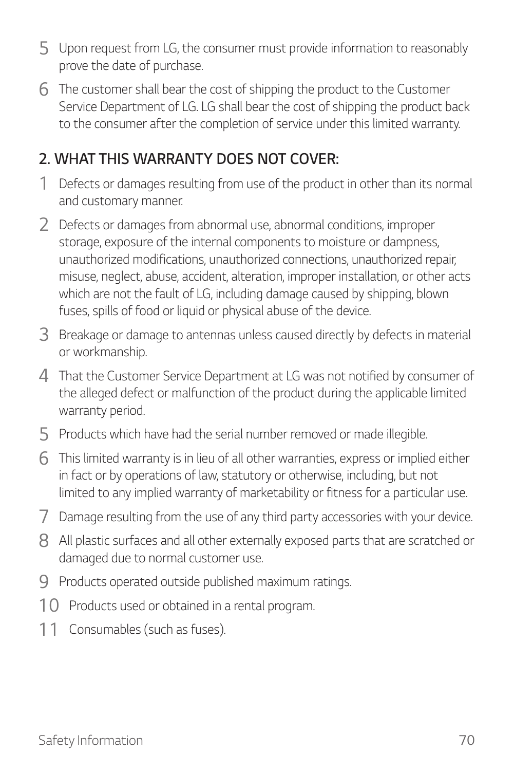5. Upon request from LG, the consumer must provide information to reasonably prove the date of purchase.
6. The customer shall bear the cost of shipping the product to the Customer Service Department of LG. LG shall bear the cost of shipping the product back to the consumer after the completion of service under this limited warranty.

## 2. WHAT THIS WARRANTY DOES NOT COVER:

1. Defects or damages resulting from use of the product in other than its normal and customary manner.
2. Defects or damages from abnormal use, abnormal conditions, improper storage, exposure of the internal components to moisture or dampness, unauthorized modifications, unauthorized connections, unauthorized repair, misuse, neglect, abuse, accident, alteration, improper installation, or other acts which are not the fault of LG, including damage caused by shipping, blown fuses, spills of food or liquid or physical abuse of the device.
3. Breakage or damage to antennas unless caused directly by defects in material or workmanship.
4. That the Customer Service Department at LG was not notified by consumer of the alleged defect or malfunction of the product during the applicable limited warranty period.
5. Products which have had the serial number removed or made illegible.
6. This limited warranty is in lieu of all other warranties, express or implied either in fact or by operations of law, statutory or otherwise, including, but not limited to any implied warranty of marketability or fitness for a particular use.
7. Damage resulting from the use of any third party accessories with your device.
8. All plastic surfaces and all other externally exposed parts that are scratched or damaged due to normal customer use.
9. Products operated outside published maximum ratings.
10. Products used or obtained in a rental program.
11. Consumables (such as fuses).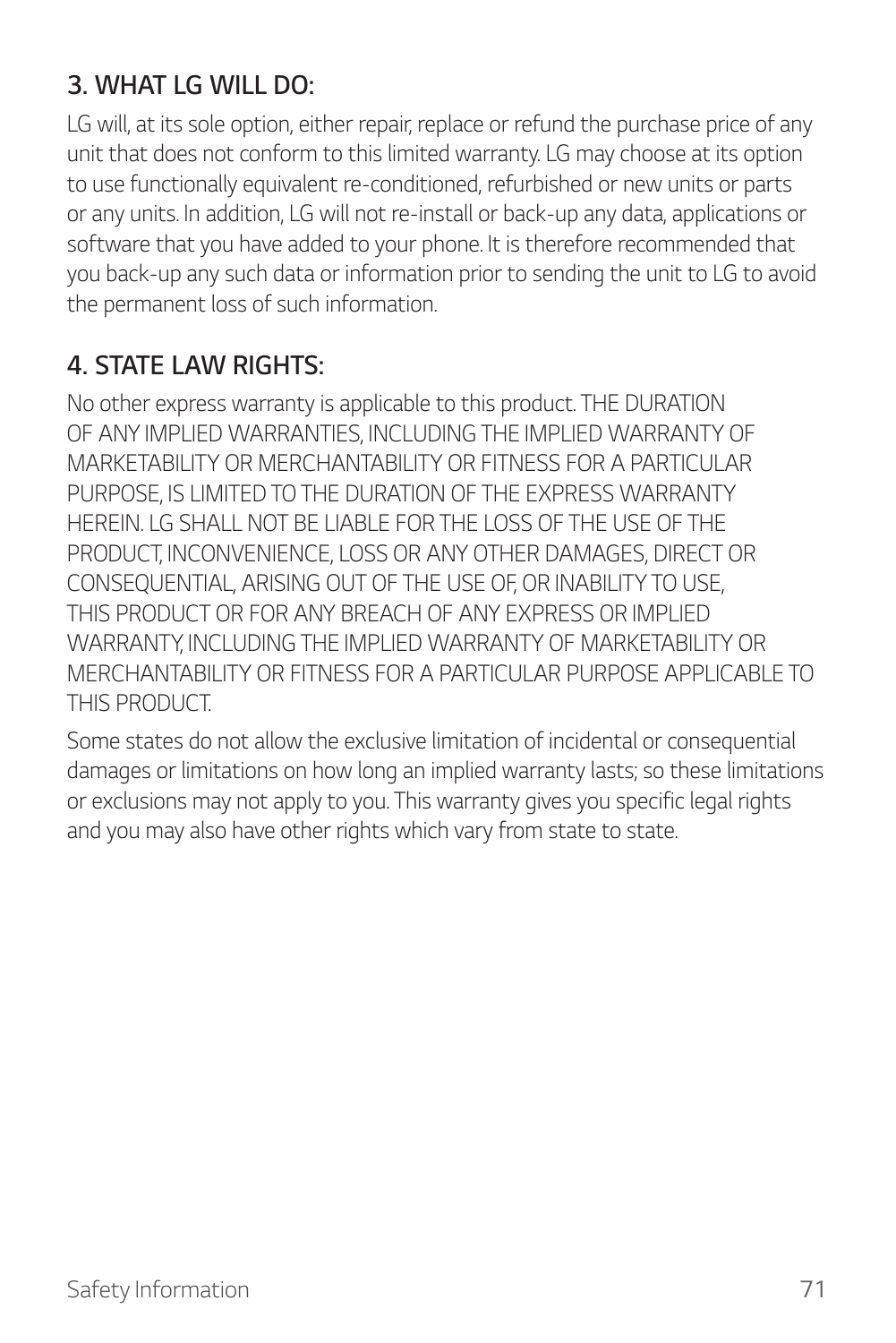## 3. WHAT LG WILL DO:

LG will, at its sole option, either repair, replace or refund the purchase price of any unit that does not conform to this limited warranty. LG may choose at its option to use functionally equivalent re-conditioned, refurbished or new units or parts or any units. In addition, LG will not re-install or back-up any data, applications or software that you have added to your phone. It is therefore recommended that you back-up any such data or information prior to sending the unit to LG to avoid the permanent loss of such information.

## 4. STATE LAW RIGHTS:

No other express warranty is applicable to this product. THE DURATION OF ANY IMPLIED WARRANTIES, INCLUDING THE IMPLIED WARRANTY OF MARKETABILITY OR MERCHANTABILITY OR FITNESS FOR A PARTICULAR PURPOSE, IS LIMITED TO THE DURATION OF THE EXPRESS WARRANTY HEREIN. LG SHALL NOT BE LIABLE FOR THE LOSS OF THE USE OF THE PRODUCT, INCONVENIENCE, LOSS OR ANY OTHER DAMAGES, DIRECT OR CONSEQUENTIAL, ARISING OUT OF THE USE OF, OR INABILITY TO USE, THIS PRODUCT OR FOR ANY BREACH OF ANY EXPRESS OR IMPLIED WARRANTY, INCLUDING THE IMPLIED WARRANTY OF MARKETABILITY OR MERCHANTABILITY OR FITNESS FOR A PARTICULAR PURPOSE APPLICABLE TO THIS PRODUCT.

Some states do not allow the exclusive limitation of incidental or consequential damages or limitations on how long an implied warranty lasts; so these limitations or exclusions may not apply to you. This warranty gives you specific legal rights and you may also have other rights which vary from state to state.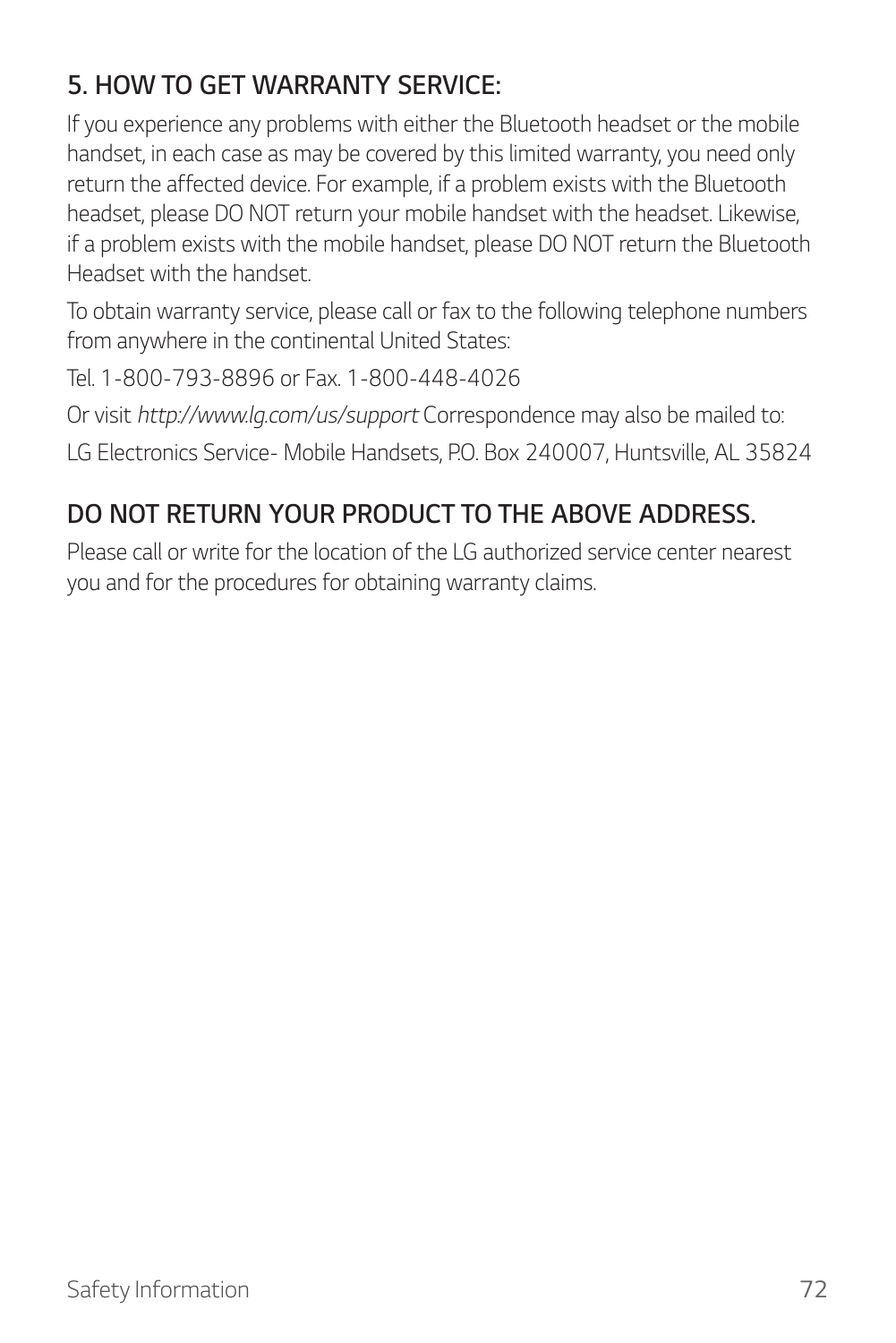### 5. HOW TO GET WARRANTY SERVICE:

If you experience any problems with either the Bluetooth headset or the mobile handset, in each case as may be covered by this limited warranty, you need only return the affected device. For example, if a problem exists with the Bluetooth headset, please DO NOT return your mobile handset with the headset. Likewise, if a problem exists with the mobile handset, please DO NOT return the Bluetooth Headset with the handset.

To obtain warranty service, please call or fax to the following telephone numbers from anywhere in the continental United States:

Tel. 1-800-793-8896 or Fax. 1-800-448-4026

Or visit *http://www.lg.com/us/support* Correspondence may also be mailed to:

LG Electronics Service- Mobile Handsets, P.O. Box 240007, Huntsville, AL 35824

### DO NOT RETURN YOUR PRODUCT TO THE ABOVE ADDRESS.

Please call or write for the location of the LG authorized service center nearest you and for the procedures for obtaining warranty claims.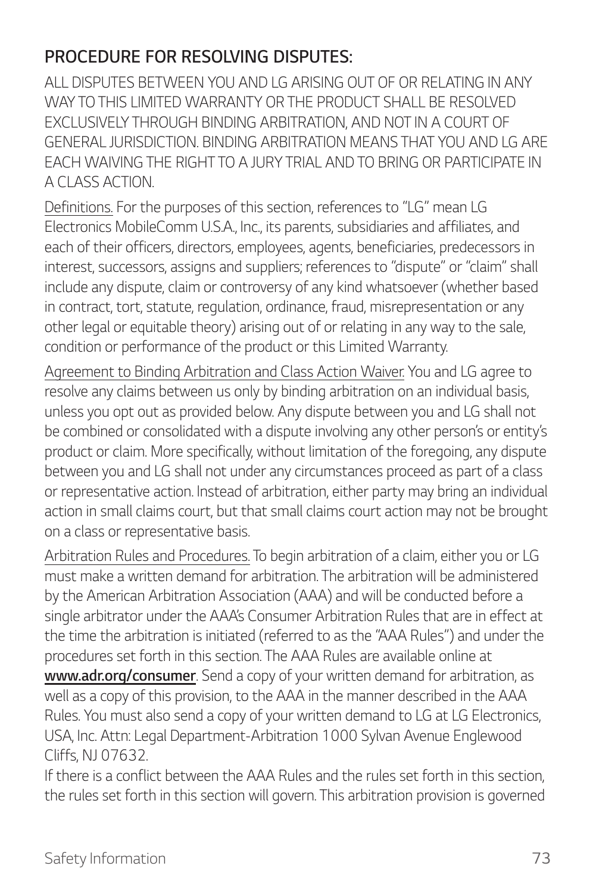## PROCEDURE FOR RESOLVING DISPUTES:

ALL DISPUTES BETWEEN YOU AND LG ARISING OUT OF OR RELATING IN ANY WAY TO THIS LIMITED WARRANTY OR THE PRODUCT SHALL BE RESOLVED EXCLUSIVELY THROUGH BINDING ARBITRATION, AND NOT IN A COURT OF GENERAL JURISDICTION. BINDING ARBITRATION MEANS THAT YOU AND LG ARE EACH WAIVING THE RIGHT TO A JURY TRIAL AND TO BRING OR PARTICIPATE IN A CLASS ACTION.

Definitions. For the purposes of this section, references to "LG" mean LG Electronics MobileComm U.S.A., Inc., its parents, subsidiaries and affiliates, and each of their officers, directors, employees, agents, beneficiaries, predecessors in interest, successors, assigns and suppliers; references to "dispute" or "claim" shall include any dispute, claim or controversy of any kind whatsoever (whether based in contract, tort, statute, regulation, ordinance, fraud, misrepresentation or any other legal or equitable theory) arising out of or relating in any way to the sale, condition or performance of the product or this Limited Warranty.

Agreement to Binding Arbitration and Class Action Waiver. You and LG agree to resolve any claims between us only by binding arbitration on an individual basis, unless you opt out as provided below. Any dispute between you and LG shall not be combined or consolidated with a dispute involving any other person's or entity's product or claim. More specifically, without limitation of the foregoing, any dispute between you and LG shall not under any circumstances proceed as part of a class or representative action. Instead of arbitration, either party may bring an individual action in small claims court, but that small claims court action may not be brought on a class or representative basis.

Arbitration Rules and Procedures. To begin arbitration of a claim, either you or LG must make a written demand for arbitration. The arbitration will be administered by the American Arbitration Association (AAA) and will be conducted before a single arbitrator under the AAA's Consumer Arbitration Rules that are in effect at the time the arbitration is initiated (referred to as the "AAA Rules") and under the procedures set forth in this section. The AAA Rules are available online at **www.adr.org/consumer**. Send a copy of your written demand for arbitration, as well as a copy of this provision, to the AAA in the manner described in the AAA Rules. You must also send a copy of your written demand to LG at LG Electronics, USA, Inc. Attn: Legal Department-Arbitration 1000 Sylvan Avenue Englewood Cliffs, NJ 07632.

If there is a conflict between the AAA Rules and the rules set forth in this section, the rules set forth in this section will govern. This arbitration provision is governed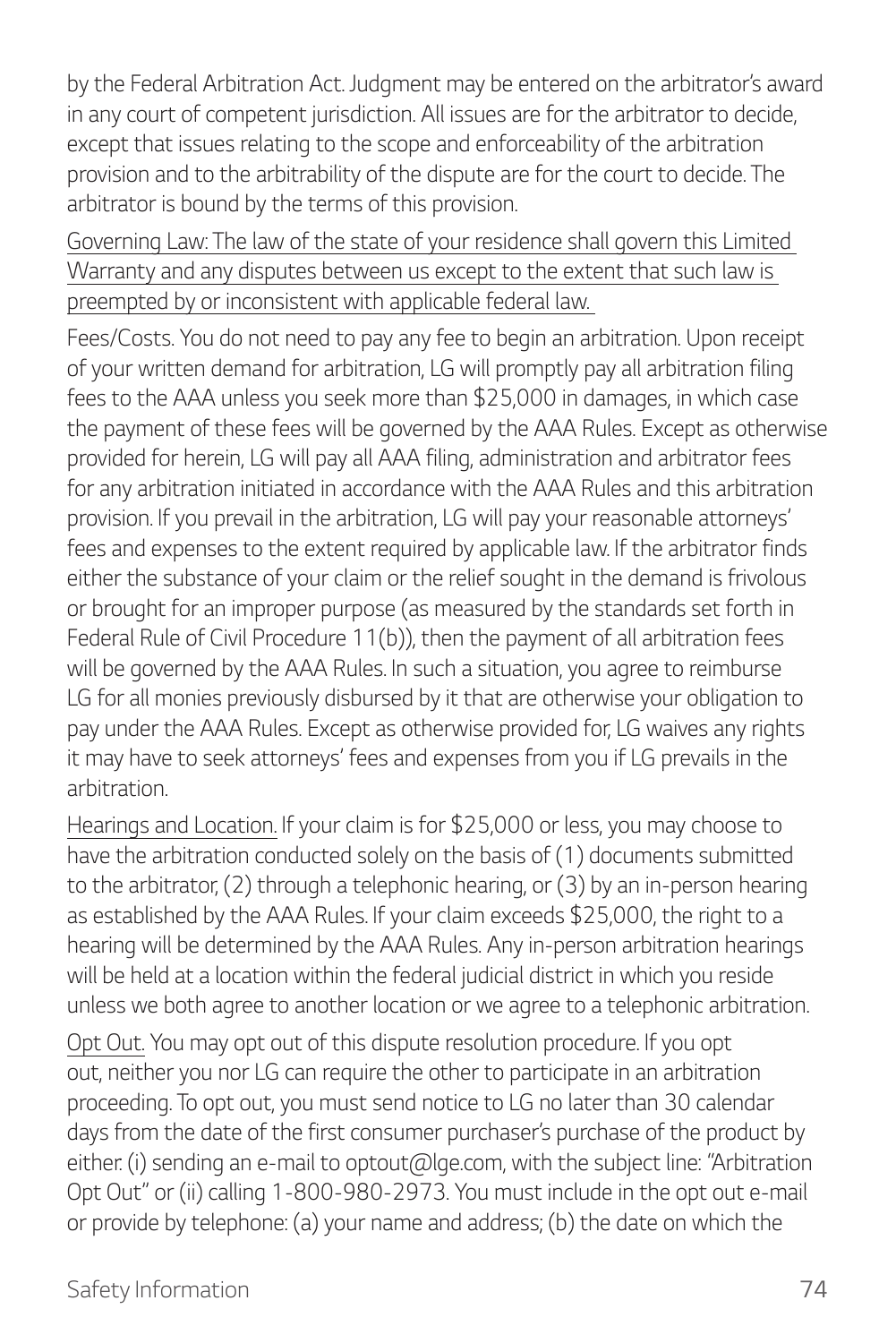by the Federal Arbitration Act. Judgment may be entered on the arbitrator's award in any court of competent jurisdiction. All issues are for the arbitrator to decide, except that issues relating to the scope and enforceability of the arbitration provision and to the arbitrability of the dispute are for the court to decide. The arbitrator is bound by the terms of this provision.

Governing Law: The law of the state of your residence shall govern this Limited Warranty and any disputes between us except to the extent that such law is preempted by or inconsistent with applicable federal law.

Fees/Costs. You do not need to pay any fee to begin an arbitration. Upon receipt of your written demand for arbitration, LG will promptly pay all arbitration filing fees to the AAA unless you seek more than $25,000 in damages, in which case the payment of these fees will be governed by the AAA Rules. Except as otherwise provided for herein, LG will pay all AAA filing, administration and arbitrator fees for any arbitration initiated in accordance with the AAA Rules and this arbitration provision. If you prevail in the arbitration, LG will pay your reasonable attorneys' fees and expenses to the extent required by applicable law. If the arbitrator finds either the substance of your claim or the relief sought in the demand is frivolous or brought for an improper purpose (as measured by the standards set forth in Federal Rule of Civil Procedure 11(b)), then the payment of all arbitration fees will be governed by the AAA Rules. In such a situation, you agree to reimburse LG for all monies previously disbursed by it that are otherwise your obligation to pay under the AAA Rules. Except as otherwise provided for, LG waives any rights it may have to seek attorneys' fees and expenses from you if LG prevails in the arbitration.

Hearings and Location. If your claim is for $25,000 or less, you may choose to have the arbitration conducted solely on the basis of (1) documents submitted to the arbitrator, (2) through a telephonic hearing, or (3) by an in-person hearing as established by the AAA Rules. If your claim exceeds $25,000, the right to a hearing will be determined by the AAA Rules. Any in-person arbitration hearings will be held at a location within the federal judicial district in which you reside unless we both agree to another location or we agree to a telephonic arbitration.

Opt Out. You may opt out of this dispute resolution procedure. If you opt out, neither you nor LG can require the other to participate in an arbitration proceeding. To opt out, you must send notice to LG no later than 30 calendar days from the date of the first consumer purchaser's purchase of the product by either: (i) sending an e-mail to optout@lge.com, with the subject line: "Arbitration Opt Out" or (ii) calling 1-800-980-2973. You must include in the opt out e-mail or provide by telephone: (a) your name and address; (b) the date on which the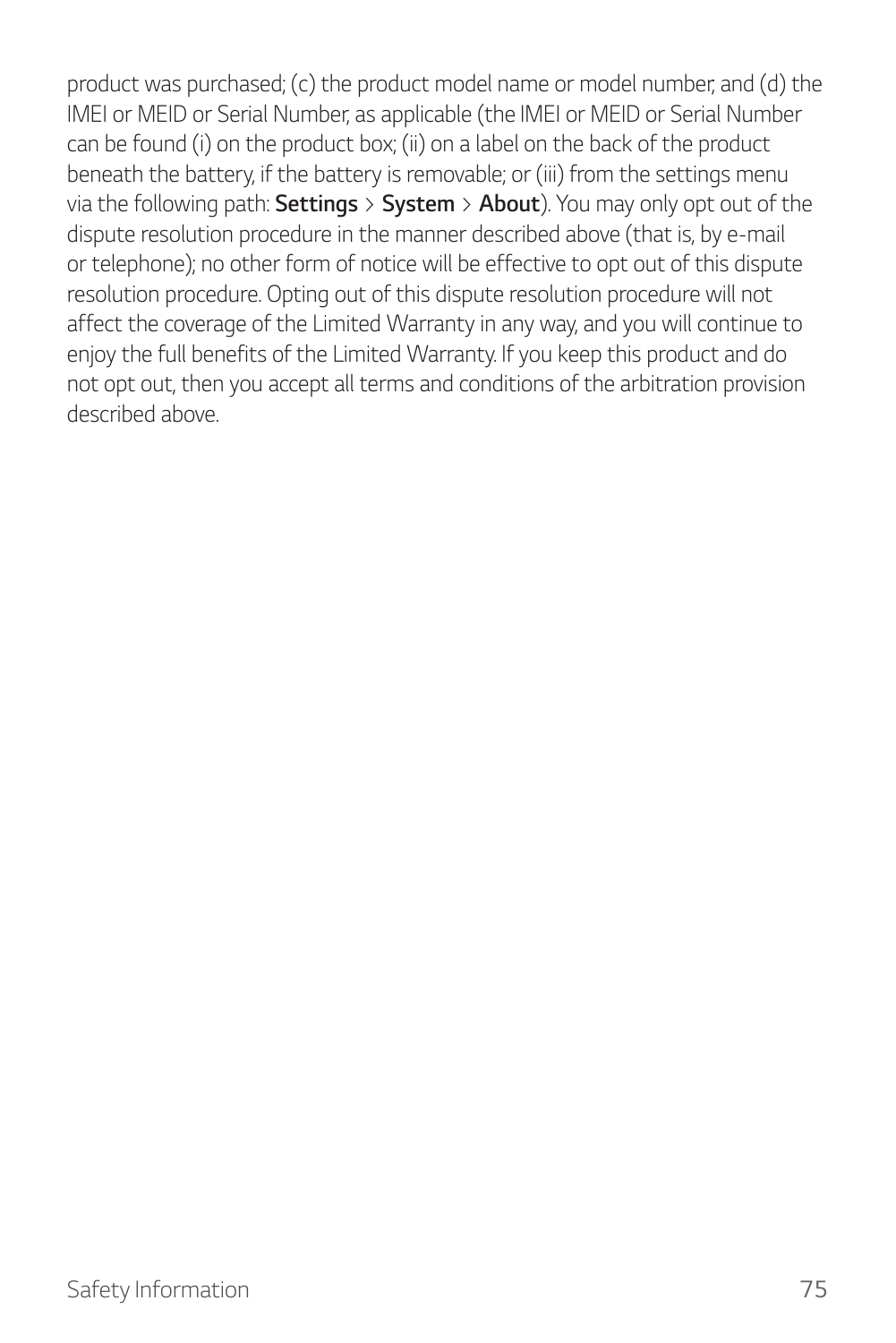product was purchased; (c) the product model name or model number, and (d) the IMEI or MEID or Serial Number, as applicable (the IMEI or MEID or Serial Number can be found (i) on the product box; (ii) on a label on the back of the product beneath the battery, if the battery is removable; or (iii) from the settings menu via the following path: **Settings** > **System** > **About**). You may only opt out of the dispute resolution procedure in the manner described above (that is, by e-mail or telephone); no other form of notice will be effective to opt out of this dispute resolution procedure. Opting out of this dispute resolution procedure will not affect the coverage of the Limited Warranty in any way, and you will continue to enjoy the full benefits of the Limited Warranty. If you keep this product and do not opt out, then you accept all terms and conditions of the arbitration provision described above.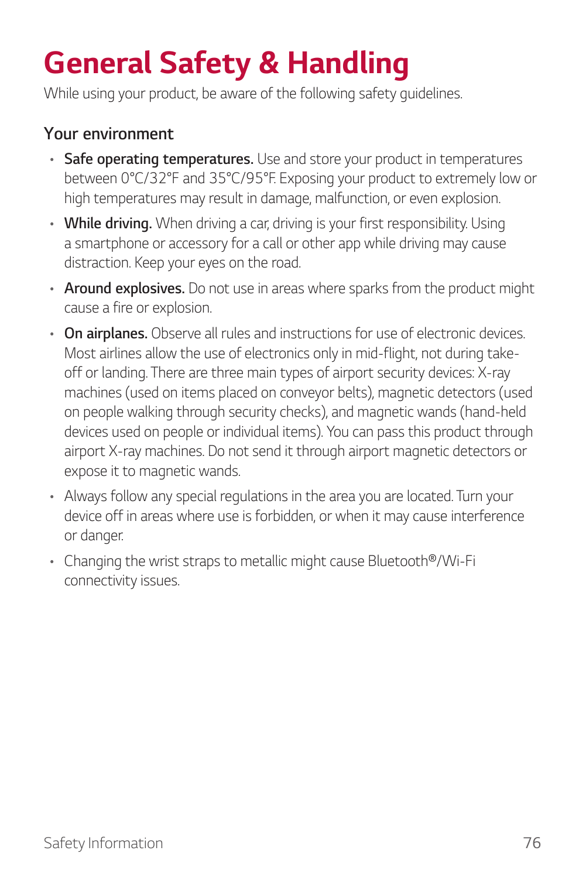# General Safety & Handling

While using your product, be aware of the following safety guidelines.

## Your environment

- **Safe operating temperatures.** Use and store your product in temperatures between 0°C/32°F and 35°C/95°F. Exposing your product to extremely low or high temperatures may result in damage, malfunction, or even explosion.
- **While driving.** When driving a car, driving is your first responsibility. Using a smartphone or accessory for a call or other app while driving may cause distraction. Keep your eyes on the road.
- **Around explosives.** Do not use in areas where sparks from the product might cause a fire or explosion.
- **On airplanes.** Observe all rules and instructions for use of electronic devices. Most airlines allow the use of electronics only in mid-flight, not during take-off or landing. There are three main types of airport security devices: X-ray machines (used on items placed on conveyor belts), magnetic detectors (used on people walking through security checks), and magnetic wands (hand-held devices used on people or individual items). You can pass this product through airport X-ray machines. Do not send it through airport magnetic detectors or expose it to magnetic wands.
- Always follow any special regulations in the area you are located. Turn your device off in areas where use is forbidden, or when it may cause interference or danger.
- Changing the wrist straps to metallic might cause Bluetooth®/Wi-Fi connectivity issues.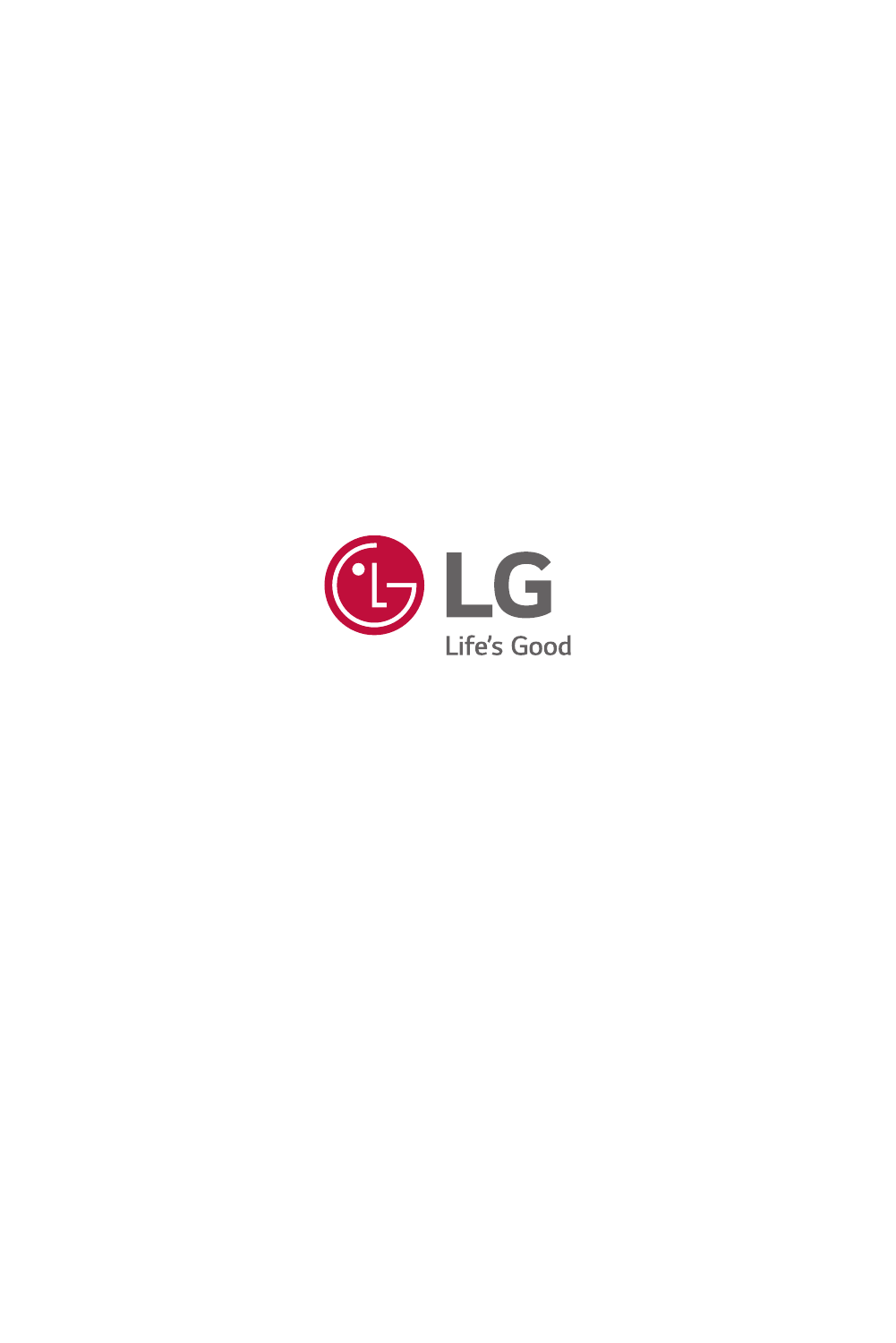LG

Life's Good